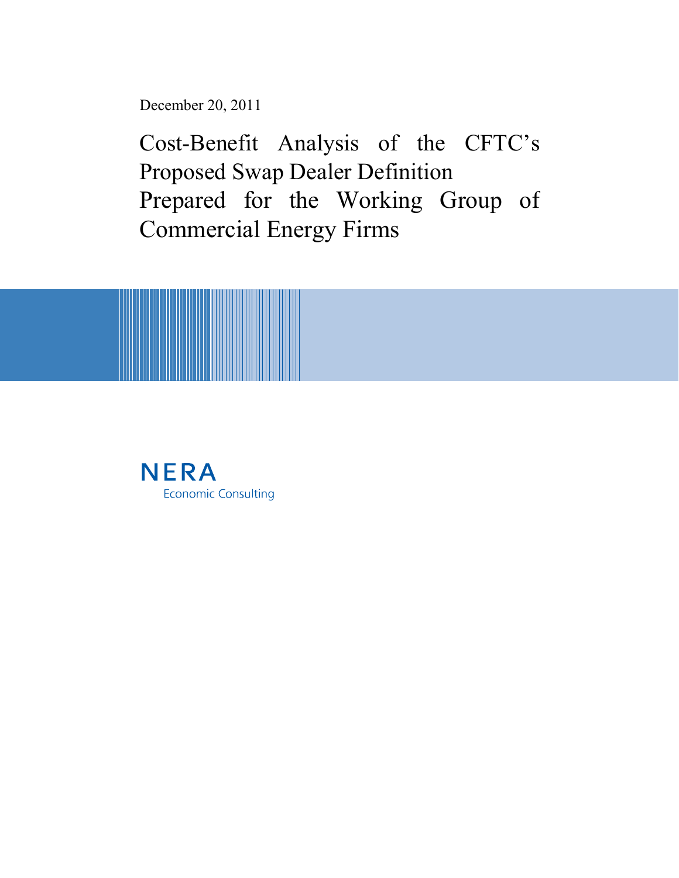December 20, 2011

# Cost-Benefit Analysis of the CFTC's Proposed Swap Dealer Definition Prepared for the Working Group of Commercial Energy Firms

NERA

Economic Consulting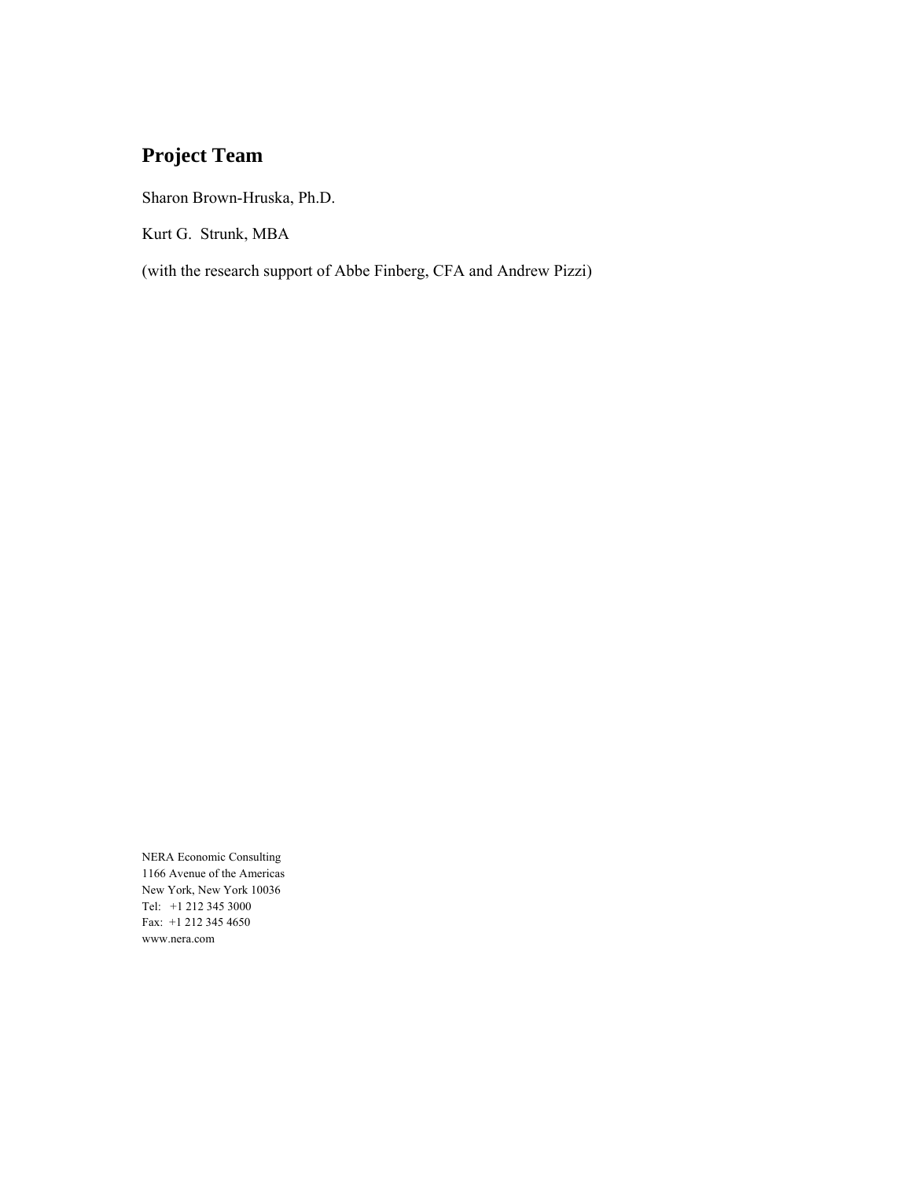## Project Team

Sharon Brown-Hruska, Ph.D.

Kurt G. Strunk, MBA

(with the research support of Abbe Finberg, CFA and Andrew Pizzi)

NERA Economic Consulting  
1166 Avenue of the Americas  
New York, New York 10036  
Tel: +1 212 345 3000  
Fax: +1 212 345 4650  
www.nera.com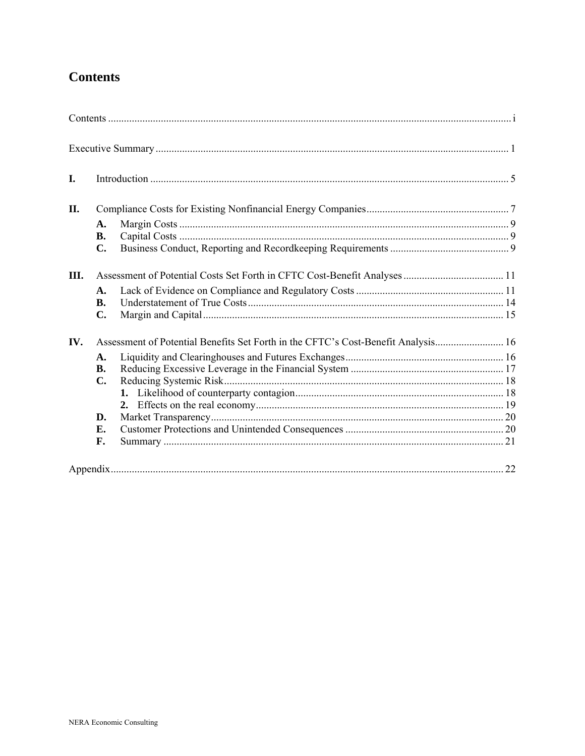# Contents

Contents ........................................................................................................................................ i

Executive Summary ..................................................................................................................... 1

I. Introduction ....................................................................................................................... 5

II. Compliance Costs for Existing Nonfinancial Energy Companies ...................................................... 7

- A. Margin Costs ............................................................................................................ 9
- B. Capital Costs ............................................................................................................ 9
- C. Business Conduct, Reporting and Recordkeeping Requirements ............................................. 9

III. Assessment of Potential Costs Set Forth in CFTC Cost-Benefit Analyses ...................................... 11

- A. Lack of Evidence on Compliance and Regulatory Costs ........................................................ 11
- B. Understatement of True Costs ................................................................................. 14
- C. Margin and Capital .................................................................................................. 15

IV. Assessment of Potential Benefits Set Forth in the CFTC's Cost-Benefit Analysis.......................... 16

- A. Liquidity and Clearinghouses and Futures Exchanges ............................................................ 16
- B. Reducing Excessive Leverage in the Financial System .......................................................... 17
- C. Reducing Systemic Risk ......................................................................................... 18
  1. Likelihood of counterparty contagion ............................................................................... 18
  2. Effects on the real economy ............................................................................................. 19
- D. Market Transparency .............................................................................................. 20
- E. Customer Protections and Unintended Consequences ............................................................ 20
- F. Summary ................................................................................................................. 21

Appendix ..................................................................................................................................... 22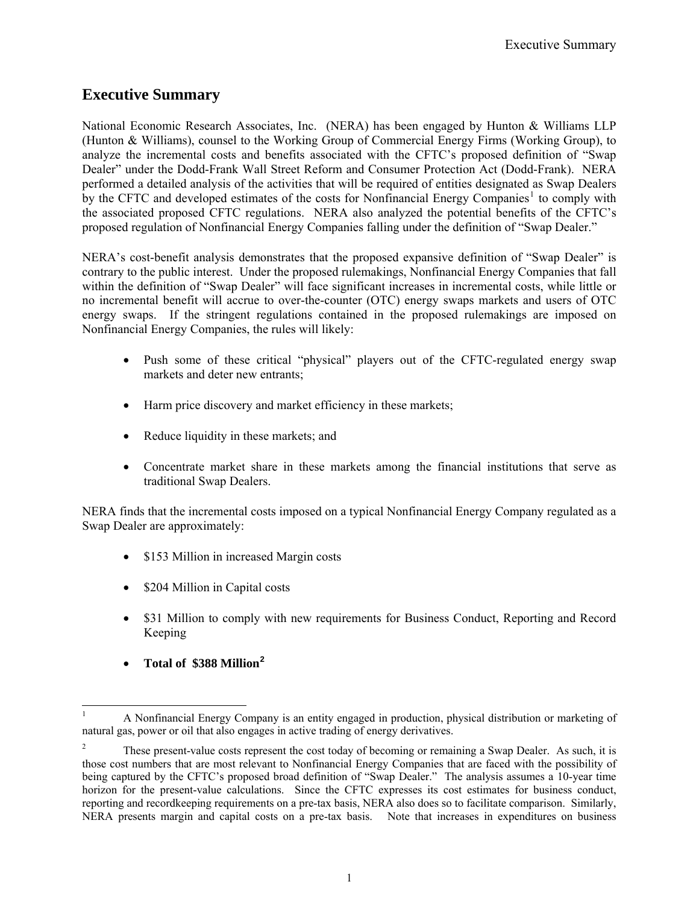# Executive Summary

National Economic Research Associates, Inc. (NERA) has been engaged by Hunton & Williams LLP (Hunton & Williams), counsel to the Working Group of Commercial Energy Firms (Working Group), to analyze the incremental costs and benefits associated with the CFTC's proposed definition of "Swap Dealer" under the Dodd-Frank Wall Street Reform and Consumer Protection Act (Dodd-Frank). NERA performed a detailed analysis of the activities that will be required of entities designated as Swap Dealers by the CFTC and developed estimates of the costs for Nonfinancial Energy Companies[1] to comply with the associated proposed CFTC regulations. NERA also analyzed the potential benefits of the CFTC's proposed regulation of Nonfinancial Energy Companies falling under the definition of "Swap Dealer."

NERA's cost-benefit analysis demonstrates that the proposed expansive definition of "Swap Dealer" is contrary to the public interest. Under the proposed rulemakings, Nonfinancial Energy Companies that fall within the definition of "Swap Dealer" will face significant increases in incremental costs, while little or no incremental benefit will accrue to over-the-counter (OTC) energy swaps markets and users of OTC energy swaps. If the stringent regulations contained in the proposed rulemakings are imposed on Nonfinancial Energy Companies, the rules will likely:

- Push some of these critical "physical" players out of the CFTC-regulated energy swap markets and deter new entrants;
- Harm price discovery and market efficiency in these markets;
- Reduce liquidity in these markets; and
- Concentrate market share in these markets among the financial institutions that serve as traditional Swap Dealers.

NERA finds that the incremental costs imposed on a typical Nonfinancial Energy Company regulated as a Swap Dealer are approximately:

- $153 Million in increased Margin costs
- $204 Million in Capital costs
- $31 Million to comply with new requirements for Business Conduct, Reporting and Record Keeping
- **Total of $388 Million[2]**

---

[1] A Nonfinancial Energy Company is an entity engaged in production, physical distribution or marketing of natural gas, power or oil that also engages in active trading of energy derivatives.

[2] These present-value costs represent the cost today of becoming or remaining a Swap Dealer. As such, it is those cost numbers that are most relevant to Nonfinancial Energy Companies that are faced with the possibility of being captured by the CFTC's proposed broad definition of "Swap Dealer." The analysis assumes a 10-year time horizon for the present-value calculations. Since the CFTC expresses its cost estimates for business conduct, reporting and recordkeeping requirements on a pre-tax basis, NERA also does so to facilitate comparison. Similarly, NERA presents margin and capital costs on a pre-tax basis. Note that increases in expenditures on business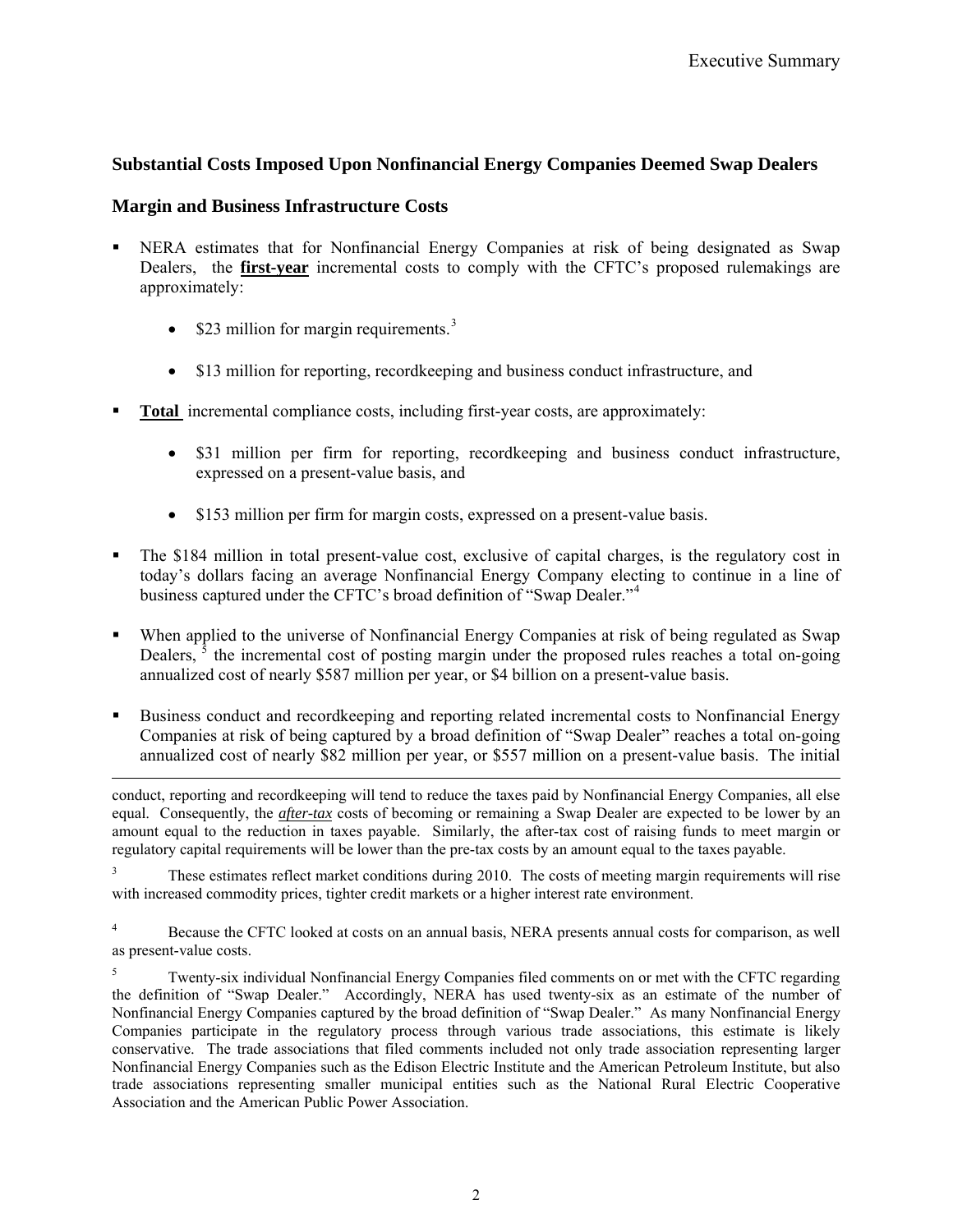### Substantial Costs Imposed Upon Nonfinancial Energy Companies Deemed Swap Dealers

### Margin and Business Infrastructure Costs

- NERA estimates that for Nonfinancial Energy Companies at risk of being designated as Swap Dealers, the **first-year** incremental costs to comply with the CFTC's proposed rulemakings are approximately:
  - $23 million for margin requirements.[3]
  - $13 million for reporting, recordkeeping and business conduct infrastructure, and
- **Total** incremental compliance costs, including first-year costs, are approximately:
  - $31 million per firm for reporting, recordkeeping and business conduct infrastructure, expressed on a present-value basis, and
  - $153 million per firm for margin costs, expressed on a present-value basis.
- The $184 million in total present-value cost, exclusive of capital charges, is the regulatory cost in today's dollars facing an average Nonfinancial Energy Company electing to continue in a line of business captured under the CFTC's broad definition of "Swap Dealer."[4]
- When applied to the universe of Nonfinancial Energy Companies at risk of being regulated as Swap Dealers,[5] the incremental cost of posting margin under the proposed rules reaches a total on-going annualized cost of nearly $587 million per year, or $4 billion on a present-value basis.
- Business conduct and recordkeeping and reporting related incremental costs to Nonfinancial Energy Companies at risk of being captured by a broad definition of "Swap Dealer" reaches a total on-going annualized cost of nearly $82 million per year, or $557 million on a present-value basis. The initial

---

conduct, reporting and recordkeeping will tend to reduce the taxes paid by Nonfinancial Energy Companies, all else equal. Consequently, the ***after-tax*** costs of becoming or remaining a Swap Dealer are expected to be lower by an amount equal to the reduction in taxes payable. Similarly, the after-tax cost of raising funds to meet margin or regulatory capital requirements will be lower than the pre-tax costs by an amount equal to the taxes payable.

[3] These estimates reflect market conditions during 2010. The costs of meeting margin requirements will rise with increased commodity prices, tighter credit markets or a higher interest rate environment.

[4] Because the CFTC looked at costs on an annual basis, NERA presents annual costs for comparison, as well as present-value costs.

[5] Twenty-six individual Nonfinancial Energy Companies filed comments on or met with the CFTC regarding the definition of "Swap Dealer." Accordingly, NERA has used twenty-six as an estimate of the number of Nonfinancial Energy Companies captured by the broad definition of "Swap Dealer." As many Nonfinancial Energy Companies participate in the regulatory process through various trade associations, this estimate is likely conservative. The trade associations that filed comments included not only trade association representing larger Nonfinancial Energy Companies such as the Edison Electric Institute and the American Petroleum Institute, but also trade associations representing smaller municipal entities such as the National Rural Electric Cooperative Association and the American Public Power Association.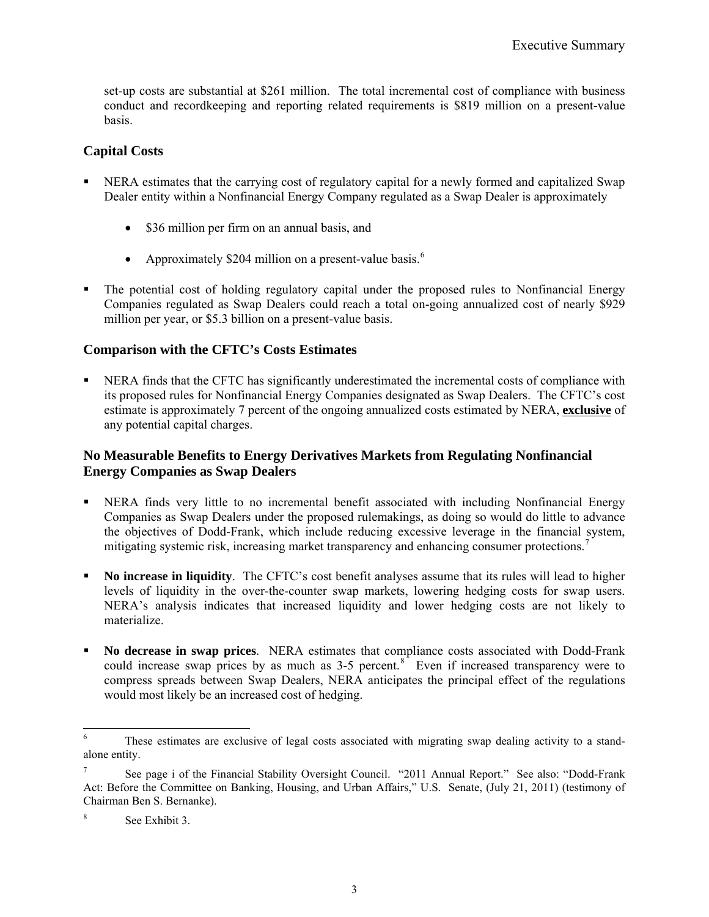set-up costs are substantial at $261 million. The total incremental cost of compliance with business conduct and recordkeeping and reporting related requirements is $819 million on a present-value basis.

### Capital Costs

- NERA estimates that the carrying cost of regulatory capital for a newly formed and capitalized Swap Dealer entity within a Nonfinancial Energy Company regulated as a Swap Dealer is approximately
    - $36 million per firm on an annual basis, and
    - Approximately $204 million on a present-value basis.[6]
- The potential cost of holding regulatory capital under the proposed rules to Nonfinancial Energy Companies regulated as Swap Dealers could reach a total on-going annualized cost of nearly $929 million per year, or $5.3 billion on a present-value basis.

### Comparison with the CFTC's Costs Estimates

- NERA finds that the CFTC has significantly underestimated the incremental costs of compliance with its proposed rules for Nonfinancial Energy Companies designated as Swap Dealers. The CFTC's cost estimate is approximately 7 percent of the ongoing annualized costs estimated by NERA, **exclusive** of any potential capital charges.

### No Measurable Benefits to Energy Derivatives Markets from Regulating Nonfinancial Energy Companies as Swap Dealers

- NERA finds very little to no incremental benefit associated with including Nonfinancial Energy Companies as Swap Dealers under the proposed rulemakings, as doing so would do little to advance the objectives of Dodd-Frank, which include reducing excessive leverage in the financial system, mitigating systemic risk, increasing market transparency and enhancing consumer protections.[7]
- **No increase in liquidity**. The CFTC's cost benefit analyses assume that its rules will lead to higher levels of liquidity in the over-the-counter swap markets, lowering hedging costs for swap users. NERA's analysis indicates that increased liquidity and lower hedging costs are not likely to materialize.
- **No decrease in swap prices**. NERA estimates that compliance costs associated with Dodd-Frank could increase swap prices by as much as 3-5 percent.[8] Even if increased transparency were to compress spreads between Swap Dealers, NERA anticipates the principal effect of the regulations would most likely be an increased cost of hedging.

---

[6] These estimates are exclusive of legal costs associated with migrating swap dealing activity to a stand-alone entity.

[7] See page i of the Financial Stability Oversight Council. "2011 Annual Report." See also: "Dodd-Frank Act: Before the Committee on Banking, Housing, and Urban Affairs," U.S. Senate, (July 21, 2011) (testimony of Chairman Ben S. Bernanke).

[8] See Exhibit 3.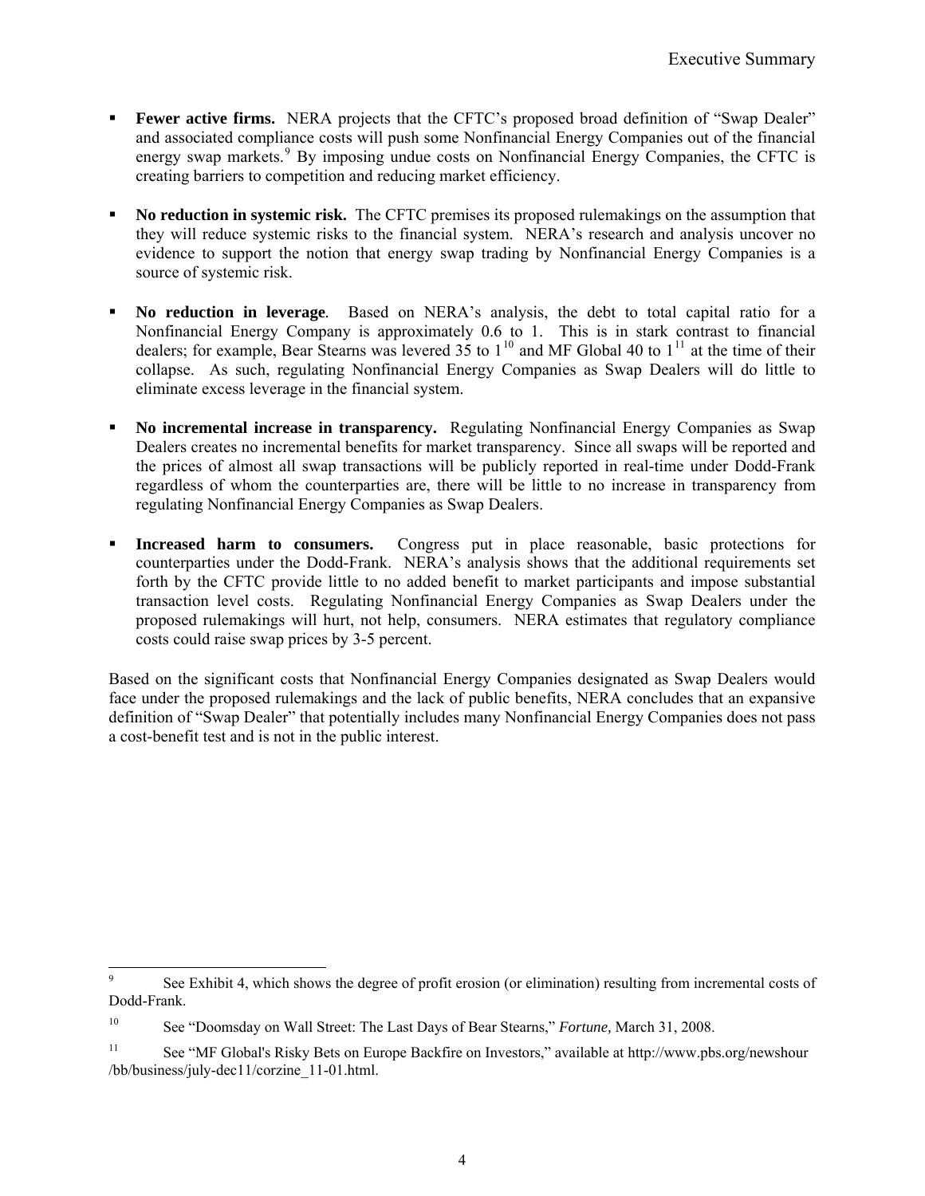- **Fewer active firms.** NERA projects that the CFTC's proposed broad definition of "Swap Dealer" and associated compliance costs will push some Nonfinancial Energy Companies out of the financial energy swap markets.[9] By imposing undue costs on Nonfinancial Energy Companies, the CFTC is creating barriers to competition and reducing market efficiency.

- **No reduction in systemic risk.** The CFTC premises its proposed rulemakings on the assumption that they will reduce systemic risks to the financial system. NERA's research and analysis uncover no evidence to support the notion that energy swap trading by Nonfinancial Energy Companies is a source of systemic risk.

- **No reduction in leverage**. Based on NERA's analysis, the debt to total capital ratio for a Nonfinancial Energy Company is approximately 0.6 to 1. This is in stark contrast to financial dealers; for example, Bear Stearns was levered 35 to 1[10] and MF Global 40 to 1[11] at the time of their collapse. As such, regulating Nonfinancial Energy Companies as Swap Dealers will do little to eliminate excess leverage in the financial system.

- **No incremental increase in transparency.** Regulating Nonfinancial Energy Companies as Swap Dealers creates no incremental benefits for market transparency. Since all swaps will be reported and the prices of almost all swap transactions will be publicly reported in real-time under Dodd-Frank regardless of whom the counterparties are, there will be little to no increase in transparency from regulating Nonfinancial Energy Companies as Swap Dealers.

- **Increased harm to consumers.** Congress put in place reasonable, basic protections for counterparties under the Dodd-Frank. NERA's analysis shows that the additional requirements set forth by the CFTC provide little to no added benefit to market participants and impose substantial transaction level costs. Regulating Nonfinancial Energy Companies as Swap Dealers under the proposed rulemakings will hurt, not help, consumers. NERA estimates that regulatory compliance costs could raise swap prices by 3-5 percent.

Based on the significant costs that Nonfinancial Energy Companies designated as Swap Dealers would face under the proposed rulemakings and the lack of public benefits, NERA concludes that an expansive definition of "Swap Dealer" that potentially includes many Nonfinancial Energy Companies does not pass a cost-benefit test and is not in the public interest.

---

[9] See Exhibit 4, which shows the degree of profit erosion (or elimination) resulting from incremental costs of Dodd-Frank.

[10] See "Doomsday on Wall Street: The Last Days of Bear Stearns," *Fortune,* March 31, 2008.

[11] See "MF Global's Risky Bets on Europe Backfire on Investors," available at http://www.pbs.org/newshour/bb/business/july-dec11/corzine_11-01.html.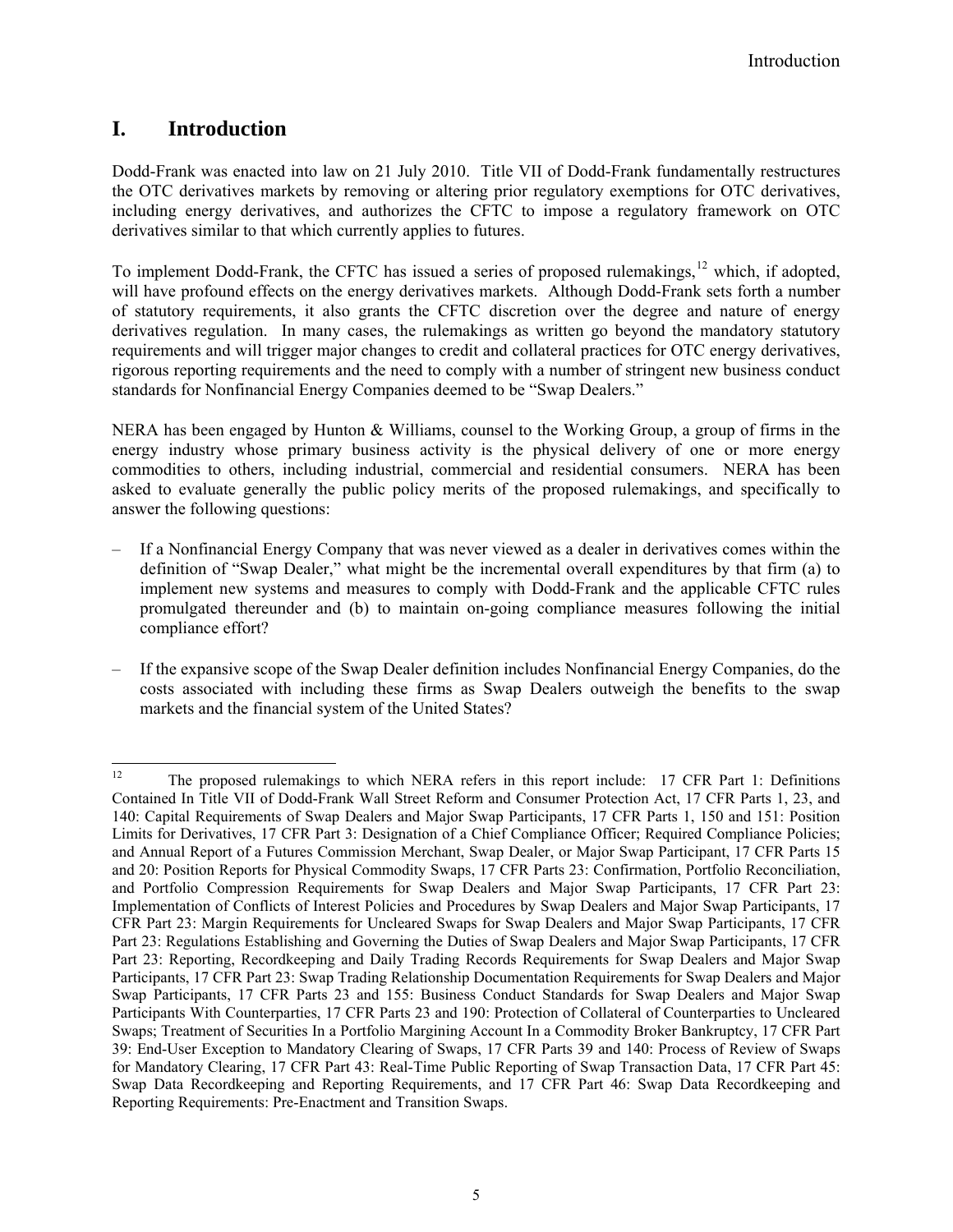# I. Introduction

Dodd-Frank was enacted into law on 21 July 2010. Title VII of Dodd-Frank fundamentally restructures the OTC derivatives markets by removing or altering prior regulatory exemptions for OTC derivatives, including energy derivatives, and authorizes the CFTC to impose a regulatory framework on OTC derivatives similar to that which currently applies to futures.

To implement Dodd-Frank, the CFTC has issued a series of proposed rulemakings,[12] which, if adopted, will have profound effects on the energy derivatives markets. Although Dodd-Frank sets forth a number of statutory requirements, it also grants the CFTC discretion over the degree and nature of energy derivatives regulation. In many cases, the rulemakings as written go beyond the mandatory statutory requirements and will trigger major changes to credit and collateral practices for OTC energy derivatives, rigorous reporting requirements and the need to comply with a number of stringent new business conduct standards for Nonfinancial Energy Companies deemed to be "Swap Dealers."

NERA has been engaged by Hunton & Williams, counsel to the Working Group, a group of firms in the energy industry whose primary business activity is the physical delivery of one or more energy commodities to others, including industrial, commercial and residential consumers. NERA has been asked to evaluate generally the public policy merits of the proposed rulemakings, and specifically to answer the following questions:

- If a Nonfinancial Energy Company that was never viewed as a dealer in derivatives comes within the definition of "Swap Dealer," what might be the incremental overall expenditures by that firm (a) to implement new systems and measures to comply with Dodd-Frank and the applicable CFTC rules promulgated thereunder and (b) to maintain on-going compliance measures following the initial compliance effort?
- If the expansive scope of the Swap Dealer definition includes Nonfinancial Energy Companies, do the costs associated with including these firms as Swap Dealers outweigh the benefits to the swap markets and the financial system of the United States?

---

[12] The proposed rulemakings to which NERA refers in this report include: 17 CFR Part 1: Definitions Contained In Title VII of Dodd-Frank Wall Street Reform and Consumer Protection Act, 17 CFR Parts 1, 23, and 140: Capital Requirements of Swap Dealers and Major Swap Participants, 17 CFR Parts 1, 150 and 151: Position Limits for Derivatives, 17 CFR Part 3: Designation of a Chief Compliance Officer; Required Compliance Policies; and Annual Report of a Futures Commission Merchant, Swap Dealer, or Major Swap Participant, 17 CFR Parts 15 and 20: Position Reports for Physical Commodity Swaps, 17 CFR Parts 23: Confirmation, Portfolio Reconciliation, and Portfolio Compression Requirements for Swap Dealers and Major Swap Participants, 17 CFR Part 23: Implementation of Conflicts of Interest Policies and Procedures by Swap Dealers and Major Swap Participants, 17 CFR Part 23: Margin Requirements for Uncleared Swaps for Swap Dealers and Major Swap Participants, 17 CFR Part 23: Regulations Establishing and Governing the Duties of Swap Dealers and Major Swap Participants, 17 CFR Part 23: Reporting, Recordkeeping and Daily Trading Records Requirements for Swap Dealers and Major Swap Participants, 17 CFR Part 23: Swap Trading Relationship Documentation Requirements for Swap Dealers and Major Swap Participants, 17 CFR Parts 23 and 155: Business Conduct Standards for Swap Dealers and Major Swap Participants With Counterparties, 17 CFR Parts 23 and 190: Protection of Collateral of Counterparties to Uncleared Swaps; Treatment of Securities In a Portfolio Margining Account In a Commodity Broker Bankruptcy, 17 CFR Part 39: End-User Exception to Mandatory Clearing of Swaps, 17 CFR Parts 39 and 140: Process of Review of Swaps for Mandatory Clearing, 17 CFR Part 43: Real-Time Public Reporting of Swap Transaction Data, 17 CFR Part 45: Swap Data Recordkeeping and Reporting Requirements, and 17 CFR Part 46: Swap Data Recordkeeping and Reporting Requirements: Pre-Enactment and Transition Swaps.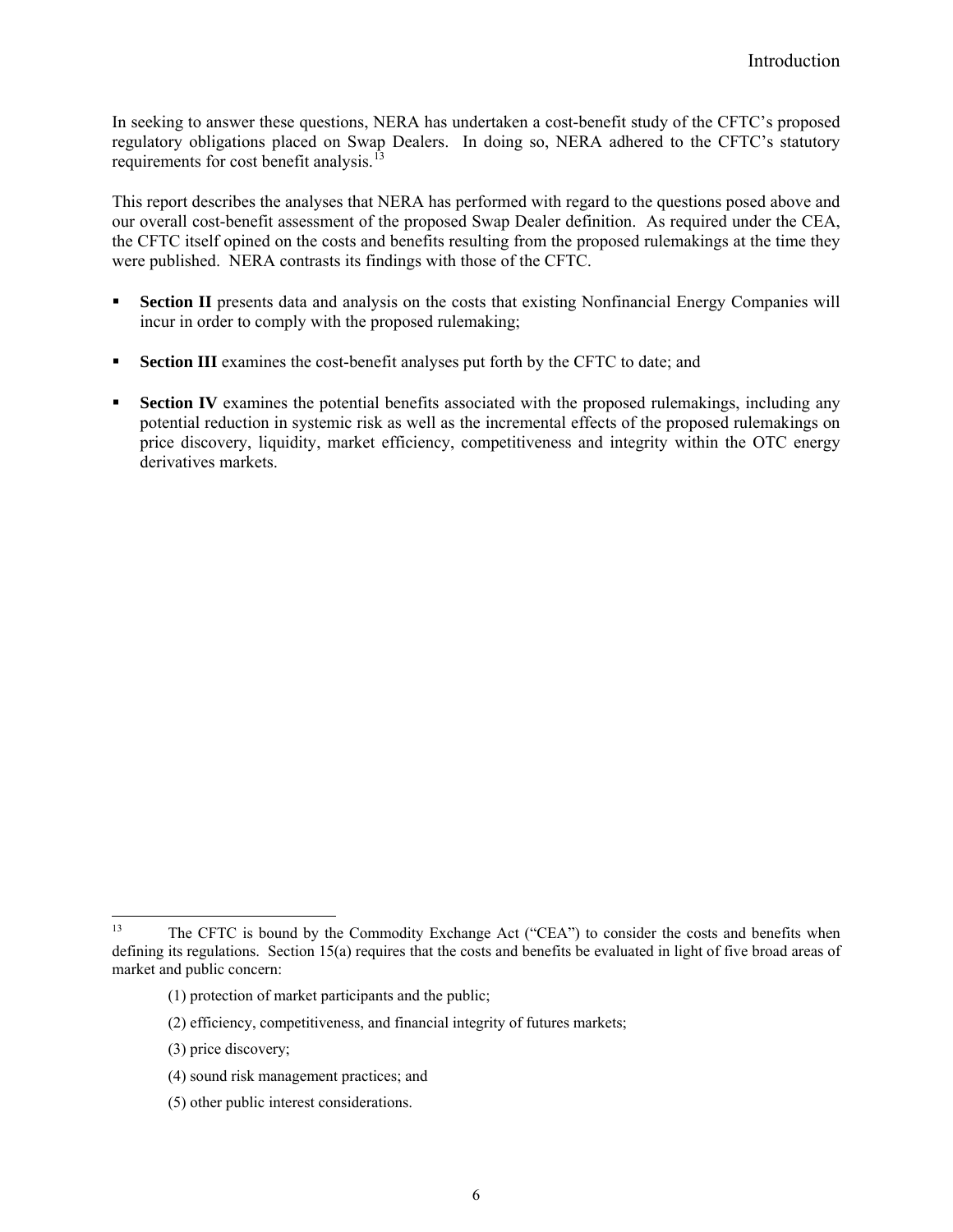In seeking to answer these questions, NERA has undertaken a cost-benefit study of the CFTC's proposed regulatory obligations placed on Swap Dealers. In doing so, NERA adhered to the CFTC's statutory requirements for cost benefit analysis.[13]

This report describes the analyses that NERA has performed with regard to the questions posed above and our overall cost-benefit assessment of the proposed Swap Dealer definition. As required under the CEA, the CFTC itself opined on the costs and benefits resulting from the proposed rulemakings at the time they were published. NERA contrasts its findings with those of the CFTC.

- **Section II** presents data and analysis on the costs that existing Nonfinancial Energy Companies will incur in order to comply with the proposed rulemaking;
- **Section III** examines the cost-benefit analyses put forth by the CFTC to date; and
- **Section IV** examines the potential benefits associated with the proposed rulemakings, including any potential reduction in systemic risk as well as the incremental effects of the proposed rulemakings on price discovery, liquidity, market efficiency, competitiveness and integrity within the OTC energy derivatives markets.

---

[13] The CFTC is bound by the Commodity Exchange Act ("CEA") to consider the costs and benefits when defining its regulations. Section 15(a) requires that the costs and benefits be evaluated in light of five broad areas of market and public concern:

(1) protection of market participants and the public;

(2) efficiency, competitiveness, and financial integrity of futures markets;

(3) price discovery;

(4) sound risk management practices; and

(5) other public interest considerations.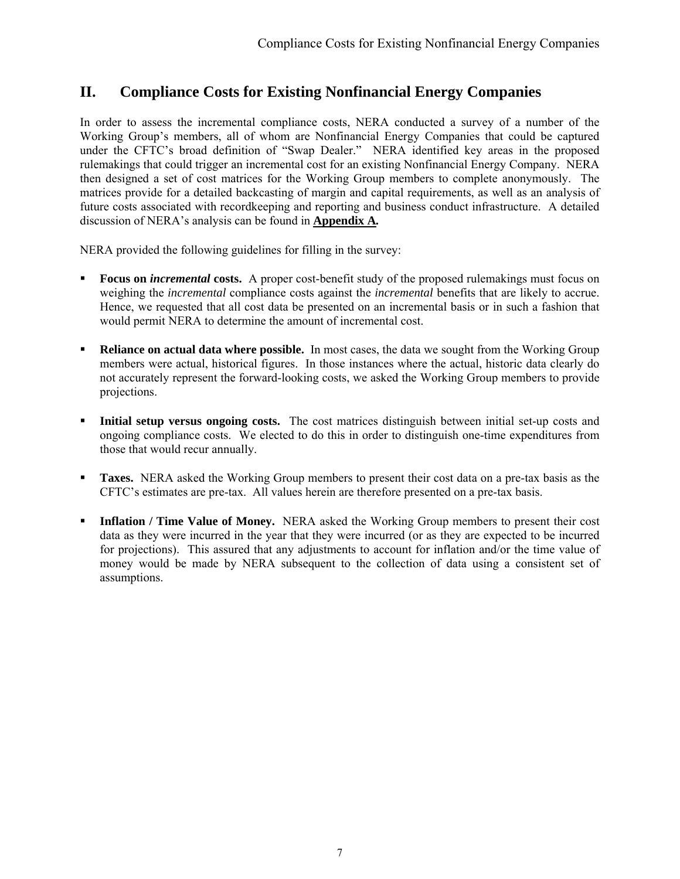## II. Compliance Costs for Existing Nonfinancial Energy Companies

In order to assess the incremental compliance costs, NERA conducted a survey of a number of the Working Group's members, all of whom are Nonfinancial Energy Companies that could be captured under the CFTC's broad definition of "Swap Dealer." NERA identified key areas in the proposed rulemakings that could trigger an incremental cost for an existing Nonfinancial Energy Company. NERA then designed a set of cost matrices for the Working Group members to complete anonymously. The matrices provide for a detailed backcasting of margin and capital requirements, as well as an analysis of future costs associated with recordkeeping and reporting and business conduct infrastructure. A detailed discussion of NERA's analysis can be found in **Appendix A.**

NERA provided the following guidelines for filling in the survey:

- **Focus on *incremental* costs.** A proper cost-benefit study of the proposed rulemakings must focus on weighing the *incremental* compliance costs against the *incremental* benefits that are likely to accrue. Hence, we requested that all cost data be presented on an incremental basis or in such a fashion that would permit NERA to determine the amount of incremental cost.

- **Reliance on actual data where possible.** In most cases, the data we sought from the Working Group members were actual, historical figures. In those instances where the actual, historic data clearly do not accurately represent the forward-looking costs, we asked the Working Group members to provide projections.

- **Initial setup versus ongoing costs.** The cost matrices distinguish between initial set-up costs and ongoing compliance costs. We elected to do this in order to distinguish one-time expenditures from those that would recur annually.

- **Taxes.** NERA asked the Working Group members to present their cost data on a pre-tax basis as the CFTC's estimates are pre-tax. All values herein are therefore presented on a pre-tax basis.

- **Inflation / Time Value of Money.** NERA asked the Working Group members to present their cost data as they were incurred in the year that they were incurred (or as they are expected to be incurred for projections). This assured that any adjustments to account for inflation and/or the time value of money would be made by NERA subsequent to the collection of data using a consistent set of assumptions.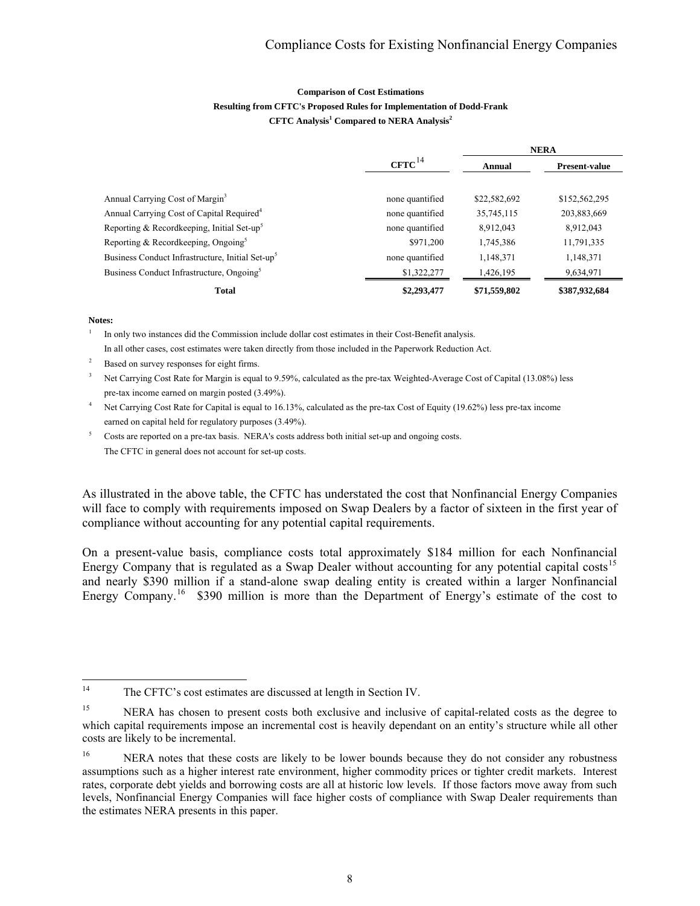**Comparison of Cost Estimations**
**Resulting from CFTC's Proposed Rules for Implementation of Dodd-Frank**
**CFTC Analysis[1] Compared to NERA Analysis[2]**

| | CFTC[14] | NERA | |
|---|---|---|---|
| | | Annual | Present-value |
| Annual Carrying Cost of Margin[3] | none quantified | $22,582,692 | $152,562,295 |
| Annual Carrying Cost of Capital Required[4] | none quantified | 35,745,115 | 203,883,669 |
| Reporting & Recordkeeping, Initial Set-up[5] | none quantified | 8,912,043 | 8,912,043 |
| Reporting & Recordkeeping, Ongoing[5] | $971,200 | 1,745,386 | 11,791,335 |
| Business Conduct Infrastructure, Initial Set-up[5] | none quantified | 1,148,371 | 1,148,371 |
| Business Conduct Infrastructure, Ongoing[5] | $1,322,277 | 1,426,195 | 9,634,971 |
| **Total** | **$2,293,477** | **$71,559,802** | **$387,932,684** |

**Notes:**

1 In only two instances did the Commission include dollar cost estimates in their Cost-Benefit analysis. In all other cases, cost estimates were taken directly from those included in the Paperwork Reduction Act.

2 Based on survey responses for eight firms.

3 Net Carrying Cost Rate for Margin is equal to 9.59%, calculated as the pre-tax Weighted-Average Cost of Capital (13.08%) less pre-tax income earned on margin posted (3.49%).

4 Net Carrying Cost Rate for Capital is equal to 16.13%, calculated as the pre-tax Cost of Equity (19.62%) less pre-tax income earned on capital held for regulatory purposes (3.49%).

5 Costs are reported on a pre-tax basis. NERA's costs address both initial set-up and ongoing costs. The CFTC in general does not account for set-up costs.

As illustrated in the above table, the CFTC has understated the cost that Nonfinancial Energy Companies will face to comply with requirements imposed on Swap Dealers by a factor of sixteen in the first year of compliance without accounting for any potential capital requirements.

On a present-value basis, compliance costs total approximately $184 million for each Nonfinancial Energy Company that is regulated as a Swap Dealer without accounting for any potential capital costs[15] and nearly $390 million if a stand-alone swap dealing entity is created within a larger Nonfinancial Energy Company.[16] $390 million is more than the Department of Energy's estimate of the cost to

---

[14] The CFTC's cost estimates are discussed at length in Section IV.

[15] NERA has chosen to present costs both exclusive and inclusive of capital-related costs as the degree to which capital requirements impose an incremental cost is heavily dependant on an entity's structure while all other costs are likely to be incremental.

[16] NERA notes that these costs are likely to be lower bounds because they do not consider any robustness assumptions such as a higher interest rate environment, higher commodity prices or tighter credit markets. Interest rates, corporate debt yields and borrowing costs are all at historic low levels. If those factors move away from such levels, Nonfinancial Energy Companies will face higher costs of compliance with Swap Dealer requirements than the estimates NERA presents in this paper.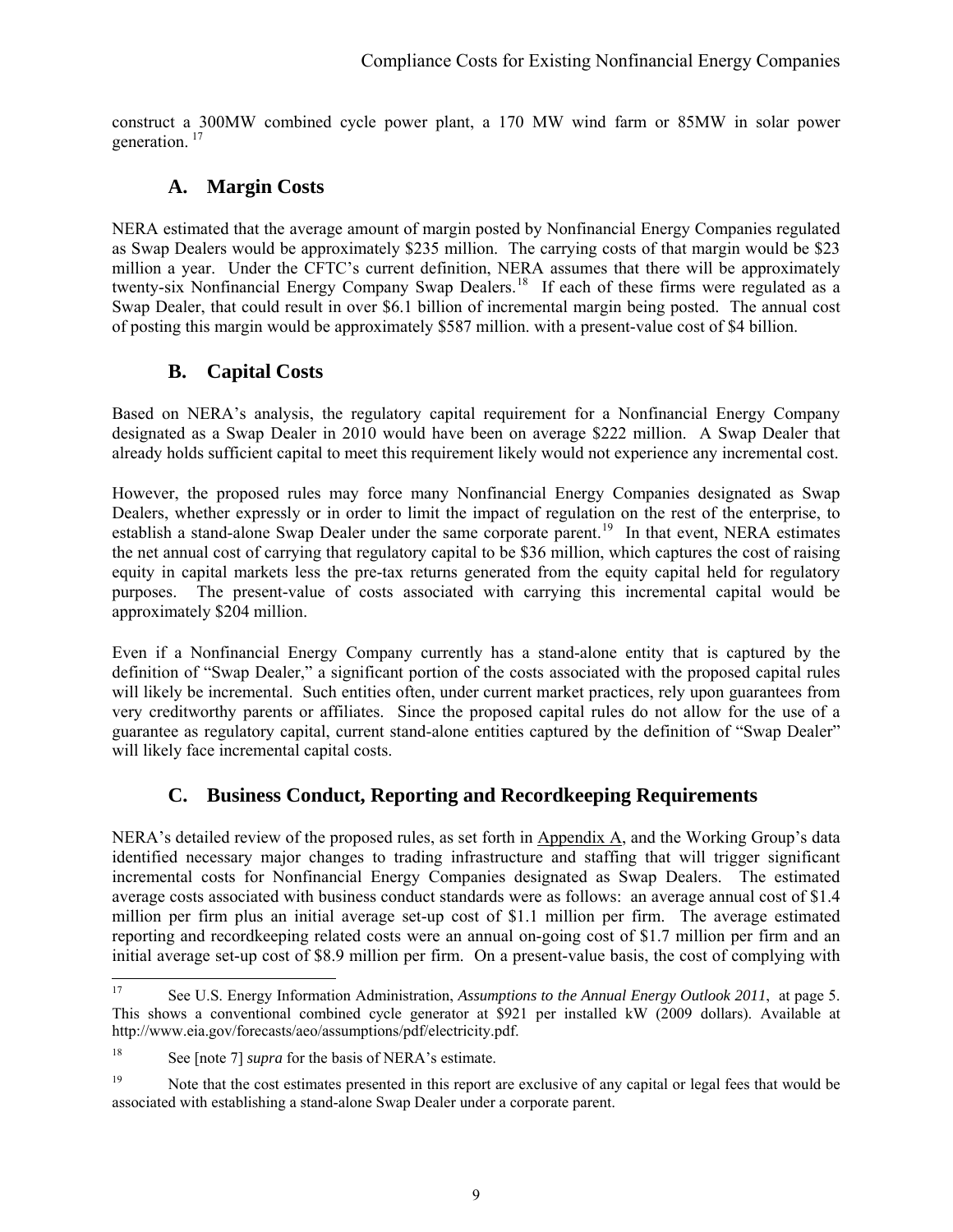construct a 300MW combined cycle power plant, a 170 MW wind farm or 85MW in solar power generation. [17]

## A. Margin Costs

NERA estimated that the average amount of margin posted by Nonfinancial Energy Companies regulated as Swap Dealers would be approximately $235 million. The carrying costs of that margin would be $23 million a year. Under the CFTC's current definition, NERA assumes that there will be approximately twenty-six Nonfinancial Energy Company Swap Dealers.[18] If each of these firms were regulated as a Swap Dealer, that could result in over $6.1 billion of incremental margin being posted. The annual cost of posting this margin would be approximately $587 million. with a present-value cost of $4 billion.

## B. Capital Costs

Based on NERA's analysis, the regulatory capital requirement for a Nonfinancial Energy Company designated as a Swap Dealer in 2010 would have been on average $222 million. A Swap Dealer that already holds sufficient capital to meet this requirement likely would not experience any incremental cost.

However, the proposed rules may force many Nonfinancial Energy Companies designated as Swap Dealers, whether expressly or in order to limit the impact of regulation on the rest of the enterprise, to establish a stand-alone Swap Dealer under the same corporate parent.[19] In that event, NERA estimates the net annual cost of carrying that regulatory capital to be $36 million, which captures the cost of raising equity in capital markets less the pre-tax returns generated from the equity capital held for regulatory purposes. The present-value of costs associated with carrying this incremental capital would be approximately $204 million.

Even if a Nonfinancial Energy Company currently has a stand-alone entity that is captured by the definition of "Swap Dealer," a significant portion of the costs associated with the proposed capital rules will likely be incremental. Such entities often, under current market practices, rely upon guarantees from very creditworthy parents or affiliates. Since the proposed capital rules do not allow for the use of a guarantee as regulatory capital, current stand-alone entities captured by the definition of "Swap Dealer" will likely face incremental capital costs.

## C. Business Conduct, Reporting and Recordkeeping Requirements

NERA's detailed review of the proposed rules, as set forth in Appendix A, and the Working Group's data identified necessary major changes to trading infrastructure and staffing that will trigger significant incremental costs for Nonfinancial Energy Companies designated as Swap Dealers. The estimated average costs associated with business conduct standards were as follows: an average annual cost of $1.4 million per firm plus an initial average set-up cost of $1.1 million per firm. The average estimated reporting and recordkeeping related costs were an annual on-going cost of $1.7 million per firm and an initial average set-up cost of $8.9 million per firm. On a present-value basis, the cost of complying with

---

[17] See U.S. Energy Information Administration, *Assumptions to the Annual Energy Outlook 2011*, at page 5. This shows a conventional combined cycle generator at $921 per installed kW (2009 dollars). Available at http://www.eia.gov/forecasts/aeo/assumptions/pdf/electricity.pdf.

[18] See [note 7] *supra* for the basis of NERA's estimate.

[19] Note that the cost estimates presented in this report are exclusive of any capital or legal fees that would be associated with establishing a stand-alone Swap Dealer under a corporate parent.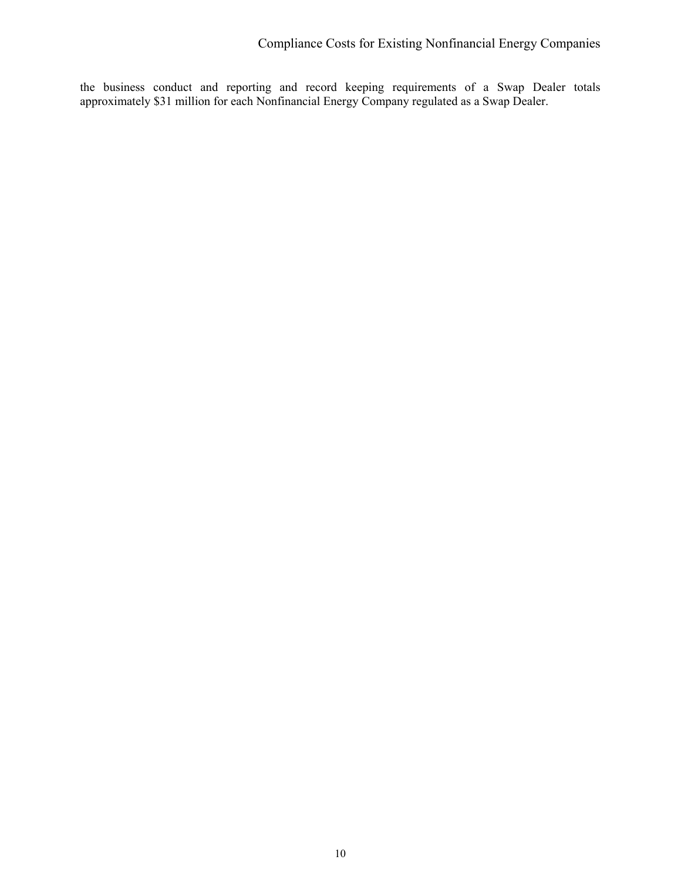the business conduct and reporting and record keeping requirements of a Swap Dealer totals approximately $31 million for each Nonfinancial Energy Company regulated as a Swap Dealer.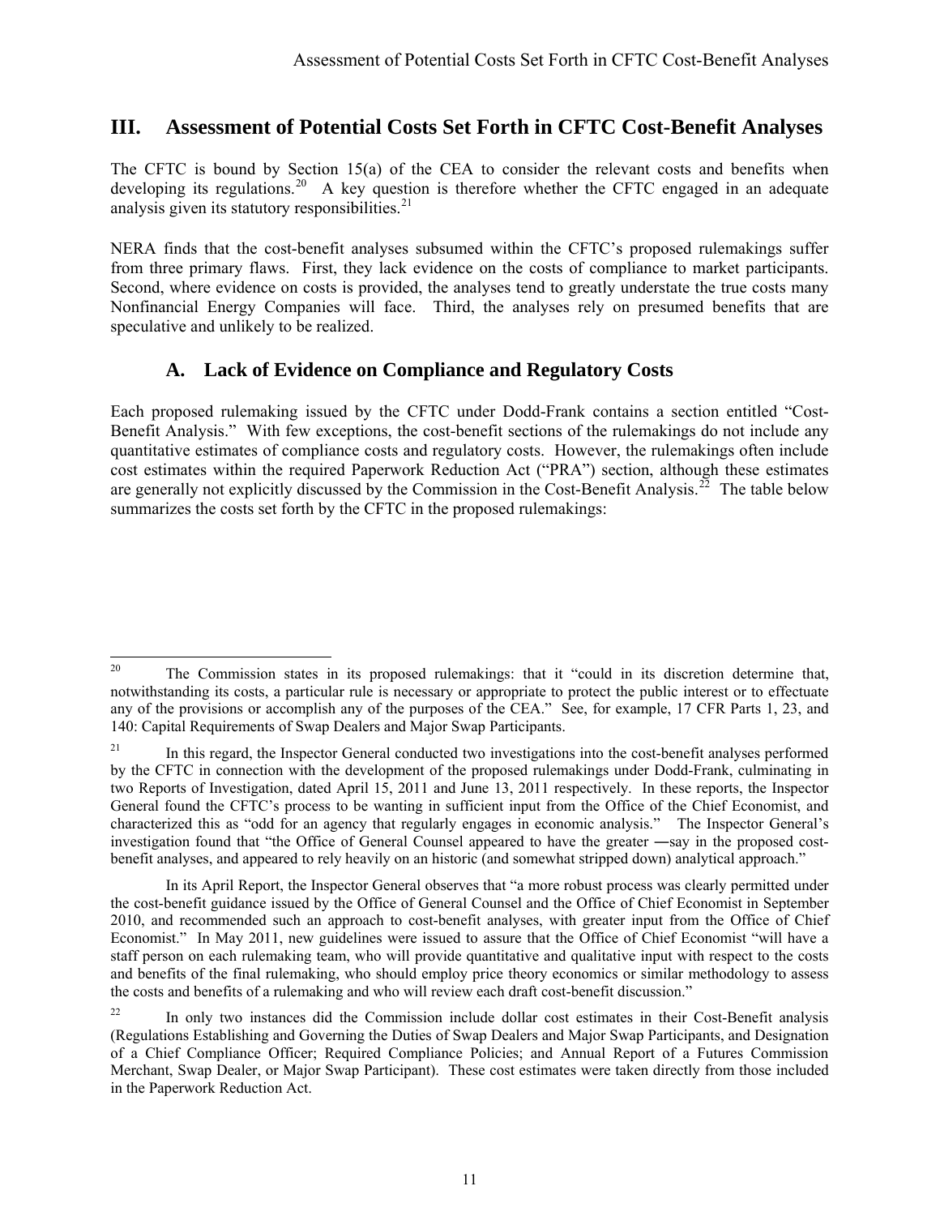## III. Assessment of Potential Costs Set Forth in CFTC Cost-Benefit Analyses

The CFTC is bound by Section 15(a) of the CEA to consider the relevant costs and benefits when developing its regulations.[20] A key question is therefore whether the CFTC engaged in an adequate analysis given its statutory responsibilities.[21]

NERA finds that the cost-benefit analyses subsumed within the CFTC's proposed rulemakings suffer from three primary flaws. First, they lack evidence on the costs of compliance to market participants. Second, where evidence on costs is provided, the analyses tend to greatly understate the true costs many Nonfinancial Energy Companies will face. Third, the analyses rely on presumed benefits that are speculative and unlikely to be realized.

### A. Lack of Evidence on Compliance and Regulatory Costs

Each proposed rulemaking issued by the CFTC under Dodd-Frank contains a section entitled "Cost-Benefit Analysis." With few exceptions, the cost-benefit sections of the rulemakings do not include any quantitative estimates of compliance costs and regulatory costs. However, the rulemakings often include cost estimates within the required Paperwork Reduction Act ("PRA") section, although these estimates are generally not explicitly discussed by the Commission in the Cost-Benefit Analysis.[22] The table below summarizes the costs set forth by the CFTC in the proposed rulemakings:

---

[20] The Commission states in its proposed rulemakings: that it "could in its discretion determine that, notwithstanding its costs, a particular rule is necessary or appropriate to protect the public interest or to effectuate any of the provisions or accomplish any of the purposes of the CEA." See, for example, 17 CFR Parts 1, 23, and 140: Capital Requirements of Swap Dealers and Major Swap Participants.

[21] In this regard, the Inspector General conducted two investigations into the cost-benefit analyses performed by the CFTC in connection with the development of the proposed rulemakings under Dodd-Frank, culminating in two Reports of Investigation, dated April 15, 2011 and June 13, 2011 respectively. In these reports, the Inspector General found the CFTC's process to be wanting in sufficient input from the Office of the Chief Economist, and characterized this as "odd for an agency that regularly engages in economic analysis." The Inspector General's investigation found that "the Office of General Counsel appeared to have the greater ―say in the proposed cost-benefit analyses, and appeared to rely heavily on an historic (and somewhat stripped down) analytical approach."

In its April Report, the Inspector General observes that "a more robust process was clearly permitted under the cost-benefit guidance issued by the Office of General Counsel and the Office of Chief Economist in September 2010, and recommended such an approach to cost-benefit analyses, with greater input from the Office of Chief Economist." In May 2011, new guidelines were issued to assure that the Office of Chief Economist "will have a staff person on each rulemaking team, who will provide quantitative and qualitative input with respect to the costs and benefits of the final rulemaking, who should employ price theory economics or similar methodology to assess the costs and benefits of a rulemaking and who will review each draft cost-benefit discussion."

[22] In only two instances did the Commission include dollar cost estimates in their Cost-Benefit analysis (Regulations Establishing and Governing the Duties of Swap Dealers and Major Swap Participants, and Designation of a Chief Compliance Officer; Required Compliance Policies; and Annual Report of a Futures Commission Merchant, Swap Dealer, or Major Swap Participant). These cost estimates were taken directly from those included in the Paperwork Reduction Act.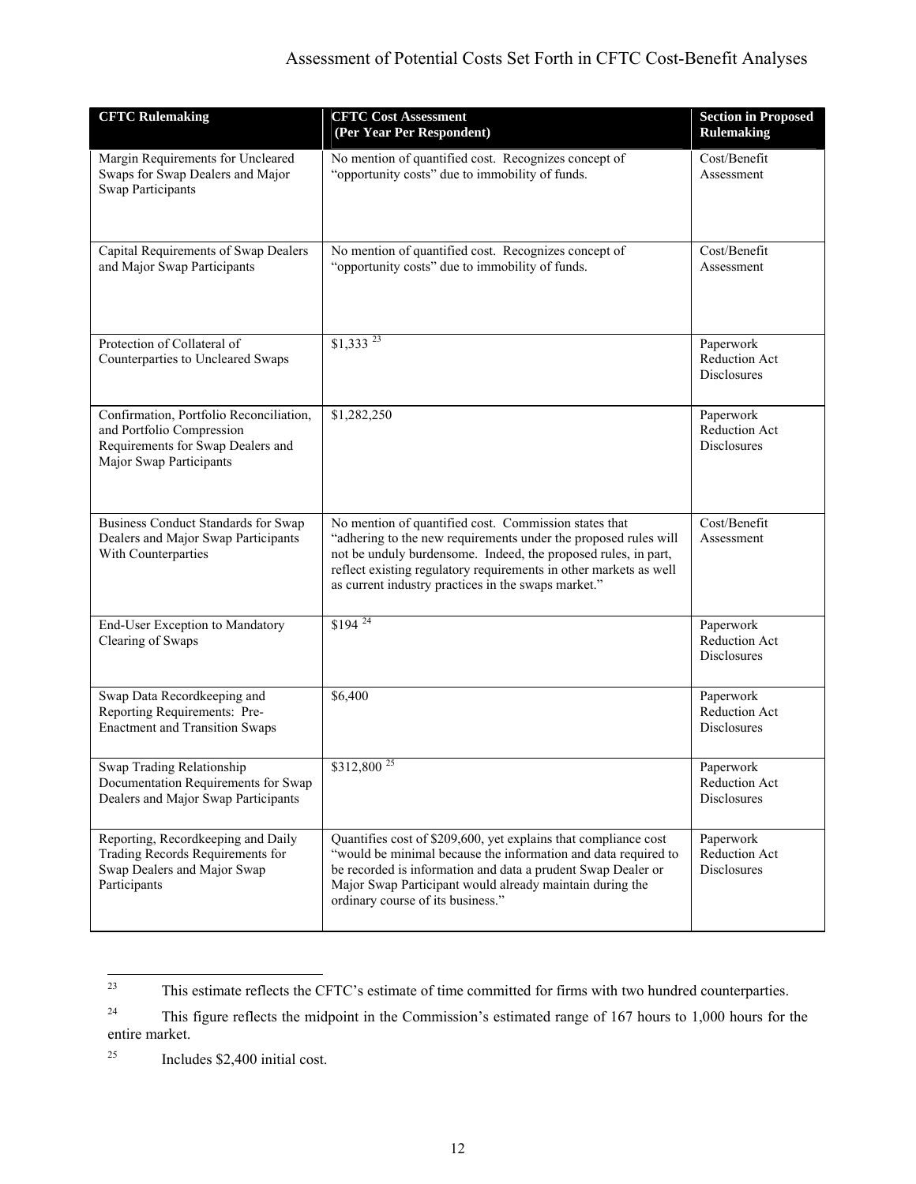Assessment of Potential Costs Set Forth in CFTC Cost-Benefit Analyses

| CFTC Rulemaking | CFTC Cost Assessment (Per Year Per Respondent) | Section in Proposed Rulemaking |
|---|---|---|
| Margin Requirements for Uncleared Swaps for Swap Dealers and Major Swap Participants | No mention of quantified cost. Recognizes concept of "opportunity costs" due to immobility of funds. | Cost/Benefit Assessment |
| Capital Requirements of Swap Dealers and Major Swap Participants | No mention of quantified cost. Recognizes concept of "opportunity costs" due to immobility of funds. | Cost/Benefit Assessment |
| Protection of Collateral of Counterparties to Uncleared Swaps | $1,333 [23] | Paperwork Reduction Act Disclosures |
| Confirmation, Portfolio Reconciliation, and Portfolio Compression Requirements for Swap Dealers and Major Swap Participants | $1,282,250 | Paperwork Reduction Act Disclosures |
| Business Conduct Standards for Swap Dealers and Major Swap Participants With Counterparties | No mention of quantified cost. Commission states that "adhering to the new requirements under the proposed rules will not be unduly burdensome. Indeed, the proposed rules, in part, reflect existing regulatory requirements in other markets as well as current industry practices in the swaps market." | Cost/Benefit Assessment |
| End-User Exception to Mandatory Clearing of Swaps | $194 [24] | Paperwork Reduction Act Disclosures |
| Swap Data Recordkeeping and Reporting Requirements: Pre-Enactment and Transition Swaps | $6,400 | Paperwork Reduction Act Disclosures |
| Swap Trading Relationship Documentation Requirements for Swap Dealers and Major Swap Participants | $312,800 [25] | Paperwork Reduction Act Disclosures |
| Reporting, Recordkeeping and Daily Trading Records Requirements for Swap Dealers and Major Swap Participants | Quantifies cost of $209,600, yet explains that compliance cost "would be minimal because the information and data required to be recorded is information and data a prudent Swap Dealer or Major Swap Participant would already maintain during the ordinary course of its business." | Paperwork Reduction Act Disclosures |

[23] This estimate reflects the CFTC's estimate of time committed for firms with two hundred counterparties.

[24] This figure reflects the midpoint in the Commission's estimated range of 167 hours to 1,000 hours for the entire market.

[25] Includes $2,400 initial cost.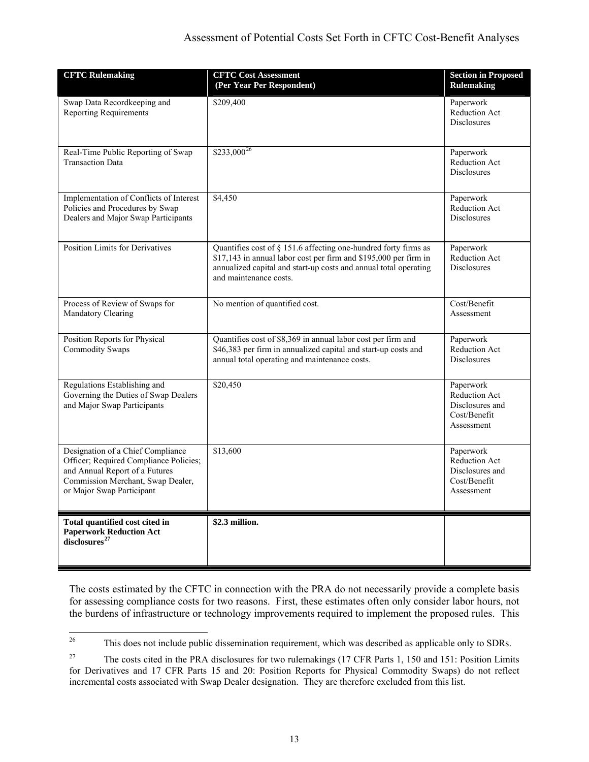| CFTC Rulemaking | CFTC Cost Assessment (Per Year Per Respondent) | Section in Proposed Rulemaking |
|---|---|---|
| Swap Data Recordkeeping and Reporting Requirements | $209,400 | Paperwork Reduction Act Disclosures |
| Real-Time Public Reporting of Swap Transaction Data | $233,000[26] | Paperwork Reduction Act Disclosures |
| Implementation of Conflicts of Interest Policies and Procedures by Swap Dealers and Major Swap Participants | $4,450 | Paperwork Reduction Act Disclosures |
| Position Limits for Derivatives | Quantifies cost of § 151.6 affecting one-hundred forty firms as $17,143 in annual labor cost per firm and $195,000 per firm in annualized capital and start-up costs and annual total operating and maintenance costs. | Paperwork Reduction Act Disclosures |
| Process of Review of Swaps for Mandatory Clearing | No mention of quantified cost. | Cost/Benefit Assessment |
| Position Reports for Physical Commodity Swaps | Quantifies cost of $8,369 in annual labor cost per firm and $46,383 per firm in annualized capital and start-up costs and annual total operating and maintenance costs. | Paperwork Reduction Act Disclosures |
| Regulations Establishing and Governing the Duties of Swap Dealers and Major Swap Participants | $20,450 | Paperwork Reduction Act Disclosures and Cost/Benefit Assessment |
| Designation of a Chief Compliance Officer; Required Compliance Policies; and Annual Report of a Futures Commission Merchant, Swap Dealer, or Major Swap Participant | $13,600 | Paperwork Reduction Act Disclosures and Cost/Benefit Assessment |
| **Total quantified cost cited in Paperwork Reduction Act disclosures**[27] | **$2.3 million.** | |

The costs estimated by the CFTC in connection with the PRA do not necessarily provide a complete basis for assessing compliance costs for two reasons. First, these estimates often only consider labor hours, not the burdens of infrastructure or technology improvements required to implement the proposed rules. This

---

[26] This does not include public dissemination requirement, which was described as applicable only to SDRs.

[27] The costs cited in the PRA disclosures for two rulemakings (17 CFR Parts 1, 150 and 151: Position Limits for Derivatives and 17 CFR Parts 15 and 20: Position Reports for Physical Commodity Swaps) do not reflect incremental costs associated with Swap Dealer designation. They are therefore excluded from this list.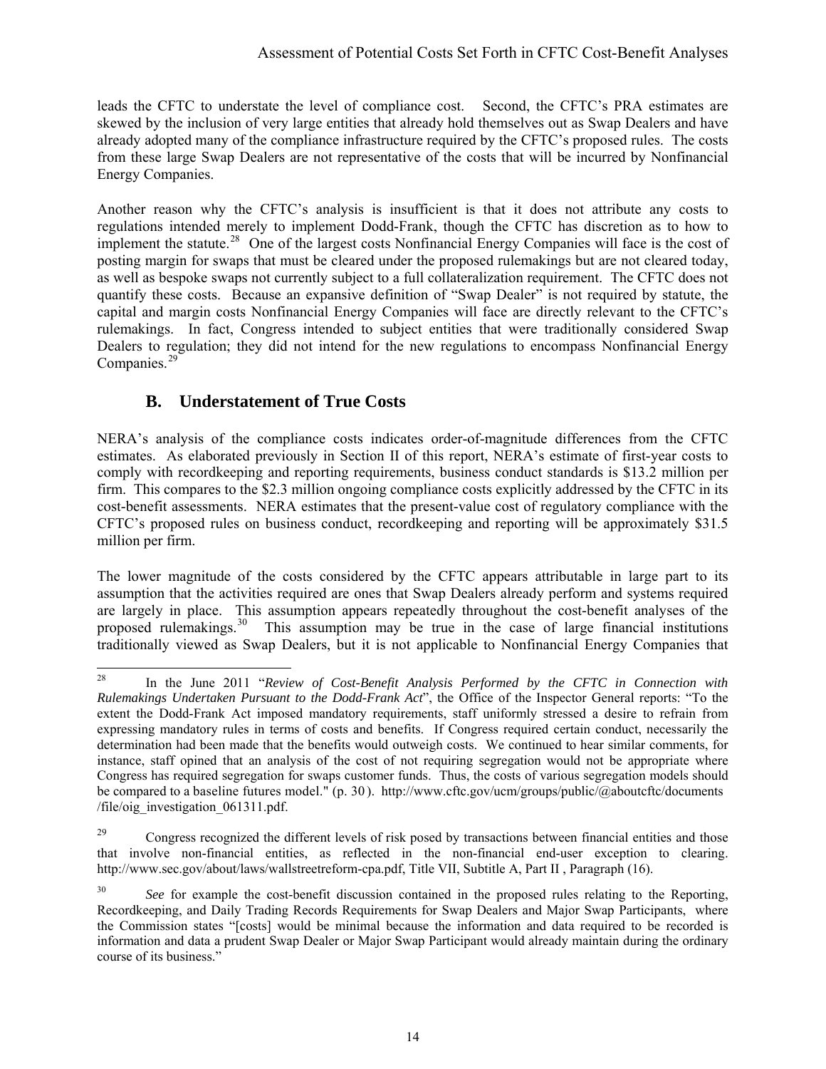leads the CFTC to understate the level of compliance cost. Second, the CFTC's PRA estimates are skewed by the inclusion of very large entities that already hold themselves out as Swap Dealers and have already adopted many of the compliance infrastructure required by the CFTC's proposed rules. The costs from these large Swap Dealers are not representative of the costs that will be incurred by Nonfinancial Energy Companies.

Another reason why the CFTC's analysis is insufficient is that it does not attribute any costs to regulations intended merely to implement Dodd-Frank, though the CFTC has discretion as to how to implement the statute.[28] One of the largest costs Nonfinancial Energy Companies will face is the cost of posting margin for swaps that must be cleared under the proposed rulemakings but are not cleared today, as well as bespoke swaps not currently subject to a full collateralization requirement. The CFTC does not quantify these costs. Because an expansive definition of "Swap Dealer" is not required by statute, the capital and margin costs Nonfinancial Energy Companies will face are directly relevant to the CFTC's rulemakings. In fact, Congress intended to subject entities that were traditionally considered Swap Dealers to regulation; they did not intend for the new regulations to encompass Nonfinancial Energy Companies.[29]

## B. Understatement of True Costs

NERA's analysis of the compliance costs indicates order-of-magnitude differences from the CFTC estimates. As elaborated previously in Section II of this report, NERA's estimate of first-year costs to comply with recordkeeping and reporting requirements, business conduct standards is $13.2 million per firm. This compares to the $2.3 million ongoing compliance costs explicitly addressed by the CFTC in its cost-benefit assessments. NERA estimates that the present-value cost of regulatory compliance with the CFTC's proposed rules on business conduct, recordkeeping and reporting will be approximately $31.5 million per firm.

The lower magnitude of the costs considered by the CFTC appears attributable in large part to its assumption that the activities required are ones that Swap Dealers already perform and systems required are largely in place. This assumption appears repeatedly throughout the cost-benefit analyses of the proposed rulemakings.[30] This assumption may be true in the case of large financial institutions traditionally viewed as Swap Dealers, but it is not applicable to Nonfinancial Energy Companies that

---

[28] In the June 2011 "*Review of Cost-Benefit Analysis Performed by the CFTC in Connection with Rulemakings Undertaken Pursuant to the Dodd-Frank Act*", the Office of the Inspector General reports: "To the extent the Dodd-Frank Act imposed mandatory requirements, staff uniformly stressed a desire to refrain from expressing mandatory rules in terms of costs and benefits. If Congress required certain conduct, necessarily the determination had been made that the benefits would outweigh costs. We continued to hear similar comments, for instance, staff opined that an analysis of the cost of not requiring segregation would not be appropriate where Congress has required segregation for swaps customer funds. Thus, the costs of various segregation models should be compared to a baseline futures model." (p. 30 ). http://www.cftc.gov/ucm/groups/public/@aboutcftc/documents /file/oig_investigation_061311.pdf.

[29] Congress recognized the different levels of risk posed by transactions between financial entities and those that involve non-financial entities, as reflected in the non-financial end-user exception to clearing. http://www.sec.gov/about/laws/wallstreetreform-cpa.pdf, Title VII, Subtitle A, Part II , Paragraph (16).

[30] *See* for example the cost-benefit discussion contained in the proposed rules relating to the Reporting, Recordkeeping, and Daily Trading Records Requirements for Swap Dealers and Major Swap Participants, where the Commission states "[costs] would be minimal because the information and data required to be recorded is information and data a prudent Swap Dealer or Major Swap Participant would already maintain during the ordinary course of its business."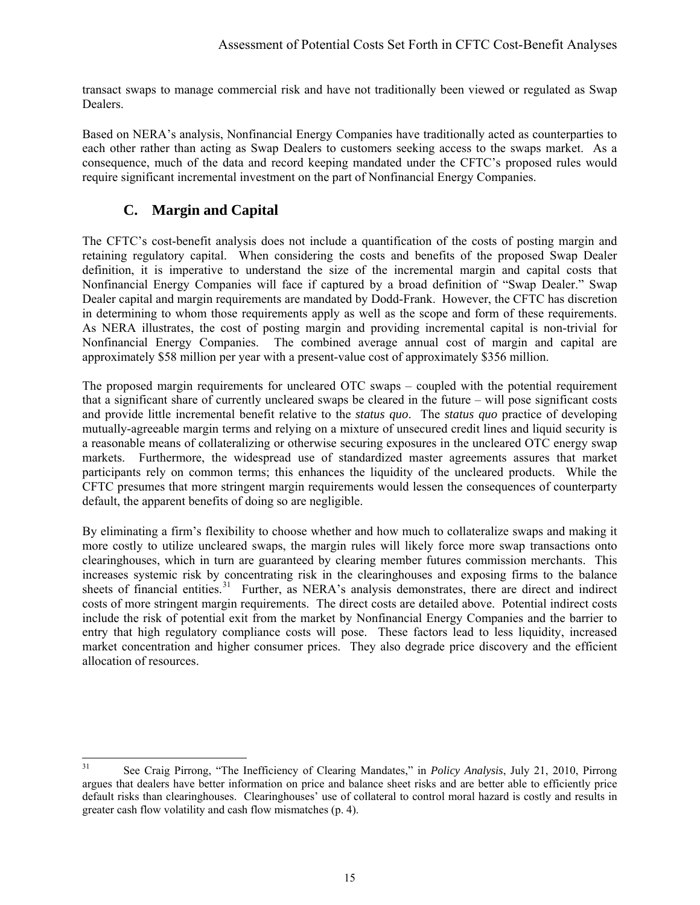transact swaps to manage commercial risk and have not traditionally been viewed or regulated as Swap Dealers.

Based on NERA's analysis, Nonfinancial Energy Companies have traditionally acted as counterparties to each other rather than acting as Swap Dealers to customers seeking access to the swaps market. As a consequence, much of the data and record keeping mandated under the CFTC's proposed rules would require significant incremental investment on the part of Nonfinancial Energy Companies.

## C. Margin and Capital

The CFTC's cost-benefit analysis does not include a quantification of the costs of posting margin and retaining regulatory capital. When considering the costs and benefits of the proposed Swap Dealer definition, it is imperative to understand the size of the incremental margin and capital costs that Nonfinancial Energy Companies will face if captured by a broad definition of "Swap Dealer." Swap Dealer capital and margin requirements are mandated by Dodd-Frank. However, the CFTC has discretion in determining to whom those requirements apply as well as the scope and form of these requirements. As NERA illustrates, the cost of posting margin and providing incremental capital is non-trivial for Nonfinancial Energy Companies. The combined average annual cost of margin and capital are approximately $58 million per year with a present-value cost of approximately $356 million.

The proposed margin requirements for uncleared OTC swaps – coupled with the potential requirement that a significant share of currently uncleared swaps be cleared in the future – will pose significant costs and provide little incremental benefit relative to the *status quo*. The *status quo* practice of developing mutually-agreeable margin terms and relying on a mixture of unsecured credit lines and liquid security is a reasonable means of collateralizing or otherwise securing exposures in the uncleared OTC energy swap markets. Furthermore, the widespread use of standardized master agreements assures that market participants rely on common terms; this enhances the liquidity of the uncleared products. While the CFTC presumes that more stringent margin requirements would lessen the consequences of counterparty default, the apparent benefits of doing so are negligible.

By eliminating a firm's flexibility to choose whether and how much to collateralize swaps and making it more costly to utilize uncleared swaps, the margin rules will likely force more swap transactions onto clearinghouses, which in turn are guaranteed by clearing member futures commission merchants. This increases systemic risk by concentrating risk in the clearinghouses and exposing firms to the balance sheets of financial entities.[31] Further, as NERA's analysis demonstrates, there are direct and indirect costs of more stringent margin requirements. The direct costs are detailed above. Potential indirect costs include the risk of potential exit from the market by Nonfinancial Energy Companies and the barrier to entry that high regulatory compliance costs will pose. These factors lead to less liquidity, increased market concentration and higher consumer prices. They also degrade price discovery and the efficient allocation of resources.

---

[31] See Craig Pirrong, "The Inefficiency of Clearing Mandates," in *Policy Analysis*, July 21, 2010, Pirrong argues that dealers have better information on price and balance sheet risks and are better able to efficiently price default risks than clearinghouses. Clearinghouses' use of collateral to control moral hazard is costly and results in greater cash flow volatility and cash flow mismatches (p. 4).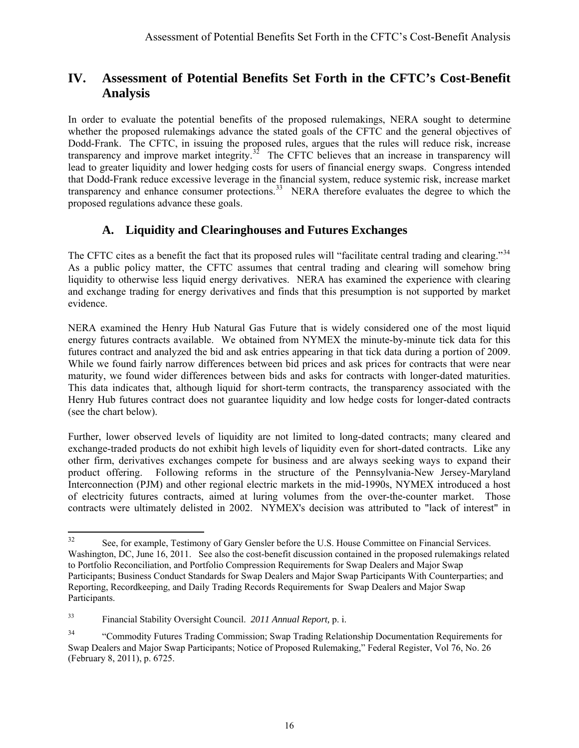# IV. Assessment of Potential Benefits Set Forth in the CFTC's Cost-Benefit Analysis

In order to evaluate the potential benefits of the proposed rulemakings, NERA sought to determine whether the proposed rulemakings advance the stated goals of the CFTC and the general objectives of Dodd-Frank. The CFTC, in issuing the proposed rules, argues that the rules will reduce risk, increase transparency and improve market integrity.[32] The CFTC believes that an increase in transparency will lead to greater liquidity and lower hedging costs for users of financial energy swaps. Congress intended that Dodd-Frank reduce excessive leverage in the financial system, reduce systemic risk, increase market transparency and enhance consumer protections.[33] NERA therefore evaluates the degree to which the proposed regulations advance these goals.

## A. Liquidity and Clearinghouses and Futures Exchanges

The CFTC cites as a benefit the fact that its proposed rules will "facilitate central trading and clearing."[34] As a public policy matter, the CFTC assumes that central trading and clearing will somehow bring liquidity to otherwise less liquid energy derivatives. NERA has examined the experience with clearing and exchange trading for energy derivatives and finds that this presumption is not supported by market evidence.

NERA examined the Henry Hub Natural Gas Future that is widely considered one of the most liquid energy futures contracts available. We obtained from NYMEX the minute-by-minute tick data for this futures contract and analyzed the bid and ask entries appearing in that tick data during a portion of 2009. While we found fairly narrow differences between bid prices and ask prices for contracts that were near maturity, we found wider differences between bids and asks for contracts with longer-dated maturities. This data indicates that, although liquid for short-term contracts, the transparency associated with the Henry Hub futures contract does not guarantee liquidity and low hedge costs for longer-dated contracts (see the chart below).

Further, lower observed levels of liquidity are not limited to long-dated contracts; many cleared and exchange-traded products do not exhibit high levels of liquidity even for short-dated contracts. Like any other firm, derivatives exchanges compete for business and are always seeking ways to expand their product offering. Following reforms in the structure of the Pennsylvania-New Jersey-Maryland Interconnection (PJM) and other regional electric markets in the mid-1990s, NYMEX introduced a host of electricity futures contracts, aimed at luring volumes from the over-the-counter market. Those contracts were ultimately delisted in 2002. NYMEX's decision was attributed to "lack of interest" in

---

[32] See, for example, Testimony of Gary Gensler before the U.S. House Committee on Financial Services. Washington, DC, June 16, 2011. See also the cost-benefit discussion contained in the proposed rulemakings related to Portfolio Reconciliation, and Portfolio Compression Requirements for Swap Dealers and Major Swap Participants; Business Conduct Standards for Swap Dealers and Major Swap Participants With Counterparties; and Reporting, Recordkeeping, and Daily Trading Records Requirements for Swap Dealers and Major Swap Participants.

[33] Financial Stability Oversight Council. *2011 Annual Report,* p. i.

[34] "Commodity Futures Trading Commission; Swap Trading Relationship Documentation Requirements for Swap Dealers and Major Swap Participants; Notice of Proposed Rulemaking," Federal Register, Vol 76, No. 26 (February 8, 2011), p. 6725.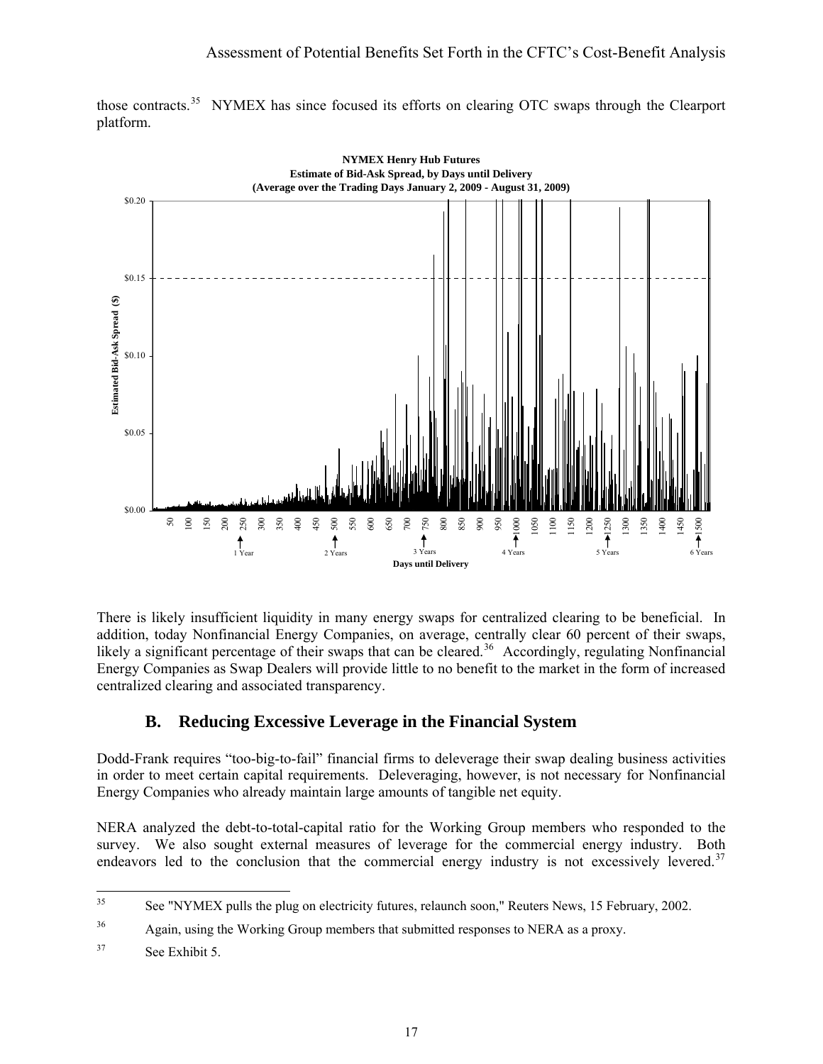those contracts.[35] NYMEX has since focused its efforts on clearing OTC swaps through the Clearport platform.

**NYMEX Henry Hub Futures**
**Estimate of Bid-Ask Spread, by Days until Delivery**
**(Average over the Trading Days January 2, 2009 - August 31, 2009)**

There is likely insufficient liquidity in many energy swaps for centralized clearing to be beneficial. In addition, today Nonfinancial Energy Companies, on average, centrally clear 60 percent of their swaps, likely a significant percentage of their swaps that can be cleared.[36] Accordingly, regulating Nonfinancial Energy Companies as Swap Dealers will provide little to no benefit to the market in the form of increased centralized clearing and associated transparency.

## B. Reducing Excessive Leverage in the Financial System

Dodd-Frank requires "too-big-to-fail" financial firms to deleverage their swap dealing business activities in order to meet certain capital requirements. Deleveraging, however, is not necessary for Nonfinancial Energy Companies who already maintain large amounts of tangible net equity.

NERA analyzed the debt-to-total-capital ratio for the Working Group members who responded to the survey. We also sought external measures of leverage for the commercial energy industry. Both endeavors led to the conclusion that the commercial energy industry is not excessively levered.[37]

---

[35] See "NYMEX pulls the plug on electricity futures, relaunch soon," Reuters News, 15 February, 2002.

[36] Again, using the Working Group members that submitted responses to NERA as a proxy.

[37] See Exhibit 5.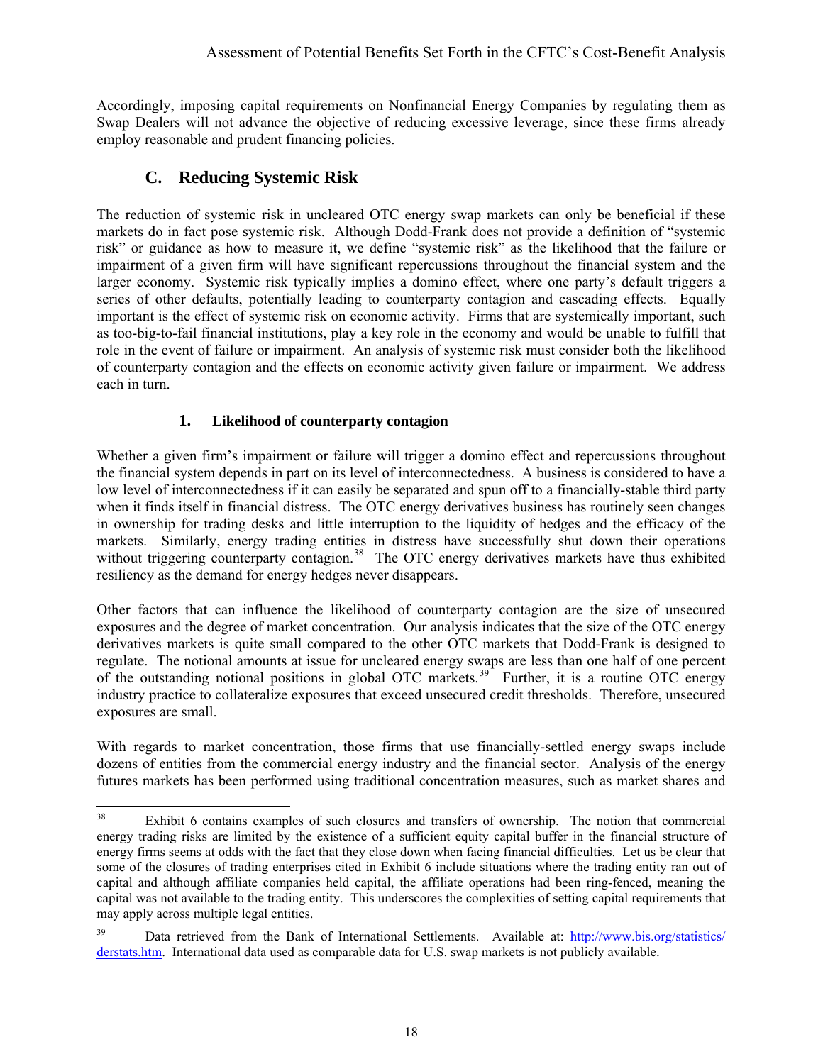Accordingly, imposing capital requirements on Nonfinancial Energy Companies by regulating them as Swap Dealers will not advance the objective of reducing excessive leverage, since these firms already employ reasonable and prudent financing policies.

## C. Reducing Systemic Risk

The reduction of systemic risk in uncleared OTC energy swap markets can only be beneficial if these markets do in fact pose systemic risk. Although Dodd-Frank does not provide a definition of "systemic risk" or guidance as how to measure it, we define "systemic risk" as the likelihood that the failure or impairment of a given firm will have significant repercussions throughout the financial system and the larger economy. Systemic risk typically implies a domino effect, where one party's default triggers a series of other defaults, potentially leading to counterparty contagion and cascading effects. Equally important is the effect of systemic risk on economic activity. Firms that are systemically important, such as too-big-to-fail financial institutions, play a key role in the economy and would be unable to fulfill that role in the event of failure or impairment. An analysis of systemic risk must consider both the likelihood of counterparty contagion and the effects on economic activity given failure or impairment. We address each in turn.

### 1. Likelihood of counterparty contagion

Whether a given firm's impairment or failure will trigger a domino effect and repercussions throughout the financial system depends in part on its level of interconnectedness. A business is considered to have a low level of interconnectedness if it can easily be separated and spun off to a financially-stable third party when it finds itself in financial distress. The OTC energy derivatives business has routinely seen changes in ownership for trading desks and little interruption to the liquidity of hedges and the efficacy of the markets. Similarly, energy trading entities in distress have successfully shut down their operations without triggering counterparty contagion.[38] The OTC energy derivatives markets have thus exhibited resiliency as the demand for energy hedges never disappears.

Other factors that can influence the likelihood of counterparty contagion are the size of unsecured exposures and the degree of market concentration. Our analysis indicates that the size of the OTC energy derivatives markets is quite small compared to the other OTC markets that Dodd-Frank is designed to regulate. The notional amounts at issue for uncleared energy swaps are less than one half of one percent of the outstanding notional positions in global OTC markets.[39] Further, it is a routine OTC energy industry practice to collateralize exposures that exceed unsecured credit thresholds. Therefore, unsecured exposures are small.

With regards to market concentration, those firms that use financially-settled energy swaps include dozens of entities from the commercial energy industry and the financial sector. Analysis of the energy futures markets has been performed using traditional concentration measures, such as market shares and

---

[38] Exhibit 6 contains examples of such closures and transfers of ownership. The notion that commercial energy trading risks are limited by the existence of a sufficient equity capital buffer in the financial structure of energy firms seems at odds with the fact that they close down when facing financial difficulties. Let us be clear that some of the closures of trading enterprises cited in Exhibit 6 include situations where the trading entity ran out of capital and although affiliate companies held capital, the affiliate operations had been ring-fenced, meaning the capital was not available to the trading entity. This underscores the complexities of setting capital requirements that may apply across multiple legal entities.

[39] Data retrieved from the Bank of International Settlements. Available at: http://www.bis.org/statistics/derstats.htm. International data used as comparable data for U.S. swap markets is not publicly available.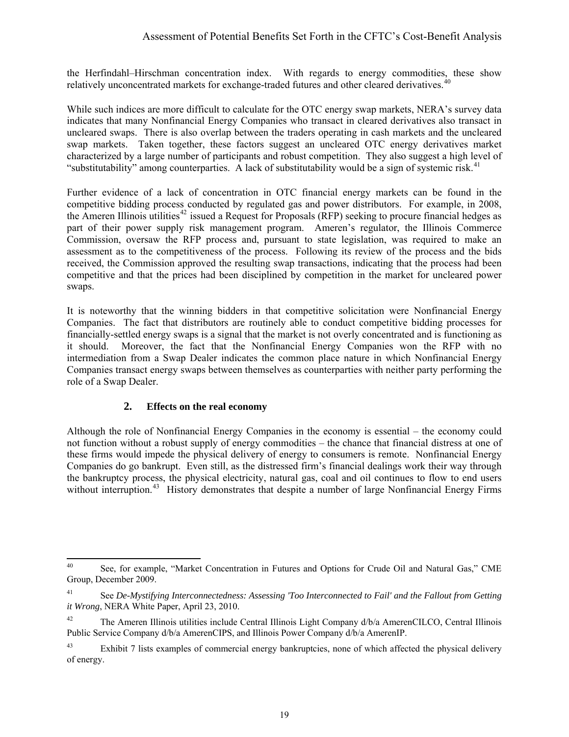the Herfindahl–Hirschman concentration index. With regards to energy commodities, these show relatively unconcentrated markets for exchange-traded futures and other cleared derivatives.[40]

While such indices are more difficult to calculate for the OTC energy swap markets, NERA's survey data indicates that many Nonfinancial Energy Companies who transact in cleared derivatives also transact in uncleared swaps. There is also overlap between the traders operating in cash markets and the uncleared swap markets. Taken together, these factors suggest an uncleared OTC energy derivatives market characterized by a large number of participants and robust competition. They also suggest a high level of "substitutability" among counterparties. A lack of substitutability would be a sign of systemic risk.[41]

Further evidence of a lack of concentration in OTC financial energy markets can be found in the competitive bidding process conducted by regulated gas and power distributors. For example, in 2008, the Ameren Illinois utilities[42] issued a Request for Proposals (RFP) seeking to procure financial hedges as part of their power supply risk management program. Ameren's regulator, the Illinois Commerce Commission, oversaw the RFP process and, pursuant to state legislation, was required to make an assessment as to the competitiveness of the process. Following its review of the process and the bids received, the Commission approved the resulting swap transactions, indicating that the process had been competitive and that the prices had been disciplined by competition in the market for uncleared power swaps.

It is noteworthy that the winning bidders in that competitive solicitation were Nonfinancial Energy Companies. The fact that distributors are routinely able to conduct competitive bidding processes for financially-settled energy swaps is a signal that the market is not overly concentrated and is functioning as it should. Moreover, the fact that the Nonfinancial Energy Companies won the RFP with no intermediation from a Swap Dealer indicates the common place nature in which Nonfinancial Energy Companies transact energy swaps between themselves as counterparties with neither party performing the role of a Swap Dealer.

### 2. Effects on the real economy

Although the role of Nonfinancial Energy Companies in the economy is essential – the economy could not function without a robust supply of energy commodities – the chance that financial distress at one of these firms would impede the physical delivery of energy to consumers is remote. Nonfinancial Energy Companies do go bankrupt. Even still, as the distressed firm's financial dealings work their way through the bankruptcy process, the physical electricity, natural gas, coal and oil continues to flow to end users without interruption.[43] History demonstrates that despite a number of large Nonfinancial Energy Firms

---

[40] See, for example, "Market Concentration in Futures and Options for Crude Oil and Natural Gas," CME Group, December 2009.

[41] See *De-Mystifying Interconnectedness: Assessing 'Too Interconnected to Fail' and the Fallout from Getting it Wrong*, NERA White Paper, April 23, 2010.

[42] The Ameren Illinois utilities include Central Illinois Light Company d/b/a AmerenCILCO, Central Illinois Public Service Company d/b/a AmerenCIPS, and Illinois Power Company d/b/a AmerenIP.

[43] Exhibit 7 lists examples of commercial energy bankruptcies, none of which affected the physical delivery of energy.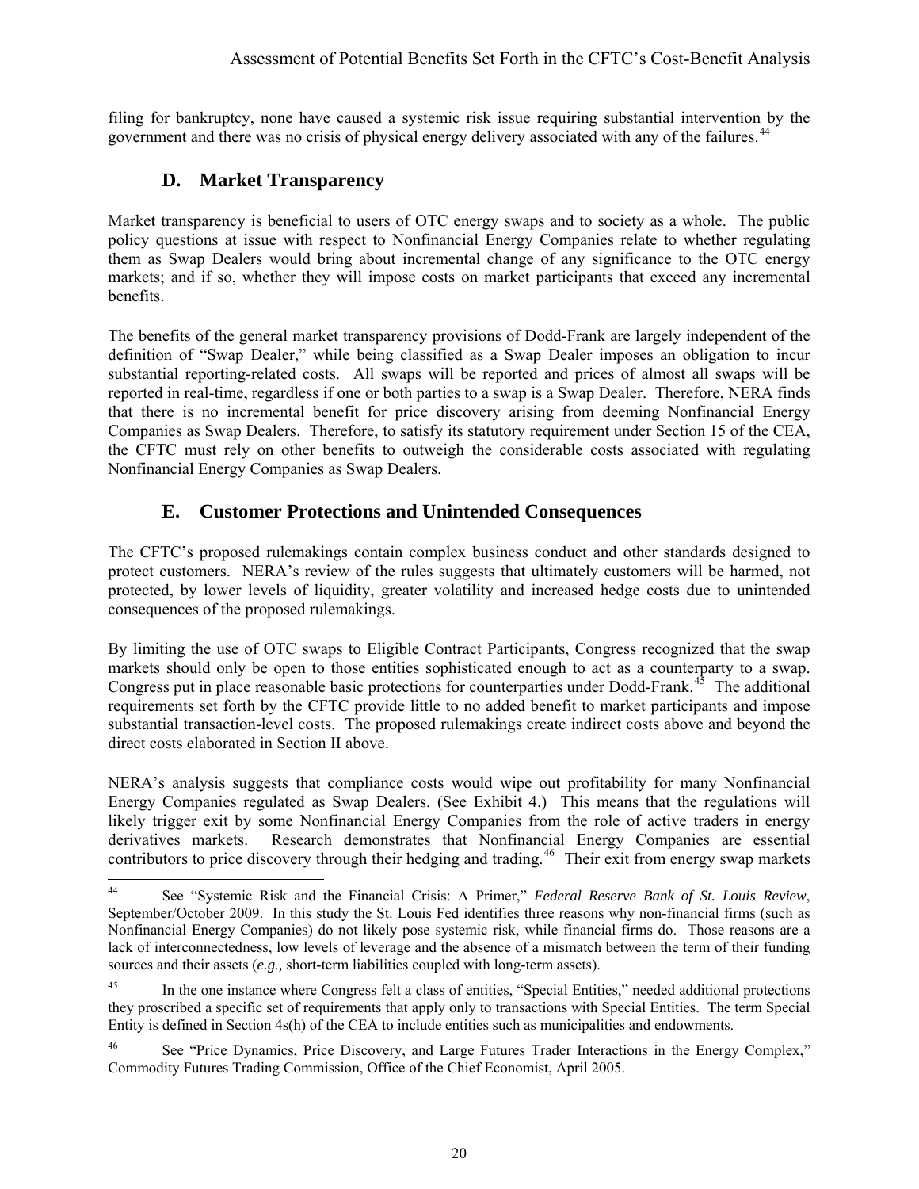filing for bankruptcy, none have caused a systemic risk issue requiring substantial intervention by the government and there was no crisis of physical energy delivery associated with any of the failures.[44]

## D. Market Transparency

Market transparency is beneficial to users of OTC energy swaps and to society as a whole. The public policy questions at issue with respect to Nonfinancial Energy Companies relate to whether regulating them as Swap Dealers would bring about incremental change of any significance to the OTC energy markets; and if so, whether they will impose costs on market participants that exceed any incremental benefits.

The benefits of the general market transparency provisions of Dodd-Frank are largely independent of the definition of "Swap Dealer," while being classified as a Swap Dealer imposes an obligation to incur substantial reporting-related costs. All swaps will be reported and prices of almost all swaps will be reported in real-time, regardless if one or both parties to a swap is a Swap Dealer. Therefore, NERA finds that there is no incremental benefit for price discovery arising from deeming Nonfinancial Energy Companies as Swap Dealers. Therefore, to satisfy its statutory requirement under Section 15 of the CEA, the CFTC must rely on other benefits to outweigh the considerable costs associated with regulating Nonfinancial Energy Companies as Swap Dealers.

## E. Customer Protections and Unintended Consequences

The CFTC's proposed rulemakings contain complex business conduct and other standards designed to protect customers. NERA's review of the rules suggests that ultimately customers will be harmed, not protected, by lower levels of liquidity, greater volatility and increased hedge costs due to unintended consequences of the proposed rulemakings.

By limiting the use of OTC swaps to Eligible Contract Participants, Congress recognized that the swap markets should only be open to those entities sophisticated enough to act as a counterparty to a swap. Congress put in place reasonable basic protections for counterparties under Dodd-Frank.[45] The additional requirements set forth by the CFTC provide little to no added benefit to market participants and impose substantial transaction-level costs. The proposed rulemakings create indirect costs above and beyond the direct costs elaborated in Section II above.

NERA's analysis suggests that compliance costs would wipe out profitability for many Nonfinancial Energy Companies regulated as Swap Dealers. (See Exhibit 4.) This means that the regulations will likely trigger exit by some Nonfinancial Energy Companies from the role of active traders in energy derivatives markets. Research demonstrates that Nonfinancial Energy Companies are essential contributors to price discovery through their hedging and trading.[46] Their exit from energy swap markets

---

[44] See "Systemic Risk and the Financial Crisis: A Primer," *Federal Reserve Bank of St. Louis Review*, September/October 2009. In this study the St. Louis Fed identifies three reasons why non-financial firms (such as Nonfinancial Energy Companies) do not likely pose systemic risk, while financial firms do. Those reasons are a lack of interconnectedness, low levels of leverage and the absence of a mismatch between the term of their funding sources and their assets (*e.g.,* short-term liabilities coupled with long-term assets).

[45] In the one instance where Congress felt a class of entities, "Special Entities," needed additional protections they proscribed a specific set of requirements that apply only to transactions with Special Entities. The term Special Entity is defined in Section 4s(h) of the CEA to include entities such as municipalities and endowments.

[46] See "Price Dynamics, Price Discovery, and Large Futures Trader Interactions in the Energy Complex," Commodity Futures Trading Commission, Office of the Chief Economist, April 2005.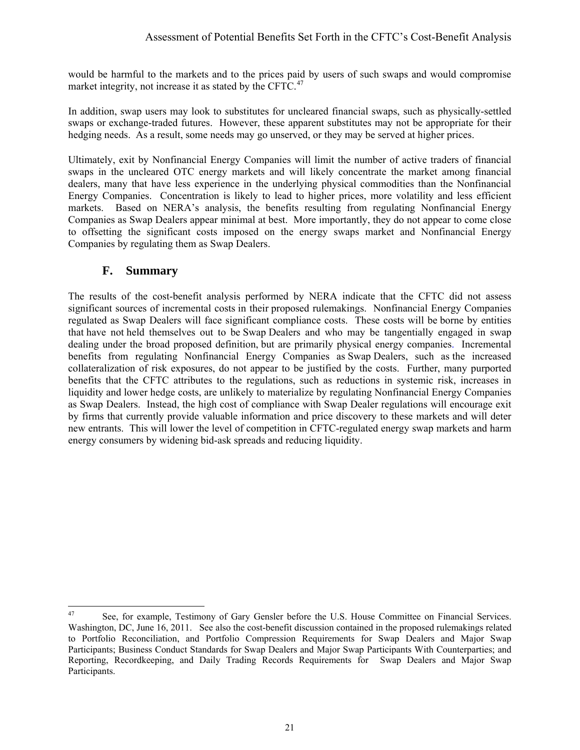would be harmful to the markets and to the prices paid by users of such swaps and would compromise market integrity, not increase it as stated by the CFTC.[47]

In addition, swap users may look to substitutes for uncleared financial swaps, such as physically-settled swaps or exchange-traded futures. However, these apparent substitutes may not be appropriate for their hedging needs. As a result, some needs may go unserved, or they may be served at higher prices.

Ultimately, exit by Nonfinancial Energy Companies will limit the number of active traders of financial swaps in the uncleared OTC energy markets and will likely concentrate the market among financial dealers, many that have less experience in the underlying physical commodities than the Nonfinancial Energy Companies. Concentration is likely to lead to higher prices, more volatility and less efficient markets. Based on NERA's analysis, the benefits resulting from regulating Nonfinancial Energy Companies as Swap Dealers appear minimal at best. More importantly, they do not appear to come close to offsetting the significant costs imposed on the energy swaps market and Nonfinancial Energy Companies by regulating them as Swap Dealers.

## F. Summary

The results of the cost-benefit analysis performed by NERA indicate that the CFTC did not assess significant sources of incremental costs in their proposed rulemakings. Nonfinancial Energy Companies regulated as Swap Dealers will face significant compliance costs. These costs will be borne by entities that have not held themselves out to be Swap Dealers and who may be tangentially engaged in swap dealing under the broad proposed definition, but are primarily physical energy companies. Incremental benefits from regulating Nonfinancial Energy Companies as Swap Dealers, such as the increased collateralization of risk exposures, do not appear to be justified by the costs. Further, many purported benefits that the CFTC attributes to the regulations, such as reductions in systemic risk, increases in liquidity and lower hedge costs, are unlikely to materialize by regulating Nonfinancial Energy Companies as Swap Dealers. Instead, the high cost of compliance with Swap Dealer regulations will encourage exit by firms that currently provide valuable information and price discovery to these markets and will deter new entrants. This will lower the level of competition in CFTC-regulated energy swap markets and harm energy consumers by widening bid-ask spreads and reducing liquidity.

---

[47] See, for example, Testimony of Gary Gensler before the U.S. House Committee on Financial Services. Washington, DC, June 16, 2011. See also the cost-benefit discussion contained in the proposed rulemakings related to Portfolio Reconciliation, and Portfolio Compression Requirements for Swap Dealers and Major Swap Participants; Business Conduct Standards for Swap Dealers and Major Swap Participants With Counterparties; and Reporting, Recordkeeping, and Daily Trading Records Requirements for Swap Dealers and Major Swap Participants.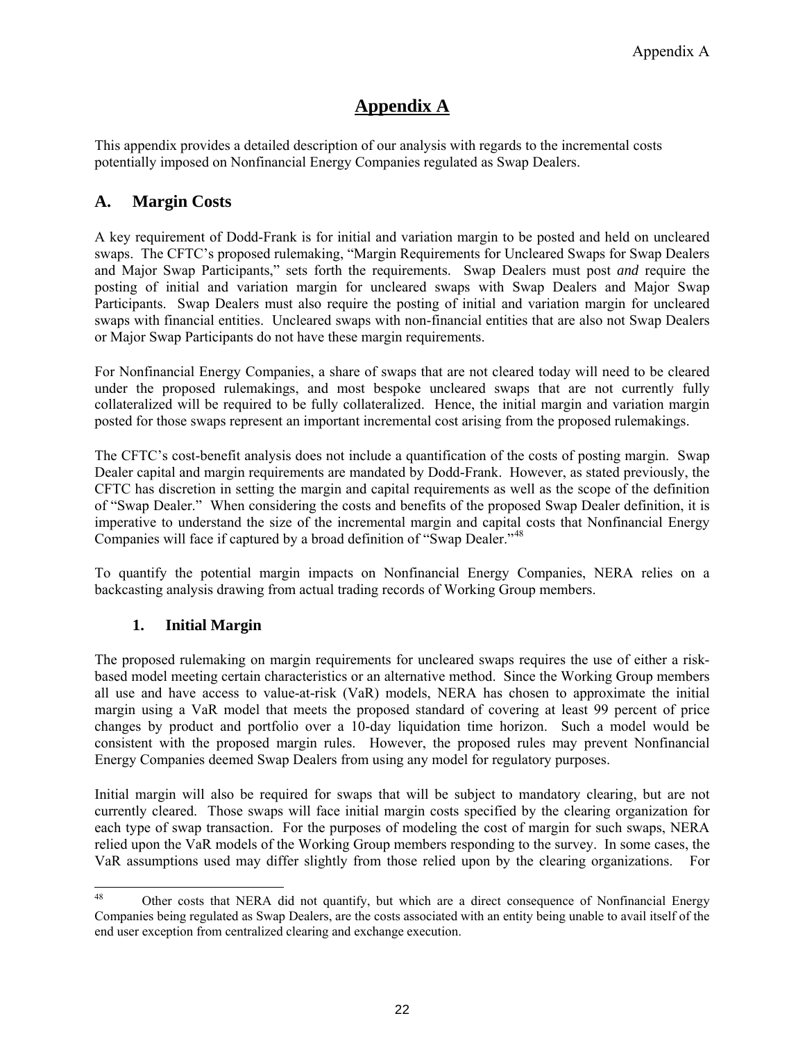# Appendix A

This appendix provides a detailed description of our analysis with regards to the incremental costs potentially imposed on Nonfinancial Energy Companies regulated as Swap Dealers.

## A. Margin Costs

A key requirement of Dodd-Frank is for initial and variation margin to be posted and held on uncleared swaps. The CFTC's proposed rulemaking, "Margin Requirements for Uncleared Swaps for Swap Dealers and Major Swap Participants," sets forth the requirements. Swap Dealers must post *and* require the posting of initial and variation margin for uncleared swaps with Swap Dealers and Major Swap Participants. Swap Dealers must also require the posting of initial and variation margin for uncleared swaps with financial entities. Uncleared swaps with non-financial entities that are also not Swap Dealers or Major Swap Participants do not have these margin requirements.

For Nonfinancial Energy Companies, a share of swaps that are not cleared today will need to be cleared under the proposed rulemakings, and most bespoke uncleared swaps that are not currently fully collateralized will be required to be fully collateralized. Hence, the initial margin and variation margin posted for those swaps represent an important incremental cost arising from the proposed rulemakings.

The CFTC's cost-benefit analysis does not include a quantification of the costs of posting margin. Swap Dealer capital and margin requirements are mandated by Dodd-Frank. However, as stated previously, the CFTC has discretion in setting the margin and capital requirements as well as the scope of the definition of "Swap Dealer." When considering the costs and benefits of the proposed Swap Dealer definition, it is imperative to understand the size of the incremental margin and capital costs that Nonfinancial Energy Companies will face if captured by a broad definition of "Swap Dealer."[48]

To quantify the potential margin impacts on Nonfinancial Energy Companies, NERA relies on a backcasting analysis drawing from actual trading records of Working Group members.

### 1. Initial Margin

The proposed rulemaking on margin requirements for uncleared swaps requires the use of either a risk-based model meeting certain characteristics or an alternative method. Since the Working Group members all use and have access to value-at-risk (VaR) models, NERA has chosen to approximate the initial margin using a VaR model that meets the proposed standard of covering at least 99 percent of price changes by product and portfolio over a 10-day liquidation time horizon. Such a model would be consistent with the proposed margin rules. However, the proposed rules may prevent Nonfinancial Energy Companies deemed Swap Dealers from using any model for regulatory purposes.

Initial margin will also be required for swaps that will be subject to mandatory clearing, but are not currently cleared. Those swaps will face initial margin costs specified by the clearing organization for each type of swap transaction. For the purposes of modeling the cost of margin for such swaps, NERA relied upon the VaR models of the Working Group members responding to the survey. In some cases, the VaR assumptions used may differ slightly from those relied upon by the clearing organizations. For

---

[48] Other costs that NERA did not quantify, but which are a direct consequence of Nonfinancial Energy Companies being regulated as Swap Dealers, are the costs associated with an entity being unable to avail itself of the end user exception from centralized clearing and exchange execution.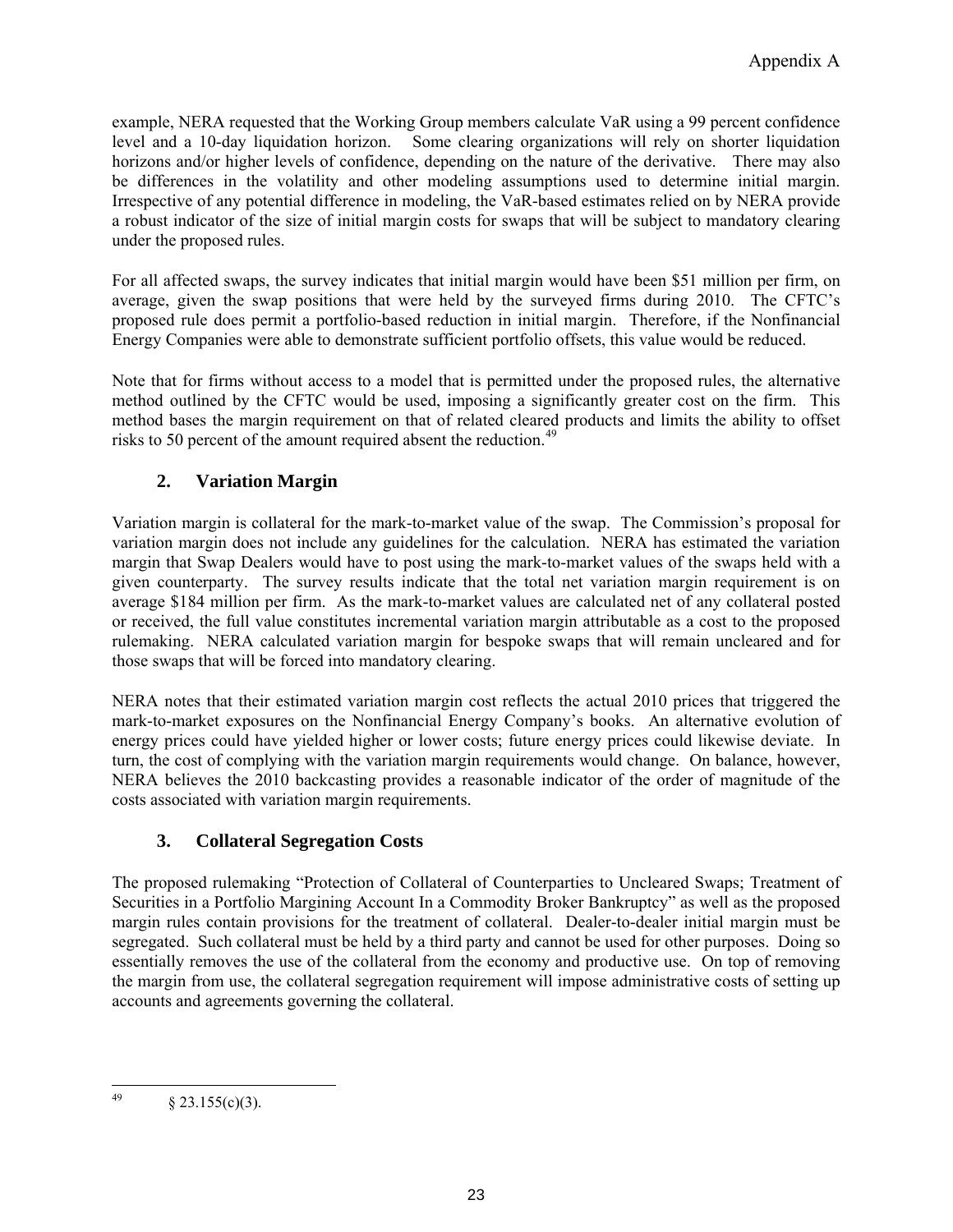example, NERA requested that the Working Group members calculate VaR using a 99 percent confidence level and a 10-day liquidation horizon. Some clearing organizations will rely on shorter liquidation horizons and/or higher levels of confidence, depending on the nature of the derivative. There may also be differences in the volatility and other modeling assumptions used to determine initial margin. Irrespective of any potential difference in modeling, the VaR-based estimates relied on by NERA provide a robust indicator of the size of initial margin costs for swaps that will be subject to mandatory clearing under the proposed rules.

For all affected swaps, the survey indicates that initial margin would have been \$51 million per firm, on average, given the swap positions that were held by the surveyed firms during 2010. The CFTC's proposed rule does permit a portfolio-based reduction in initial margin. Therefore, if the Nonfinancial Energy Companies were able to demonstrate sufficient portfolio offsets, this value would be reduced.

Note that for firms without access to a model that is permitted under the proposed rules, the alternative method outlined by the CFTC would be used, imposing a significantly greater cost on the firm. This method bases the margin requirement on that of related cleared products and limits the ability to offset risks to 50 percent of the amount required absent the reduction.[49]

### 2. Variation Margin

Variation margin is collateral for the mark-to-market value of the swap. The Commission's proposal for variation margin does not include any guidelines for the calculation. NERA has estimated the variation margin that Swap Dealers would have to post using the mark-to-market values of the swaps held with a given counterparty. The survey results indicate that the total net variation margin requirement is on average \$184 million per firm. As the mark-to-market values are calculated net of any collateral posted or received, the full value constitutes incremental variation margin attributable as a cost to the proposed rulemaking. NERA calculated variation margin for bespoke swaps that will remain uncleared and for those swaps that will be forced into mandatory clearing.

NERA notes that their estimated variation margin cost reflects the actual 2010 prices that triggered the mark-to-market exposures on the Nonfinancial Energy Company's books. An alternative evolution of energy prices could have yielded higher or lower costs; future energy prices could likewise deviate. In turn, the cost of complying with the variation margin requirements would change. On balance, however, NERA believes the 2010 backcasting provides a reasonable indicator of the order of magnitude of the costs associated with variation margin requirements.

### 3. Collateral Segregation Costs

The proposed rulemaking "Protection of Collateral of Counterparties to Uncleared Swaps; Treatment of Securities in a Portfolio Margining Account In a Commodity Broker Bankruptcy" as well as the proposed margin rules contain provisions for the treatment of collateral. Dealer-to-dealer initial margin must be segregated. Such collateral must be held by a third party and cannot be used for other purposes. Doing so essentially removes the use of the collateral from the economy and productive use. On top of removing the margin from use, the collateral segregation requirement will impose administrative costs of setting up accounts and agreements governing the collateral.

---

[49] § 23.155(c)(3).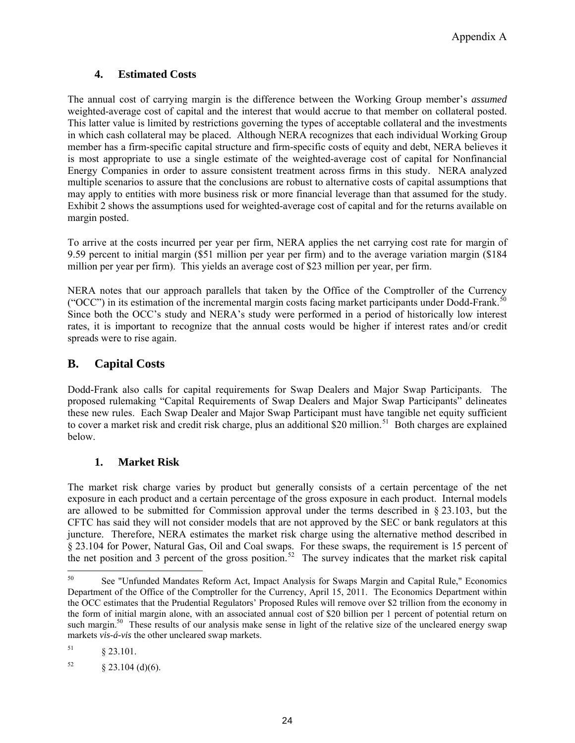### 4. Estimated Costs

The annual cost of carrying margin is the difference between the Working Group member's *assumed* weighted-average cost of capital and the interest that would accrue to that member on collateral posted. This latter value is limited by restrictions governing the types of acceptable collateral and the investments in which cash collateral may be placed. Although NERA recognizes that each individual Working Group member has a firm-specific capital structure and firm-specific costs of equity and debt, NERA believes it is most appropriate to use a single estimate of the weighted-average cost of capital for Nonfinancial Energy Companies in order to assure consistent treatment across firms in this study. NERA analyzed multiple scenarios to assure that the conclusions are robust to alternative costs of capital assumptions that may apply to entities with more business risk or more financial leverage than that assumed for the study. Exhibit 2 shows the assumptions used for weighted-average cost of capital and for the returns available on margin posted.

To arrive at the costs incurred per year per firm, NERA applies the net carrying cost rate for margin of 9.59 percent to initial margin ($51 million per year per firm) and to the average variation margin ($184 million per year per firm). This yields an average cost of $23 million per year, per firm.

NERA notes that our approach parallels that taken by the Office of the Comptroller of the Currency ("OCC") in its estimation of the incremental margin costs facing market participants under Dodd-Frank.[50] Since both the OCC's study and NERA's study were performed in a period of historically low interest rates, it is important to recognize that the annual costs would be higher if interest rates and/or credit spreads were to rise again.

## B. Capital Costs

Dodd-Frank also calls for capital requirements for Swap Dealers and Major Swap Participants. The proposed rulemaking "Capital Requirements of Swap Dealers and Major Swap Participants" delineates these new rules. Each Swap Dealer and Major Swap Participant must have tangible net equity sufficient to cover a market risk and credit risk charge, plus an additional $20 million.[51] Both charges are explained below.

### 1. Market Risk

The market risk charge varies by product but generally consists of a certain percentage of the net exposure in each product and a certain percentage of the gross exposure in each product. Internal models are allowed to be submitted for Commission approval under the terms described in § 23.103, but the CFTC has said they will not consider models that are not approved by the SEC or bank regulators at this juncture. Therefore, NERA estimates the market risk charge using the alternative method described in § 23.104 for Power, Natural Gas, Oil and Coal swaps. For these swaps, the requirement is 15 percent of the net position and 3 percent of the gross position.[52] The survey indicates that the market risk capital

---

[50] See "Unfunded Mandates Reform Act, Impact Analysis for Swaps Margin and Capital Rule," Economics Department of the Office of the Comptroller for the Currency, April 15, 2011. The Economics Department within the OCC estimates that the Prudential Regulators' Proposed Rules will remove over $2 trillion from the economy in the form of initial margin alone, with an associated annual cost of $20 billion per 1 percent of potential return on such margin.[50] These results of our analysis make sense in light of the relative size of the uncleared energy swap markets *vis-á-vis* the other uncleared swap markets.

[51] § 23.101.

[52] § 23.104 (d)(6).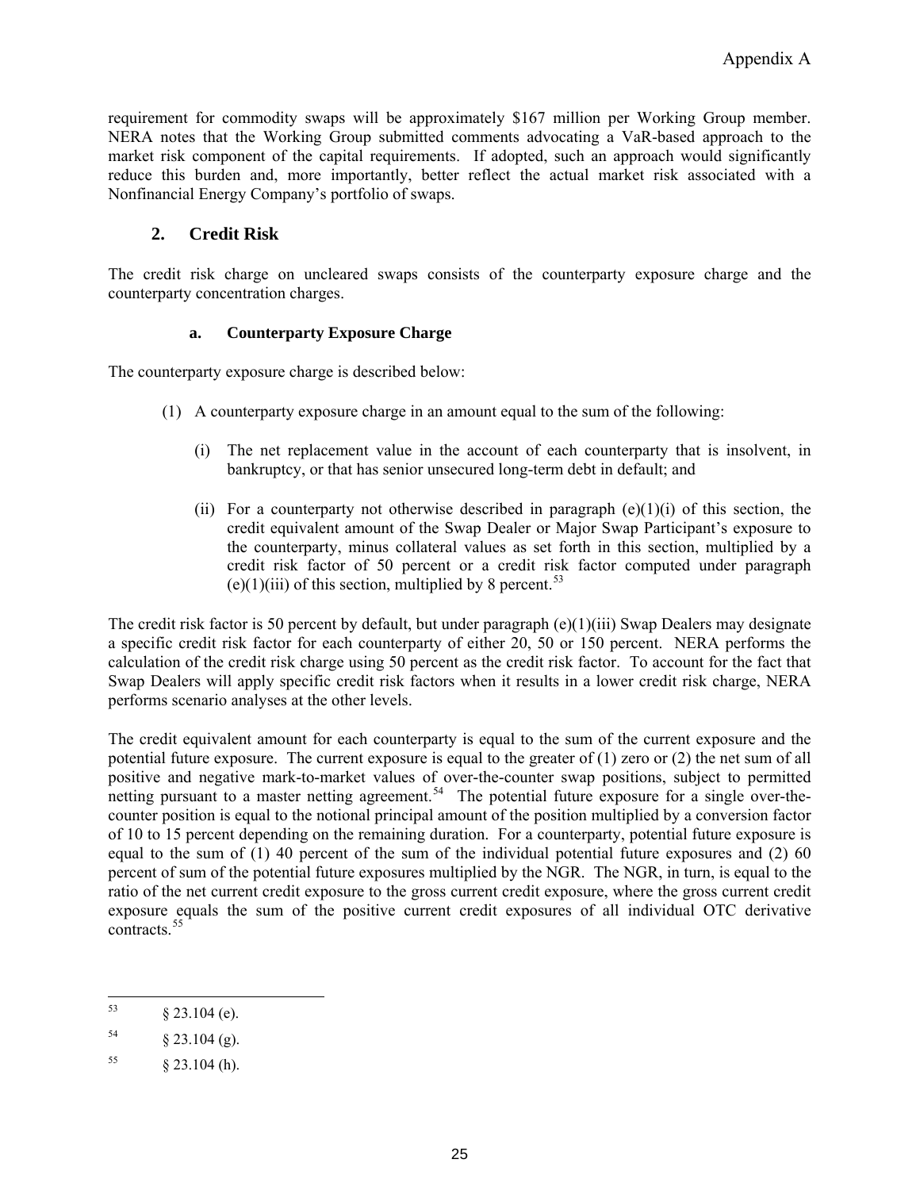requirement for commodity swaps will be approximately $167 million per Working Group member. NERA notes that the Working Group submitted comments advocating a VaR-based approach to the market risk component of the capital requirements. If adopted, such an approach would significantly reduce this burden and, more importantly, better reflect the actual market risk associated with a Nonfinancial Energy Company's portfolio of swaps.

## 2. Credit Risk

The credit risk charge on uncleared swaps consists of the counterparty exposure charge and the counterparty concentration charges.

### a. Counterparty Exposure Charge

The counterparty exposure charge is described below:

(1) A counterparty exposure charge in an amount equal to the sum of the following:

  (i) The net replacement value in the account of each counterparty that is insolvent, in bankruptcy, or that has senior unsecured long-term debt in default; and

  (ii) For a counterparty not otherwise described in paragraph (e)(1)(i) of this section, the credit equivalent amount of the Swap Dealer or Major Swap Participant's exposure to the counterparty, minus collateral values as set forth in this section, multiplied by a credit risk factor of 50 percent or a credit risk factor computed under paragraph (e)(1)(iii) of this section, multiplied by 8 percent.[53]

The credit risk factor is 50 percent by default, but under paragraph (e)(1)(iii) Swap Dealers may designate a specific credit risk factor for each counterparty of either 20, 50 or 150 percent. NERA performs the calculation of the credit risk charge using 50 percent as the credit risk factor. To account for the fact that Swap Dealers will apply specific credit risk factors when it results in a lower credit risk charge, NERA performs scenario analyses at the other levels.

The credit equivalent amount for each counterparty is equal to the sum of the current exposure and the potential future exposure. The current exposure is equal to the greater of (1) zero or (2) the net sum of all positive and negative mark-to-market values of over-the-counter swap positions, subject to permitted netting pursuant to a master netting agreement.[54] The potential future exposure for a single over-the-counter position is equal to the notional principal amount of the position multiplied by a conversion factor of 10 to 15 percent depending on the remaining duration. For a counterparty, potential future exposure is equal to the sum of (1) 40 percent of the sum of the individual potential future exposures and (2) 60 percent of sum of the potential future exposures multiplied by the NGR. The NGR, in turn, is equal to the ratio of the net current credit exposure to the gross current credit exposure, where the gross current credit exposure equals the sum of the positive current credit exposures of all individual OTC derivative contracts.[55]

---

[53] § 23.104 (e).

[54] § 23.104 (g).

[55] § 23.104 (h).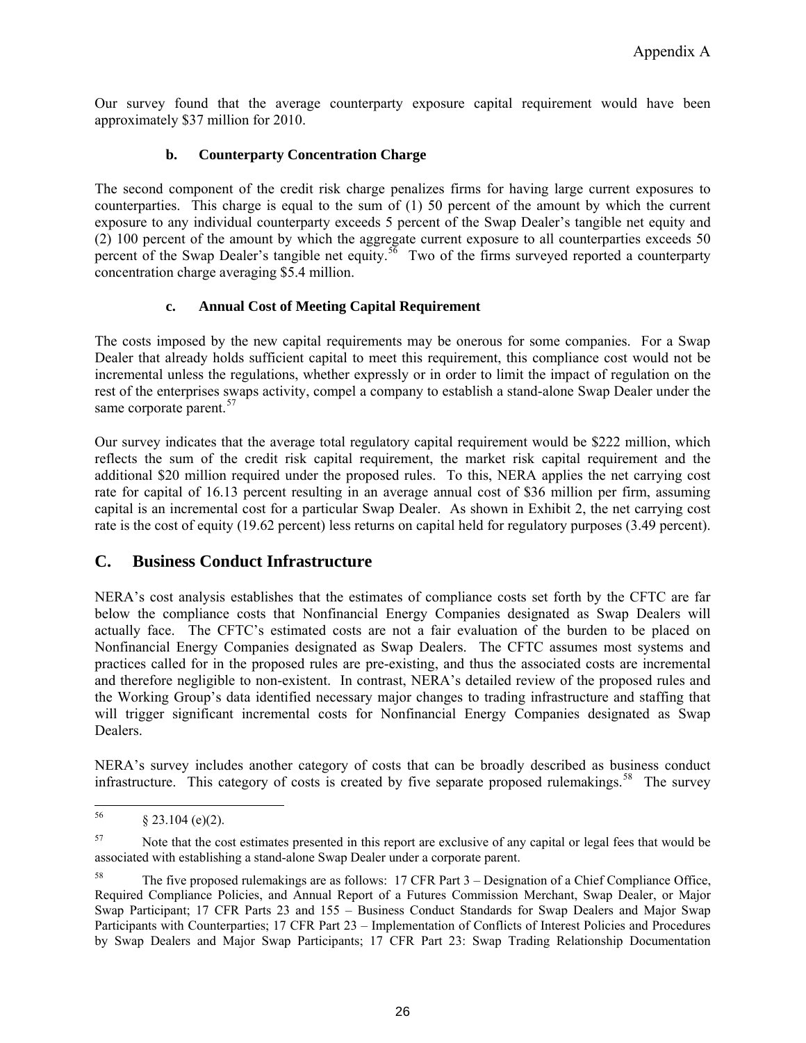Our survey found that the average counterparty exposure capital requirement would have been approximately $37 million for 2010.

### b. Counterparty Concentration Charge

The second component of the credit risk charge penalizes firms for having large current exposures to counterparties. This charge is equal to the sum of (1) 50 percent of the amount by which the current exposure to any individual counterparty exceeds 5 percent of the Swap Dealer's tangible net equity and (2) 100 percent of the amount by which the aggregate current exposure to all counterparties exceeds 50 percent of the Swap Dealer's tangible net equity.[56] Two of the firms surveyed reported a counterparty concentration charge averaging $5.4 million.

### c. Annual Cost of Meeting Capital Requirement

The costs imposed by the new capital requirements may be onerous for some companies. For a Swap Dealer that already holds sufficient capital to meet this requirement, this compliance cost would not be incremental unless the regulations, whether expressly or in order to limit the impact of regulation on the rest of the enterprises swaps activity, compel a company to establish a stand-alone Swap Dealer under the same corporate parent.[57]

Our survey indicates that the average total regulatory capital requirement would be $222 million, which reflects the sum of the credit risk capital requirement, the market risk capital requirement and the additional $20 million required under the proposed rules. To this, NERA applies the net carrying cost rate for capital of 16.13 percent resulting in an average annual cost of $36 million per firm, assuming capital is an incremental cost for a particular Swap Dealer. As shown in Exhibit 2, the net carrying cost rate is the cost of equity (19.62 percent) less returns on capital held for regulatory purposes (3.49 percent).

## C. Business Conduct Infrastructure

NERA's cost analysis establishes that the estimates of compliance costs set forth by the CFTC are far below the compliance costs that Nonfinancial Energy Companies designated as Swap Dealers will actually face. The CFTC's estimated costs are not a fair evaluation of the burden to be placed on Nonfinancial Energy Companies designated as Swap Dealers. The CFTC assumes most systems and practices called for in the proposed rules are pre-existing, and thus the associated costs are incremental and therefore negligible to non-existent. In contrast, NERA's detailed review of the proposed rules and the Working Group's data identified necessary major changes to trading infrastructure and staffing that will trigger significant incremental costs for Nonfinancial Energy Companies designated as Swap Dealers.

NERA's survey includes another category of costs that can be broadly described as business conduct infrastructure. This category of costs is created by five separate proposed rulemakings.[58] The survey

---

[56] § 23.104 (e)(2).

[57] Note that the cost estimates presented in this report are exclusive of any capital or legal fees that would be associated with establishing a stand-alone Swap Dealer under a corporate parent.

[58] The five proposed rulemakings are as follows: 17 CFR Part 3 – Designation of a Chief Compliance Office, Required Compliance Policies, and Annual Report of a Futures Commission Merchant, Swap Dealer, or Major Swap Participant; 17 CFR Parts 23 and 155 – Business Conduct Standards for Swap Dealers and Major Swap Participants with Counterparties; 17 CFR Part 23 – Implementation of Conflicts of Interest Policies and Procedures by Swap Dealers and Major Swap Participants; 17 CFR Part 23: Swap Trading Relationship Documentation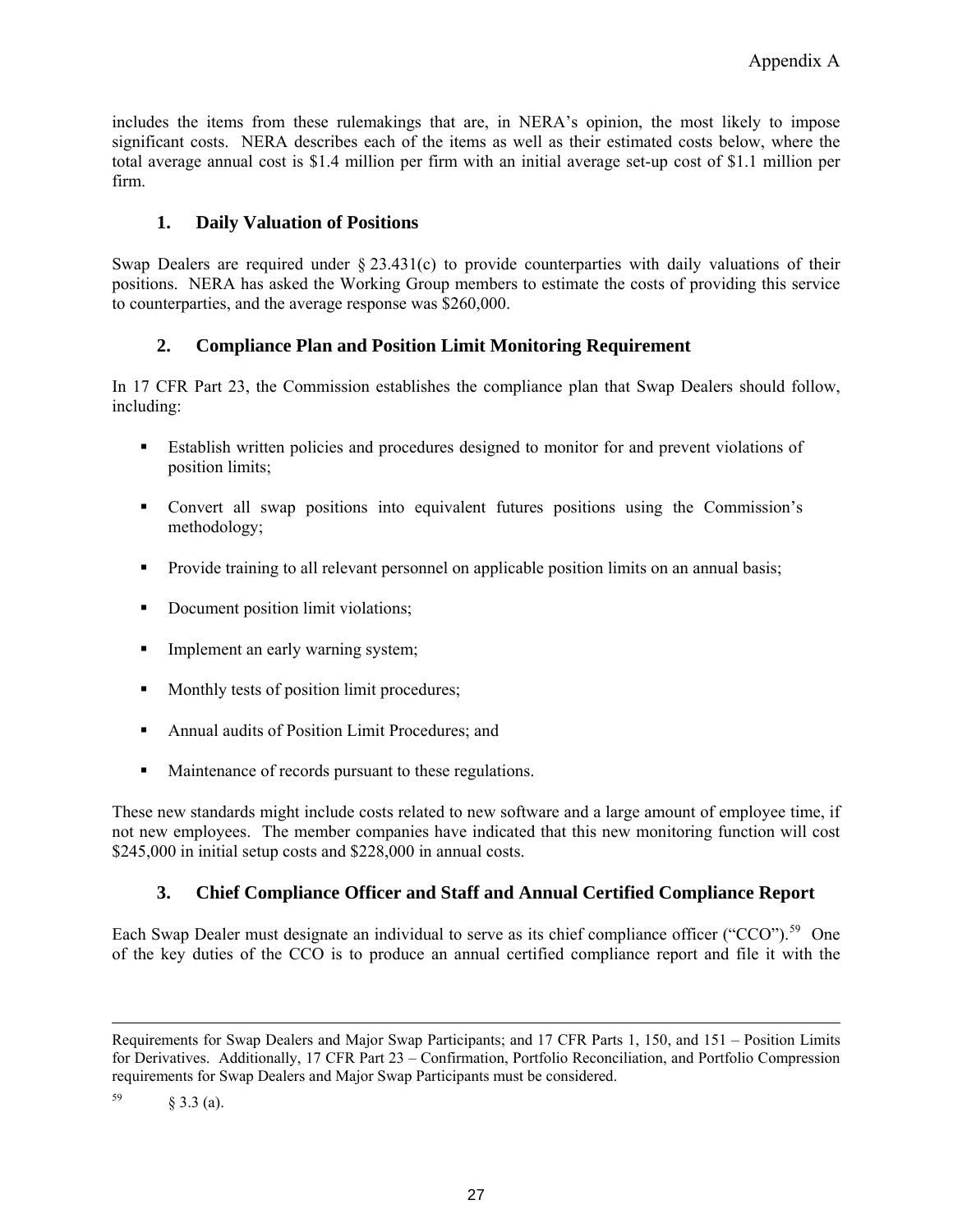includes the items from these rulemakings that are, in NERA's opinion, the most likely to impose significant costs. NERA describes each of the items as well as their estimated costs below, where the total average annual cost is $1.4 million per firm with an initial average set-up cost of $1.1 million per firm.

### 1. Daily Valuation of Positions

Swap Dealers are required under § 23.431(c) to provide counterparties with daily valuations of their positions. NERA has asked the Working Group members to estimate the costs of providing this service to counterparties, and the average response was $260,000.

### 2. Compliance Plan and Position Limit Monitoring Requirement

In 17 CFR Part 23, the Commission establishes the compliance plan that Swap Dealers should follow, including:

- Establish written policies and procedures designed to monitor for and prevent violations of position limits;
- Convert all swap positions into equivalent futures positions using the Commission's methodology;
- Provide training to all relevant personnel on applicable position limits on an annual basis;
- Document position limit violations;
- Implement an early warning system;
- Monthly tests of position limit procedures;
- Annual audits of Position Limit Procedures; and
- Maintenance of records pursuant to these regulations.

These new standards might include costs related to new software and a large amount of employee time, if not new employees. The member companies have indicated that this new monitoring function will cost $245,000 in initial setup costs and $228,000 in annual costs.

### 3. Chief Compliance Officer and Staff and Annual Certified Compliance Report

Each Swap Dealer must designate an individual to serve as its chief compliance officer ("CCO").[59] One of the key duties of the CCO is to produce an annual certified compliance report and file it with the

---

Requirements for Swap Dealers and Major Swap Participants; and 17 CFR Parts 1, 150, and 151 – Position Limits for Derivatives. Additionally, 17 CFR Part 23 – Confirmation, Portfolio Reconciliation, and Portfolio Compression requirements for Swap Dealers and Major Swap Participants must be considered.

[59] § 3.3 (a).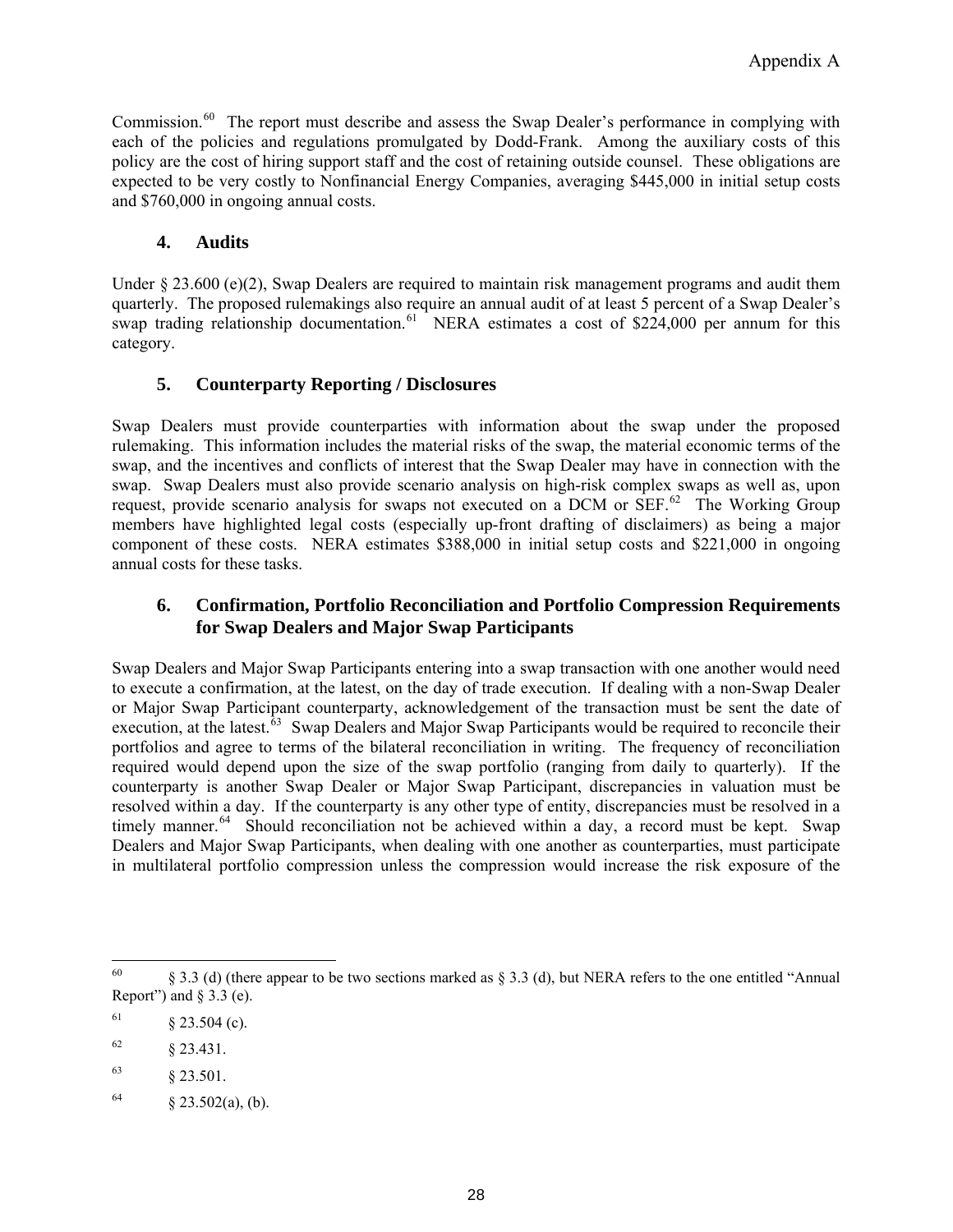Commission.[60] The report must describe and assess the Swap Dealer's performance in complying with each of the policies and regulations promulgated by Dodd-Frank. Among the auxiliary costs of this policy are the cost of hiring support staff and the cost of retaining outside counsel. These obligations are expected to be very costly to Nonfinancial Energy Companies, averaging $445,000 in initial setup costs and $760,000 in ongoing annual costs.

### 4. Audits

Under § 23.600 (e)(2), Swap Dealers are required to maintain risk management programs and audit them quarterly. The proposed rulemakings also require an annual audit of at least 5 percent of a Swap Dealer's swap trading relationship documentation.[61] NERA estimates a cost of $224,000 per annum for this category.

### 5. Counterparty Reporting / Disclosures

Swap Dealers must provide counterparties with information about the swap under the proposed rulemaking. This information includes the material risks of the swap, the material economic terms of the swap, and the incentives and conflicts of interest that the Swap Dealer may have in connection with the swap. Swap Dealers must also provide scenario analysis on high-risk complex swaps as well as, upon request, provide scenario analysis for swaps not executed on a DCM or SEF.[62] The Working Group members have highlighted legal costs (especially up-front drafting of disclaimers) as being a major component of these costs. NERA estimates $388,000 in initial setup costs and $221,000 in ongoing annual costs for these tasks.

### 6. Confirmation, Portfolio Reconciliation and Portfolio Compression Requirements for Swap Dealers and Major Swap Participants

Swap Dealers and Major Swap Participants entering into a swap transaction with one another would need to execute a confirmation, at the latest, on the day of trade execution. If dealing with a non-Swap Dealer or Major Swap Participant counterparty, acknowledgement of the transaction must be sent the date of execution, at the latest.[63] Swap Dealers and Major Swap Participants would be required to reconcile their portfolios and agree to terms of the bilateral reconciliation in writing. The frequency of reconciliation required would depend upon the size of the swap portfolio (ranging from daily to quarterly). If the counterparty is another Swap Dealer or Major Swap Participant, discrepancies in valuation must be resolved within a day. If the counterparty is any other type of entity, discrepancies must be resolved in a timely manner.[64] Should reconciliation not be achieved within a day, a record must be kept. Swap Dealers and Major Swap Participants, when dealing with one another as counterparties, must participate in multilateral portfolio compression unless the compression would increase the risk exposure of the

---

[60] § 3.3 (d) (there appear to be two sections marked as § 3.3 (d), but NERA refers to the one entitled "Annual Report") and § 3.3 (e).

[61] § 23.504 (c).

[62] § 23.431.

[63] § 23.501.

[64] § 23.502(a), (b).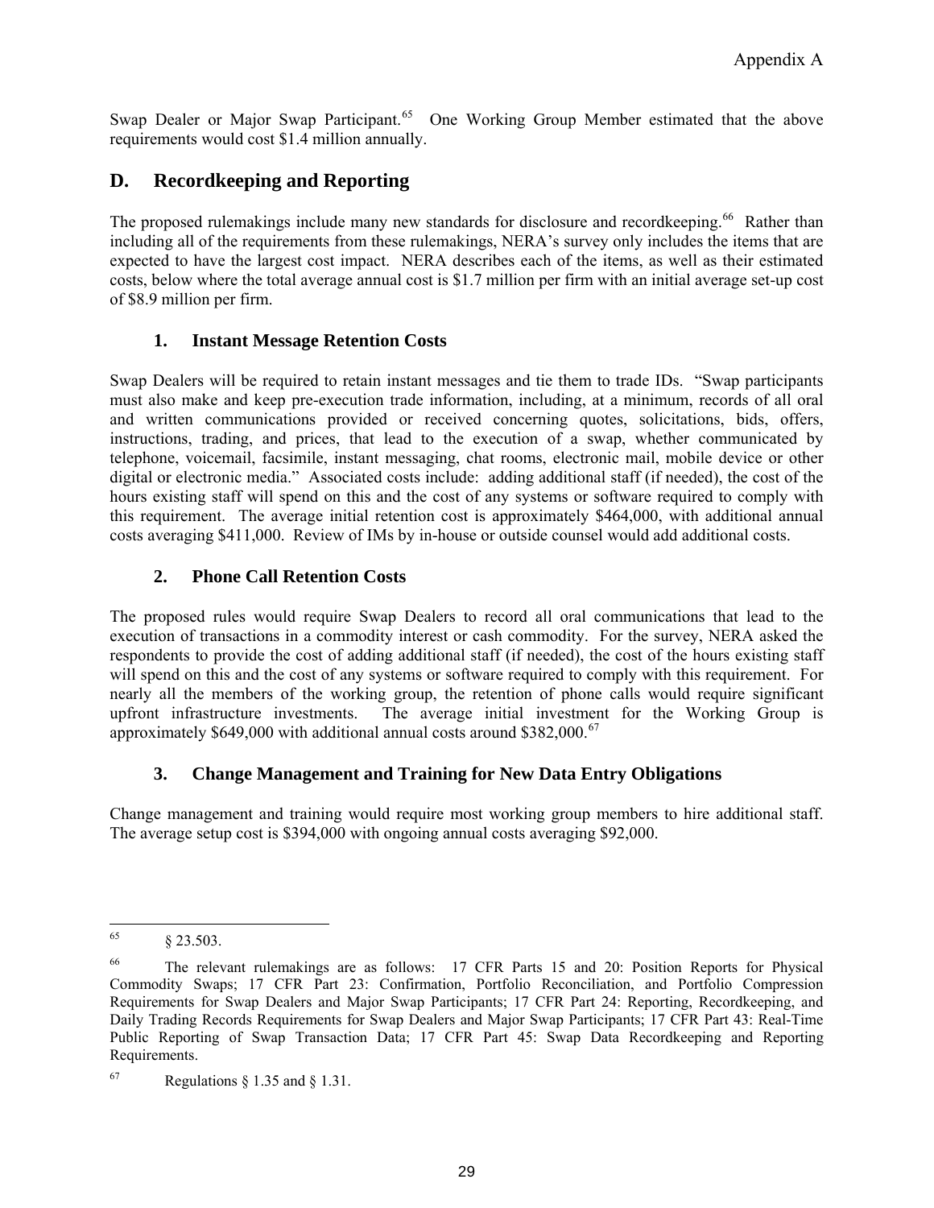Swap Dealer or Major Swap Participant.[65] One Working Group Member estimated that the above requirements would cost $1.4 million annually.

## D. Recordkeeping and Reporting

The proposed rulemakings include many new standards for disclosure and recordkeeping.[66] Rather than including all of the requirements from these rulemakings, NERA's survey only includes the items that are expected to have the largest cost impact. NERA describes each of the items, as well as their estimated costs, below where the total average annual cost is $1.7 million per firm with an initial average set-up cost of $8.9 million per firm.

### 1. Instant Message Retention Costs

Swap Dealers will be required to retain instant messages and tie them to trade IDs. "Swap participants must also make and keep pre-execution trade information, including, at a minimum, records of all oral and written communications provided or received concerning quotes, solicitations, bids, offers, instructions, trading, and prices, that lead to the execution of a swap, whether communicated by telephone, voicemail, facsimile, instant messaging, chat rooms, electronic mail, mobile device or other digital or electronic media." Associated costs include: adding additional staff (if needed), the cost of the hours existing staff will spend on this and the cost of any systems or software required to comply with this requirement. The average initial retention cost is approximately $464,000, with additional annual costs averaging $411,000. Review of IMs by in-house or outside counsel would add additional costs.

### 2. Phone Call Retention Costs

The proposed rules would require Swap Dealers to record all oral communications that lead to the execution of transactions in a commodity interest or cash commodity. For the survey, NERA asked the respondents to provide the cost of adding additional staff (if needed), the cost of the hours existing staff will spend on this and the cost of any systems or software required to comply with this requirement. For nearly all the members of the working group, the retention of phone calls would require significant upfront infrastructure investments. The average initial investment for the Working Group is approximately $649,000 with additional annual costs around $382,000.[67]

### 3. Change Management and Training for New Data Entry Obligations

Change management and training would require most working group members to hire additional staff. The average setup cost is $394,000 with ongoing annual costs averaging $92,000.

---

[65] § 23.503.

[66] The relevant rulemakings are as follows: 17 CFR Parts 15 and 20: Position Reports for Physical Commodity Swaps; 17 CFR Part 23: Confirmation, Portfolio Reconciliation, and Portfolio Compression Requirements for Swap Dealers and Major Swap Participants; 17 CFR Part 24: Reporting, Recordkeeping, and Daily Trading Records Requirements for Swap Dealers and Major Swap Participants; 17 CFR Part 43: Real-Time Public Reporting of Swap Transaction Data; 17 CFR Part 45: Swap Data Recordkeeping and Reporting Requirements.

[67] Regulations § 1.35 and § 1.31.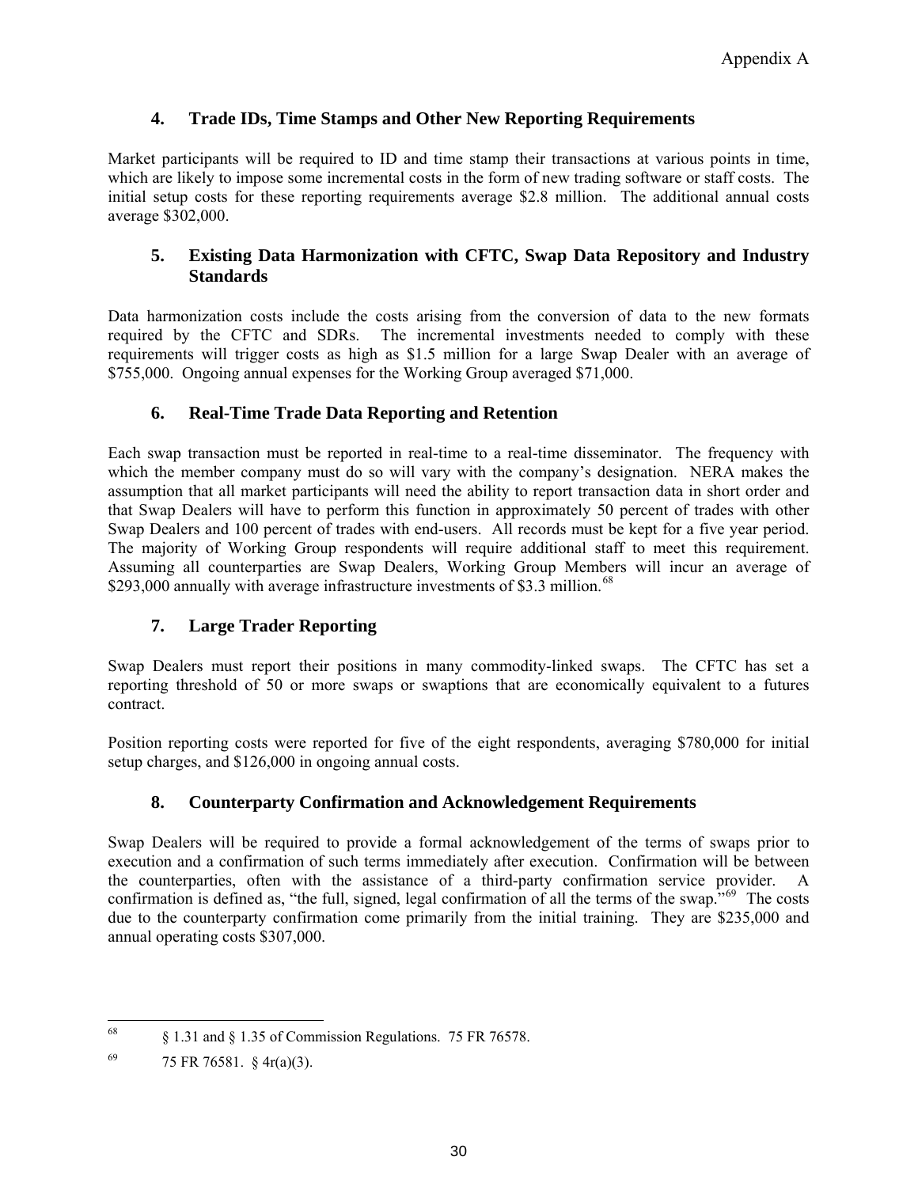### 4. Trade IDs, Time Stamps and Other New Reporting Requirements

Market participants will be required to ID and time stamp their transactions at various points in time, which are likely to impose some incremental costs in the form of new trading software or staff costs. The initial setup costs for these reporting requirements average $2.8 million. The additional annual costs average $302,000.

### 5. Existing Data Harmonization with CFTC, Swap Data Repository and Industry Standards

Data harmonization costs include the costs arising from the conversion of data to the new formats required by the CFTC and SDRs. The incremental investments needed to comply with these requirements will trigger costs as high as $1.5 million for a large Swap Dealer with an average of $755,000. Ongoing annual expenses for the Working Group averaged $71,000.

### 6. Real-Time Trade Data Reporting and Retention

Each swap transaction must be reported in real-time to a real-time disseminator. The frequency with which the member company must do so will vary with the company's designation. NERA makes the assumption that all market participants will need the ability to report transaction data in short order and that Swap Dealers will have to perform this function in approximately 50 percent of trades with other Swap Dealers and 100 percent of trades with end-users. All records must be kept for a five year period. The majority of Working Group respondents will require additional staff to meet this requirement. Assuming all counterparties are Swap Dealers, Working Group Members will incur an average of $293,000 annually with average infrastructure investments of $3.3 million.[68]

### 7. Large Trader Reporting

Swap Dealers must report their positions in many commodity-linked swaps. The CFTC has set a reporting threshold of 50 or more swaps or swaptions that are economically equivalent to a futures contract.

Position reporting costs were reported for five of the eight respondents, averaging $780,000 for initial setup charges, and $126,000 in ongoing annual costs.

### 8. Counterparty Confirmation and Acknowledgement Requirements

Swap Dealers will be required to provide a formal acknowledgement of the terms of swaps prior to execution and a confirmation of such terms immediately after execution. Confirmation will be between the counterparties, often with the assistance of a third-party confirmation service provider. A confirmation is defined as, "the full, signed, legal confirmation of all the terms of the swap."[69] The costs due to the counterparty confirmation come primarily from the initial training. They are $235,000 and annual operating costs $307,000.

---

[68] § 1.31 and § 1.35 of Commission Regulations. 75 FR 76578.

[69] 75 FR 76581. § 4r(a)(3).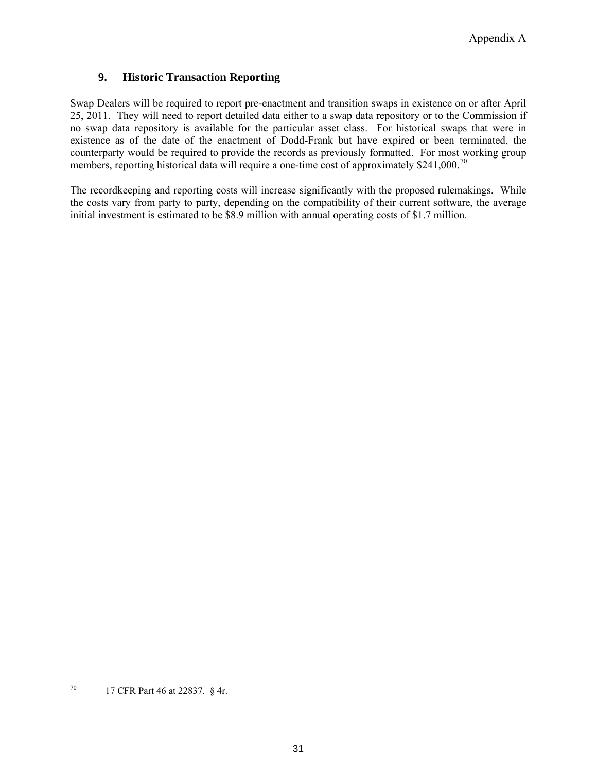### 9. Historic Transaction Reporting

Swap Dealers will be required to report pre-enactment and transition swaps in existence on or after April 25, 2011. They will need to report detailed data either to a swap data repository or to the Commission if no swap data repository is available for the particular asset class. For historical swaps that were in existence as of the date of the enactment of Dodd-Frank but have expired or been terminated, the counterparty would be required to provide the records as previously formatted. For most working group members, reporting historical data will require a one-time cost of approximately $241,000.[70]

The recordkeeping and reporting costs will increase significantly with the proposed rulemakings. While the costs vary from party to party, depending on the compatibility of their current software, the average initial investment is estimated to be $8.9 million with annual operating costs of $1.7 million.

---

[70] 17 CFR Part 46 at 22837. § 4r.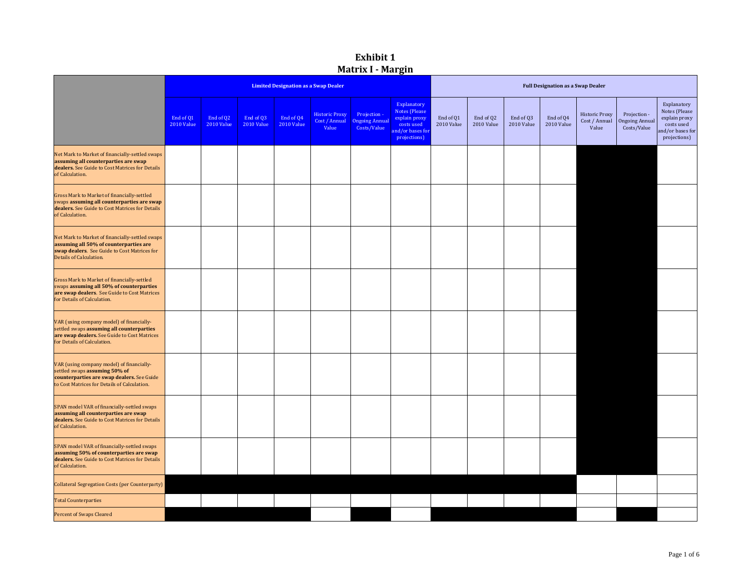# Exhibit 1
## Matrix I - Margin

| | Limited Designation as a Swap Dealer | | | | | | | Full Designation as a Swap Dealer | | | | | | |
|---|---|---|---|---|---|---|---|---|---|---|---|---|---|---|
| | End of Q1 2010 Value | End of Q2 2010 Value | End of Q3 2010 Value | End of Q4 2010 Value | Historic Proxy Cost / Annual Value | Projection - Ongoing Annual Costs/Value | Explanatory Notes (Please explain proxy costs used and/or bases for projections) | End of Q1 2010 Value | End of Q2 2010 Value | End of Q3 2010 Value | End of Q4 2010 Value | Historic Proxy Cost / Annual Value | Projection - Ongoing Annual Costs/Value | Explanatory Notes (Please explain proxy costs used and/or bases for projections) |
| Net Mark to Market of financially-settled swaps **assuming all counterparties are swap dealers.** See Guide to Cost Matrices for Details of Calculation. | | | | | | | | | | | | | | |
| Gross Mark to Market of financially-settled swaps **assuming all counterparties are swap dealers.** See Guide to Cost Matrices for Details of Calculation. | | | | | | | | | | | | | | |
| Net Mark to Market of financially-settled swaps **assuming all 50% of counterparties are swap dealers**. See Guide to Cost Matrices for Details of Calculation. | | | | | | | | | | | | | | |
| Gross Mark to Market of financially-settled swaps **assuming all 50% of counterparties are swap dealers**. See Guide to Cost Matrices for Details of Calculation. | | | | | | | | | | | | | | |
| VAR (using company model) of financially-settled swaps **assuming all counterparties are swap dealers.** See Guide to Cost Matrices for Details of Calculation. | | | | | | | | | | | | | | |
| VAR (using company model) of financially-settled swaps **assuming 50% of counterparties are swap dealers.** See Guide to Cost Matrices for Details of Calculation. | | | | | | | | | | | | | | |
| SPAN model VAR of financially-settled swaps **assuming all counterparties are swap dealers.** See Guide to Cost Matrices for Details of Calculation. | | | | | | | | | | | | | | |
| SPAN model VAR of financially-settled swaps **assuming 50% of counterparties are swap dealers.** See Guide to Cost Matrices for Details of Calculation. | | | | | | | | | | | | | | |
| Collateral Segregation Costs (per Counterparty) | | | | | | | | | | | | | | |
| Total Counterparties | | | | | | | | | | | | | | |
| Percent of Swaps Cleared | | | | | | | | | | | | | | |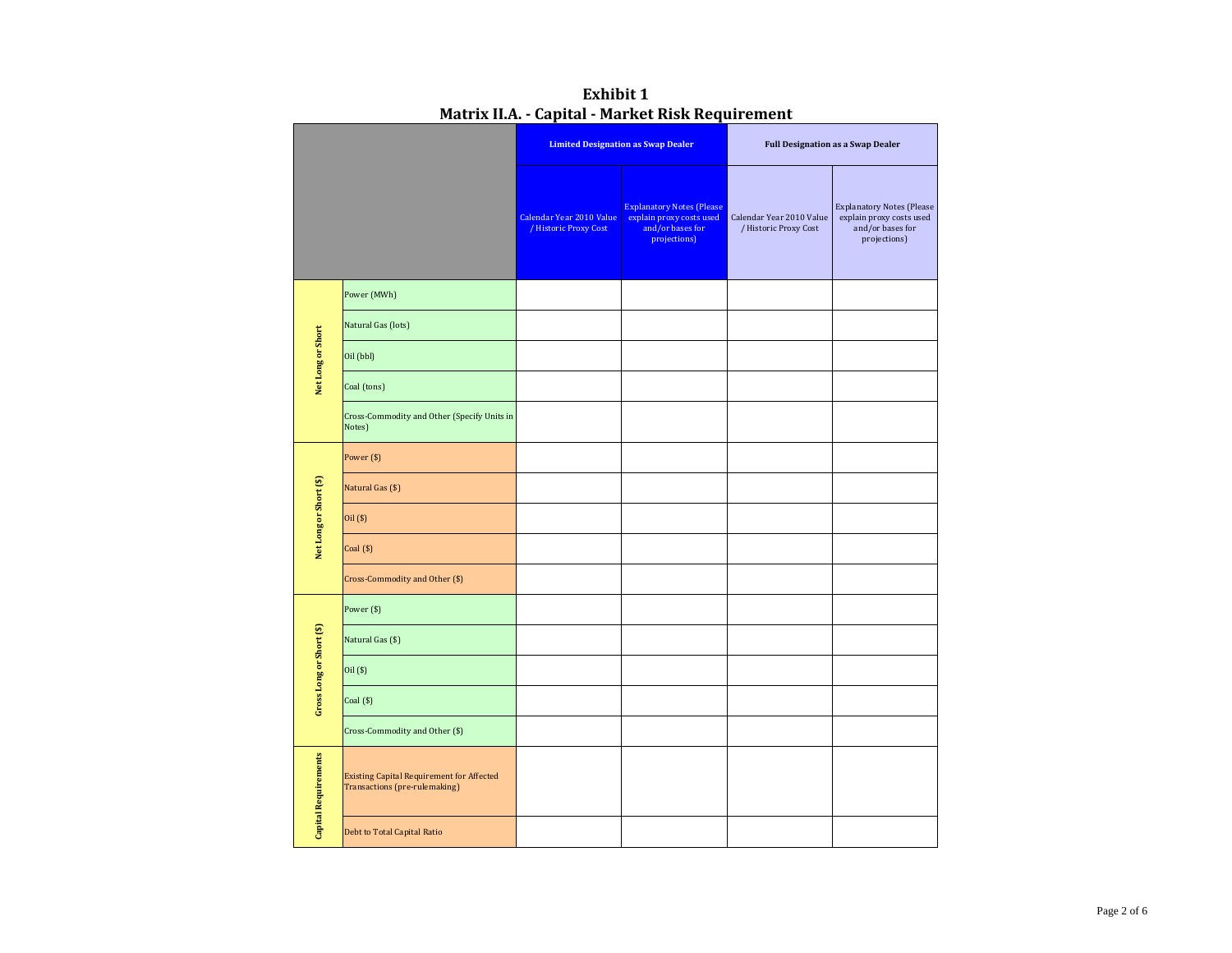# Exhibit 1
## Matrix II.A. - Capital - Market Risk Requirement

| | | Limited Designation as Swap Dealer | | Full Designation as a Swap Dealer | |
|---|---|---|---|---|---|
| | | Calendar Year 2010 Value / Historic Proxy Cost | Explanatory Notes (Please explain proxy costs used and/or bases for projections) | Calendar Year 2010 Value / Historic Proxy Cost | Explanatory Notes (Please explain proxy costs used and/or bases for projections) |
| Net Long or Short | Power (MWh) | | | | |
| | Natural Gas (lots) | | | | |
| | Oil (bbl) | | | | |
| | Coal (tons) | | | | |
| | Cross-Commodity and Other (Specify Units in Notes) | | | | |
| Net Long or Short ($) | Power ($) | | | | |
| | Natural Gas ($) | | | | |
| | Oil ($) | | | | |
| | Coal ($) | | | | |
| | Cross-Commodity and Other ($) | | | | |
| Gross Long or Short ($) | Power ($) | | | | |
| | Natural Gas ($) | | | | |
| | Oil ($) | | | | |
| | Coal ($) | | | | |
| | Cross-Commodity and Other ($) | | | | |
| Capital Requirements | Existing Capital Requirement for Affected Transactions (pre-rulemaking) | | | | |
| | Debt to Total Capital Ratio | | | | |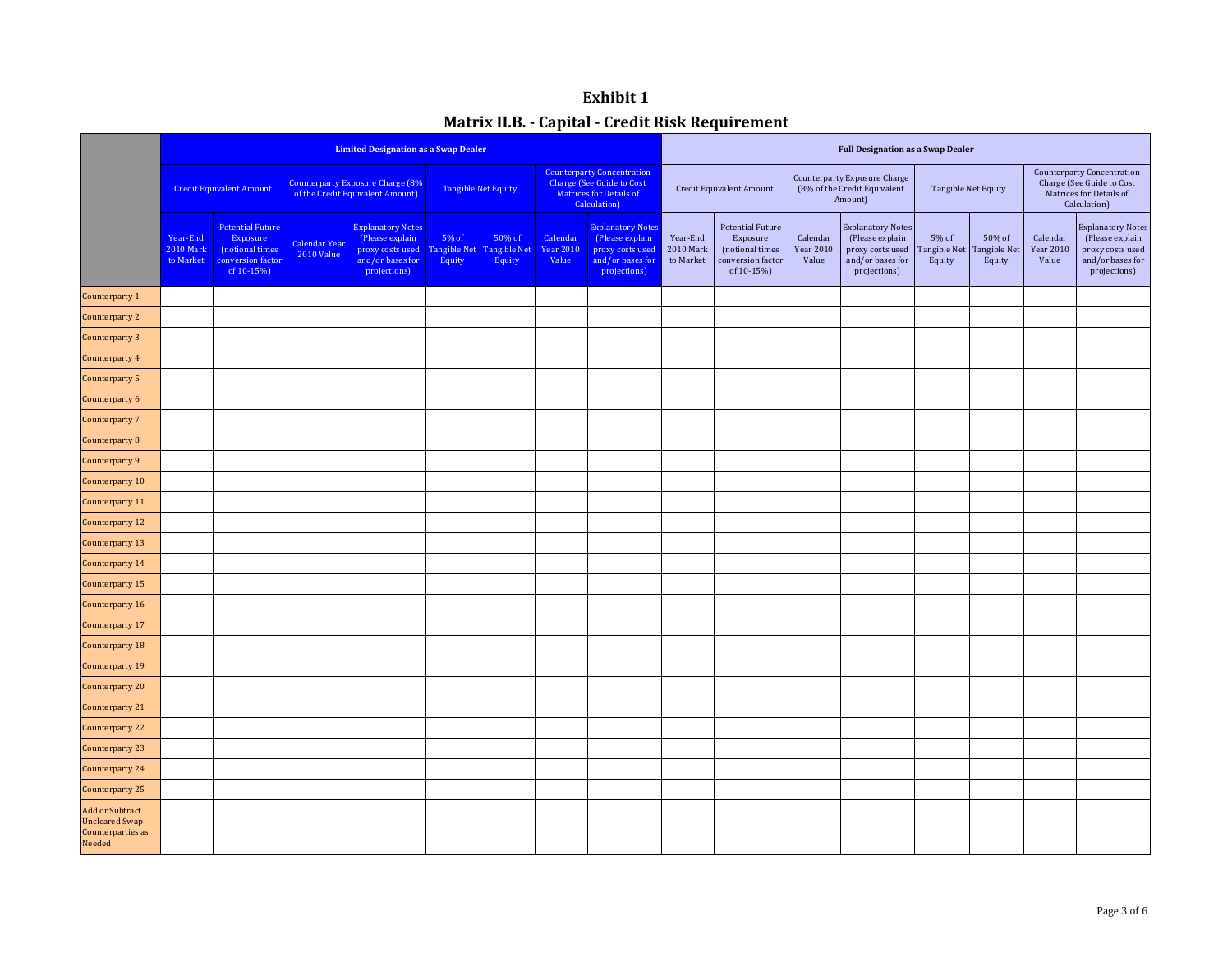# Exhibit 1

## Matrix II.B. - Capital - Credit Risk Requirement

| | Limited Designation as a Swap Dealer | | | | | | | | Full Designation as a Swap Dealer | | | | | | | |
|---|---|---|---|---|---|---|---|---|---|---|---|---|---|---|---|---|
| | Credit Equivalent Amount | | Counterparty Exposure Charge (8% of the Credit Equivalent Amount) | | Tangible Net Equity | | Counterparty Concentration Charge (See Guide to Cost Matrices for Details of Calculation) | | Credit Equivalent Amount | | Counterparty Exposure Charge (8% of the Credit Equivalent Amount) | | Tangible Net Equity | | Counterparty Concentration Charge (See Guide to Cost Matrices for Details of Calculation) | |
| | Year-End 2010 Mark to Market | Potential Future Exposure (notional times conversion factor of 10-15%) | Calendar Year 2010 Value | Explanatory Notes (Please explain proxy costs used and/or bases for projections) | 5% of Tangible Net Equity | 50% of Tangible Net Equity | Calendar Year 2010 Value | Explanatory Notes (Please explain proxy costs used and/or bases for projections) | Year-End 2010 Mark to Market | Potential Future Exposure (notional times conversion factor of 10-15%) | Calendar Year 2010 Value | Explanatory Notes (Please explain proxy costs used and/or bases for projections) | 5% of Tangible Net Equity | 50% of Tangible Net Equity | Calendar Year 2010 Value | Explanatory Notes (Please explain proxy costs used and/or bases for projections) |
| Counterparty 1 | | | | | | | | | | | | | | | | |
| Counterparty 2 | | | | | | | | | | | | | | | | |
| Counterparty 3 | | | | | | | | | | | | | | | | |
| Counterparty 4 | | | | | | | | | | | | | | | | |
| Counterparty 5 | | | | | | | | | | | | | | | | |
| Counterparty 6 | | | | | | | | | | | | | | | | |
| Counterparty 7 | | | | | | | | | | | | | | | | |
| Counterparty 8 | | | | | | | | | | | | | | | | |
| Counterparty 9 | | | | | | | | | | | | | | | | |
| Counterparty 10 | | | | | | | | | | | | | | | | |
| Counterparty 11 | | | | | | | | | | | | | | | | |
| Counterparty 12 | | | | | | | | | | | | | | | | |
| Counterparty 13 | | | | | | | | | | | | | | | | |
| Counterparty 14 | | | | | | | | | | | | | | | | |
| Counterparty 15 | | | | | | | | | | | | | | | | |
| Counterparty 16 | | | | | | | | | | | | | | | | |
| Counterparty 17 | | | | | | | | | | | | | | | | |
| Counterparty 18 | | | | | | | | | | | | | | | | |
| Counterparty 19 | | | | | | | | | | | | | | | | |
| Counterparty 20 | | | | | | | | | | | | | | | | |
| Counterparty 21 | | | | | | | | | | | | | | | | |
| Counterparty 22 | | | | | | | | | | | | | | | | |
| Counterparty 23 | | | | | | | | | | | | | | | | |
| Counterparty 24 | | | | | | | | | | | | | | | | |
| Counterparty 25 | | | | | | | | | | | | | | | | |
| Add or Subtract Uncleared Swap Counterparties as Needed | | | | | | | | | | | | | | | | |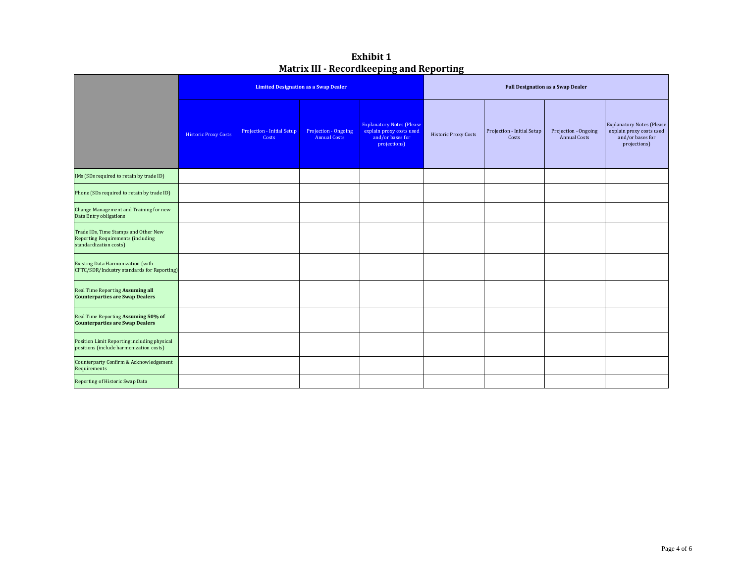# Exhibit 1
## Matrix III - Recordkeeping and Reporting

| | Limited Designation as a Swap Dealer | | | | Full Designation as a Swap Dealer | | | |
|---|---|---|---|---|---|---|---|---|
| | Historic Proxy Costs | Projection - Initial Setup Costs | Projection - Ongoing Annual Costs | Explanatory Notes (Please explain proxy costs used and/or bases for projections) | Historic Proxy Costs | Projection - Initial Setup Costs | Projection - Ongoing Annual Costs | Explanatory Notes (Please explain proxy costs used and/or bases for projections) |
| IMs (SDs required to retain by trade ID) | | | | | | | | |
| Phone (SDs required to retain by trade ID) | | | | | | | | |
| Change Management and Training for new Data Entry obligations | | | | | | | | |
| Trade IDs, Time Stamps and Other New Reporting Requirements (including standardization costs) | | | | | | | | |
| Existing Data Harmonization (with CFTC/SDR/Industry standards for Reporting) | | | | | | | | |
| Real Time Reporting **Assuming all Counterparties are Swap Dealers** | | | | | | | | |
| Real Time Reporting **Assuming 50% of Counterparties are Swap Dealers** | | | | | | | | |
| Position Limit Reporting including physical positions (include harmonization costs) | | | | | | | | |
| Counterparty Confirm & Acknowledgement Requirements | | | | | | | | |
| Reporting of Historic Swap Data | | | | | | | | |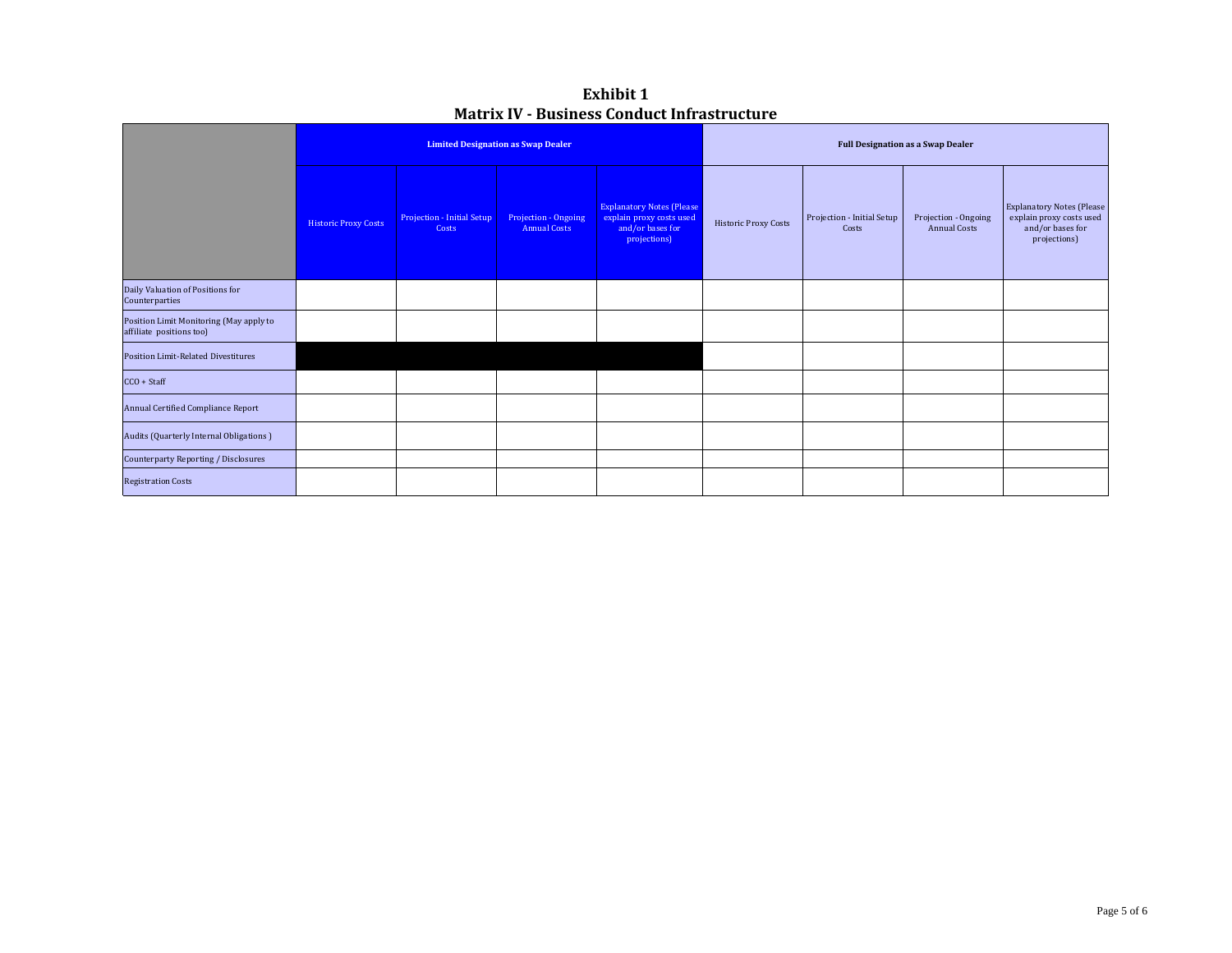# Exhibit 1
## Matrix IV - Business Conduct Infrastructure

| | Limited Designation as Swap Dealer | | | | Full Designation as a Swap Dealer | | | |
|---|---|---|---|---|---|---|---|---|
| | Historic Proxy Costs | Projection - Initial Setup Costs | Projection - Ongoing Annual Costs | Explanatory Notes (Please explain proxy costs used and/or bases for projections) | Historic Proxy Costs | Projection - Initial Setup Costs | Projection - Ongoing Annual Costs | Explanatory Notes (Please explain proxy costs used and/or bases for projections) |
| Daily Valuation of Positions for Counterparties | | | | | | | | |
| Position Limit Monitoring (May apply to affiliate positions too) | | | | | | | | |
| Position Limit-Related Divestitures | | | | | | | | |
| CCO + Staff | | | | | | | | |
| Annual Certified Compliance Report | | | | | | | | |
| Audits (Quarterly Internal Obligations ) | | | | | | | | |
| Counterparty Reporting / Disclosures | | | | | | | | |
| Registration Costs | | | | | | | | |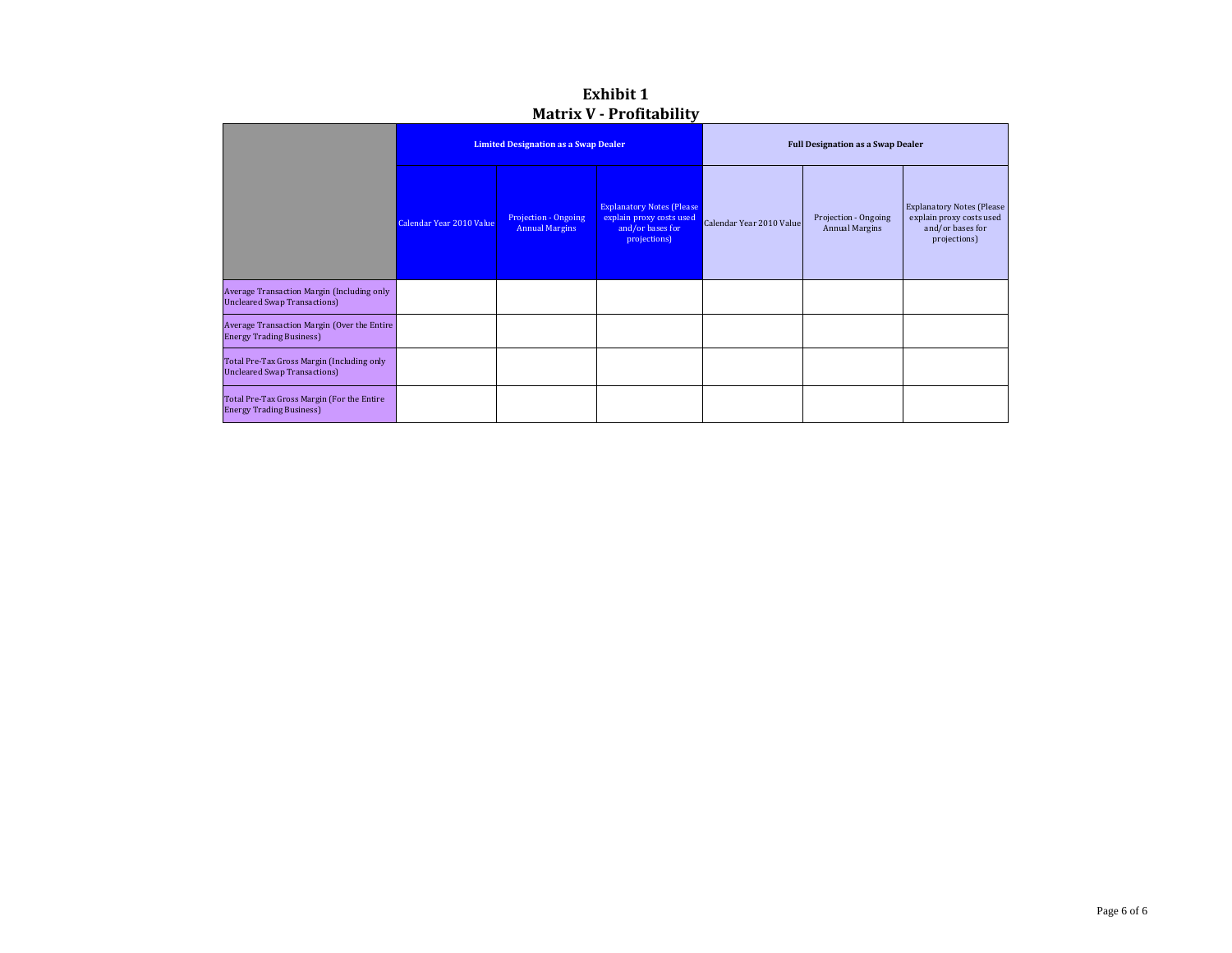# Exhibit 1
## Matrix V - Profitability

| | Limited Designation as a Swap Dealer | | | Full Designation as a Swap Dealer | | |
|---|---|---|---|---|---|---|
| | Calendar Year 2010 Value | Projection - Ongoing Annual Margins | Explanatory Notes (Please explain proxy costs used and/or bases for projections) | Calendar Year 2010 Value | Projection - Ongoing Annual Margins | Explanatory Notes (Please explain proxy costs used and/or bases for projections) |
| Average Transaction Margin (Including only Uncleared Swap Transactions) | | | | | | |
| Average Transaction Margin (Over the Entire Energy Trading Business) | | | | | | |
| Total Pre-Tax Gross Margin (Including only Uncleared Swap Transactions) | | | | | | |
| Total Pre-Tax Gross Margin (For the Entire Energy Trading Business) | | | | | | |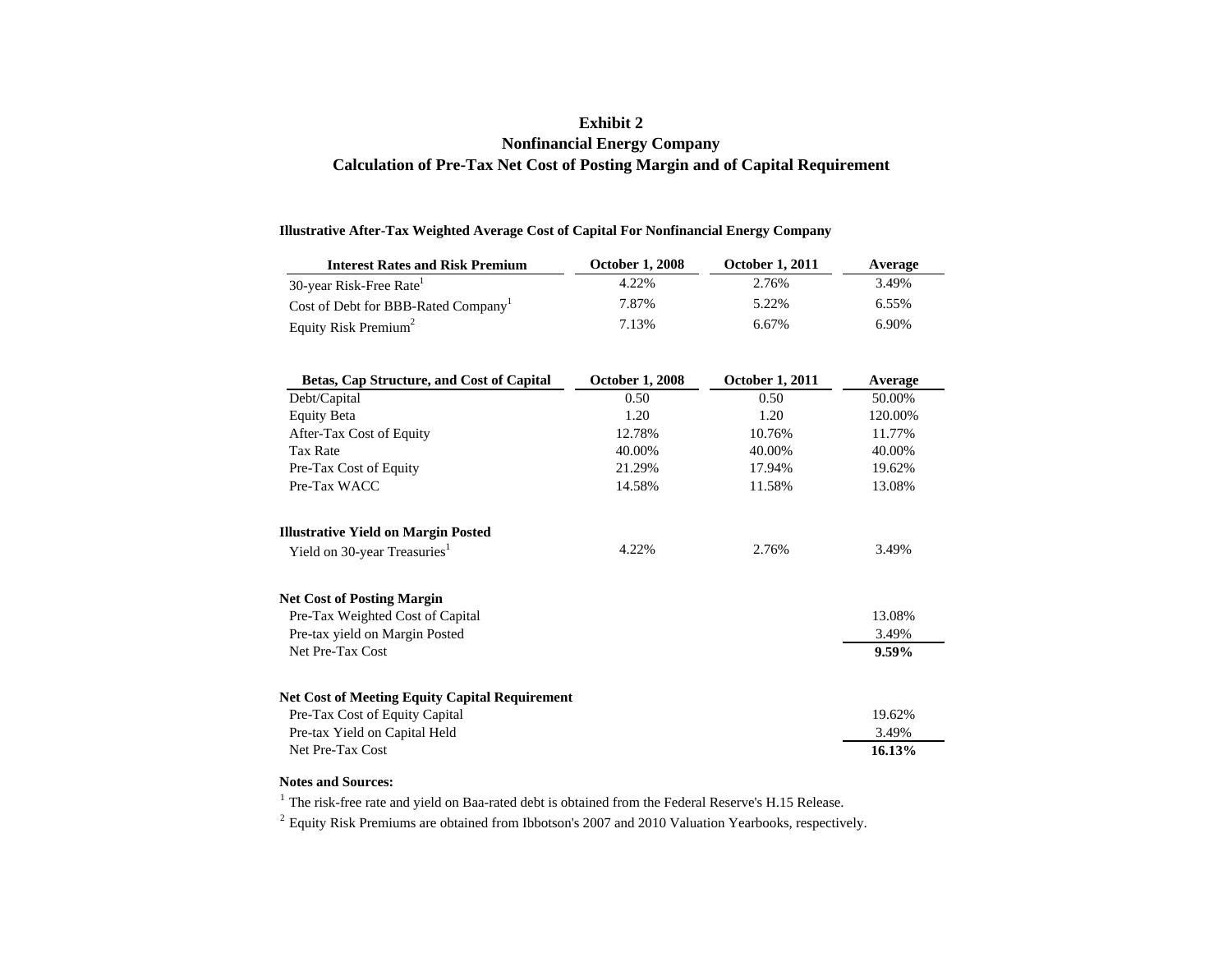# Exhibit 2
## Nonfinancial Energy Company
## Calculation of Pre-Tax Net Cost of Posting Margin and of Capital Requirement

**Illustrative After-Tax Weighted Average Cost of Capital For Nonfinancial Energy Company**

| Interest Rates and Risk Premium | October 1, 2008 | October 1, 2011 | Average |
|---|---|---|---|
| 30-year Risk-Free Rate[1] | 4.22% | 2.76% | 3.49% |
| Cost of Debt for BBB-Rated Company[1] | 7.87% | 5.22% | 6.55% |
| Equity Risk Premium[2] | 7.13% | 6.67% | 6.90% |

| Betas, Cap Structure, and Cost of Capital | October 1, 2008 | October 1, 2011 | Average |
|---|---|---|---|
| Debt/Capital | 0.50 | 0.50 | 50.00% |
| Equity Beta | 1.20 | 1.20 | 120.00% |
| After-Tax Cost of Equity | 12.78% | 10.76% | 11.77% |
| Tax Rate | 40.00% | 40.00% | 40.00% |
| Pre-Tax Cost of Equity | 21.29% | 17.94% | 19.62% |
| Pre-Tax WACC | 14.58% | 11.58% | 13.08% |

**Illustrative Yield on Margin Posted**

| | October 1, 2008 | October 1, 2011 | Average |
|---|---|---|---|
| Yield on 30-year Treasuries[1] | 4.22% | 2.76% | 3.49% |

**Net Cost of Posting Margin**

| | Average |
|---|---|
| Pre-Tax Weighted Cost of Capital | 13.08% |
| Pre-tax yield on Margin Posted | 3.49% |
| Net Pre-Tax Cost | **9.59%** |

**Net Cost of Meeting Equity Capital Requirement**

| | Average |
|---|---|
| Pre-Tax Cost of Equity Capital | 19.62% |
| Pre-tax Yield on Capital Held | 3.49% |
| Net Pre-Tax Cost | **16.13%** |

**Notes and Sources:**

[1] The risk-free rate and yield on Baa-rated debt is obtained from the Federal Reserve's H.15 Release.

[2] Equity Risk Premiums are obtained from Ibbotson's 2007 and 2010 Valuation Yearbooks, respectively.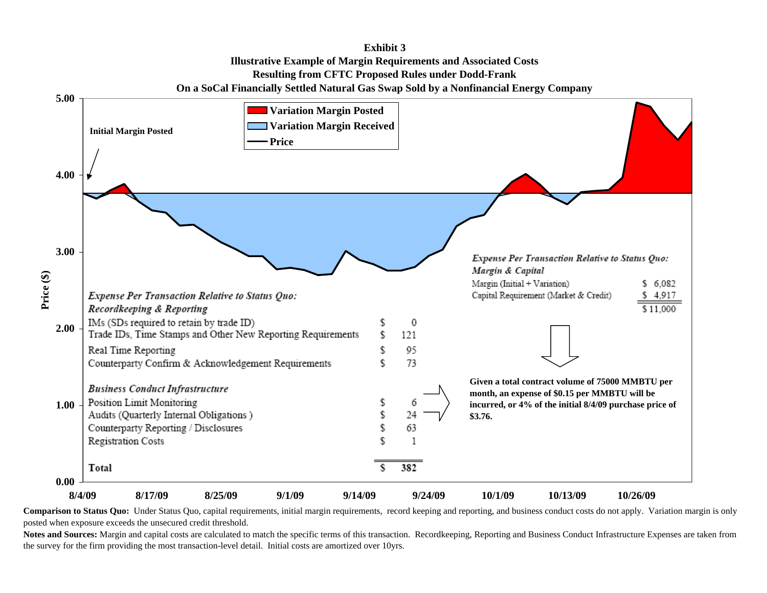# Exhibit 3

## Illustrative Example of Margin Requirements and Associated Costs Resulting from CFTC Proposed Rules under Dodd-Frank On a SoCal Financially Settled Natural Gas Swap Sold by a Nonfinancial Energy Company

Legend: Variation Margin Posted; Variation Margin Received; Price

Initial Margin Posted

Price ($): 0.00, 1.00, 2.00, 3.00, 4.00, 5.00

Dates: 8/4/09, 8/17/09, 8/25/09, 9/1/09, 9/14/09, 9/24/09, 10/1/09, 10/13/09, 10/26/09

*Expense Per Transaction Relative to Status Quo: Recordkeeping & Reporting*

| | |
|---|---|
| IMs (SDs required to retain by trade ID) | $ 0 |
| Trade IDs, Time Stamps and Other New Reporting Requirements | $ 121 |
| Real Time Reporting | $ 95 |
| Counterparty Confirm & Acknowledgement Requirements | $ 73 |
| ***Business Conduct Infrastructure*** | |
| Position Limit Monitoring | $ 6 |
| Audits (Quarterly Internal Obligations ) | $ 24 |
| Counterparty Reporting / Disclosures | $ 63 |
| Registration Costs | $ 1 |
| **Total** | **$ 382** |

*Expense Per Transaction Relative to Status Quo: Margin & Capital*

| | |
|---|---|
| Margin (Initial + Variation) | $ 6,082 |
| Capital Requirement (Market & Credit) | $ 4,917 |
| | $ 11,000 |

**Given a total contract volume of 75000 MMBTU per month, an expense of $0.15 per MMBTU will be incurred, or 4% of the initial 8/4/09 purchase price of $3.76.**

**Comparison to Status Quo:** Under Status Quo, capital requirements, initial margin requirements, record keeping and reporting, and business conduct costs do not apply. Variation margin is only posted when exposure exceeds the unsecured credit threshold.

**Notes and Sources:** Margin and capital costs are calculated to match the specific terms of this transaction. Recordkeeping, Reporting and Business Conduct Infrastructure Expenses are taken from the survey for the firm providing the most transaction-level detail. Initial costs are amortized over 10yrs.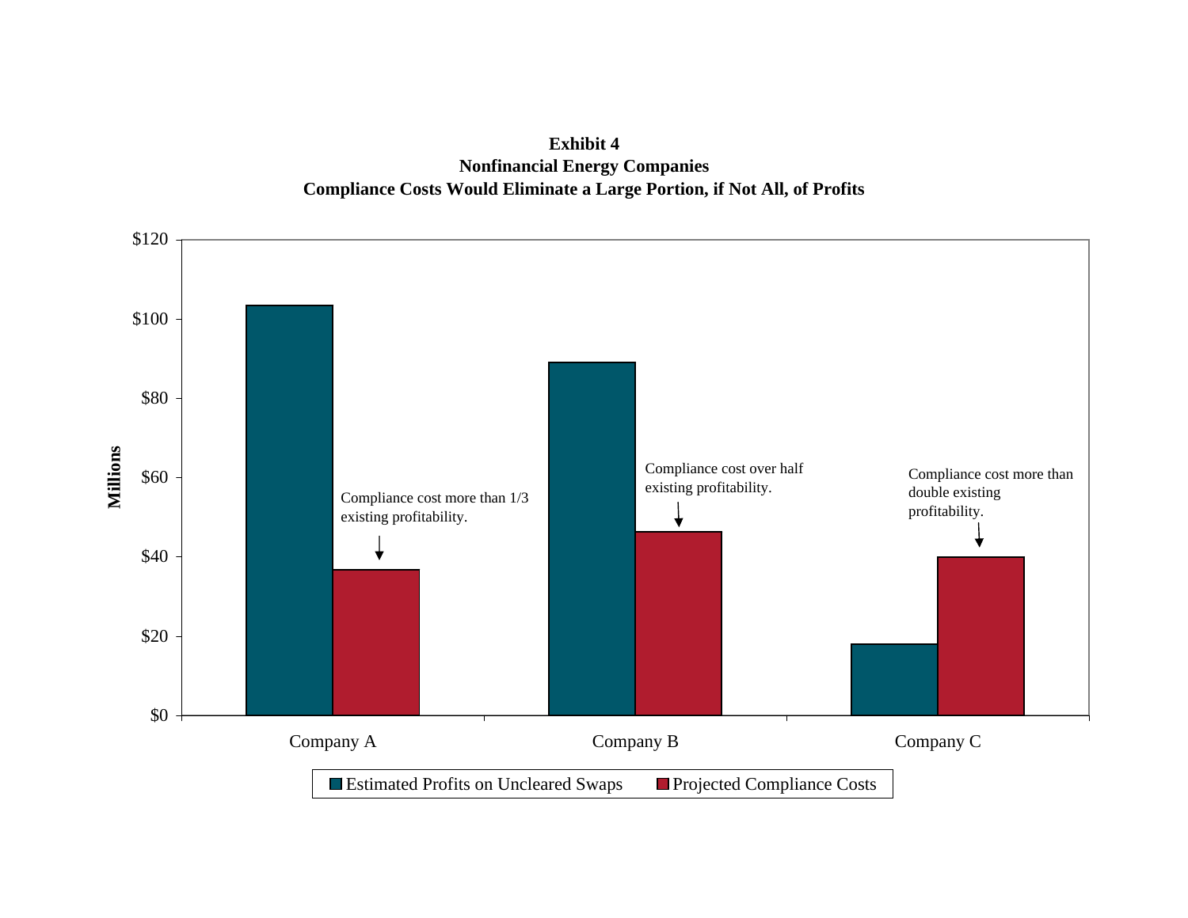**Exhibit 4**
**Nonfinancial Energy Companies**
**Compliance Costs Would Eliminate a Large Portion, if Not All, of Profits**

Millions

$120
$100
$80
$60
$40
$20
$0

Compliance cost more than 1/3 existing profitability.

Compliance cost over half existing profitability.

Compliance cost more than double existing profitability.

Company A

Company B

Company C

Estimated Profits on Uncleared Swaps

Projected Compliance Costs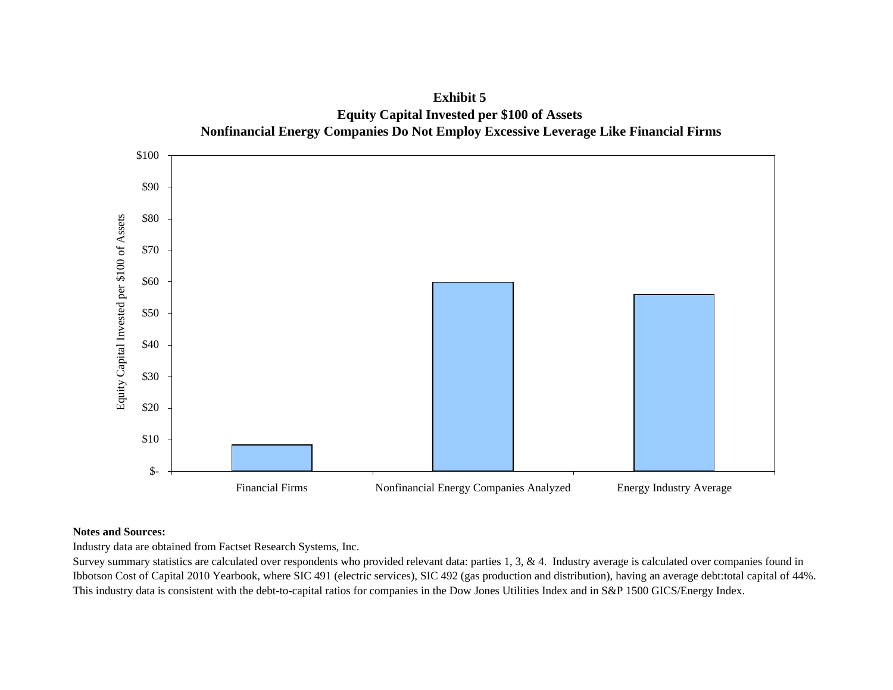**Exhibit 5**
**Equity Capital Invested per $100 of Assets**
**Nonfinancial Energy Companies Do Not Employ Excessive Leverage Like Financial Firms**

**Notes and Sources:**

Industry data are obtained from Factset Research Systems, Inc.

Survey summary statistics are calculated over respondents who provided relevant data: parties 1, 3, & 4. Industry average is calculated over companies found in Ibbotson Cost of Capital 2010 Yearbook, where SIC 491 (electric services), SIC 492 (gas production and distribution), having an average debt:total capital of 44%. This industry data is consistent with the debt-to-capital ratios for companies in the Dow Jones Utilities Index and in S&P 1500 GICS/Energy Index.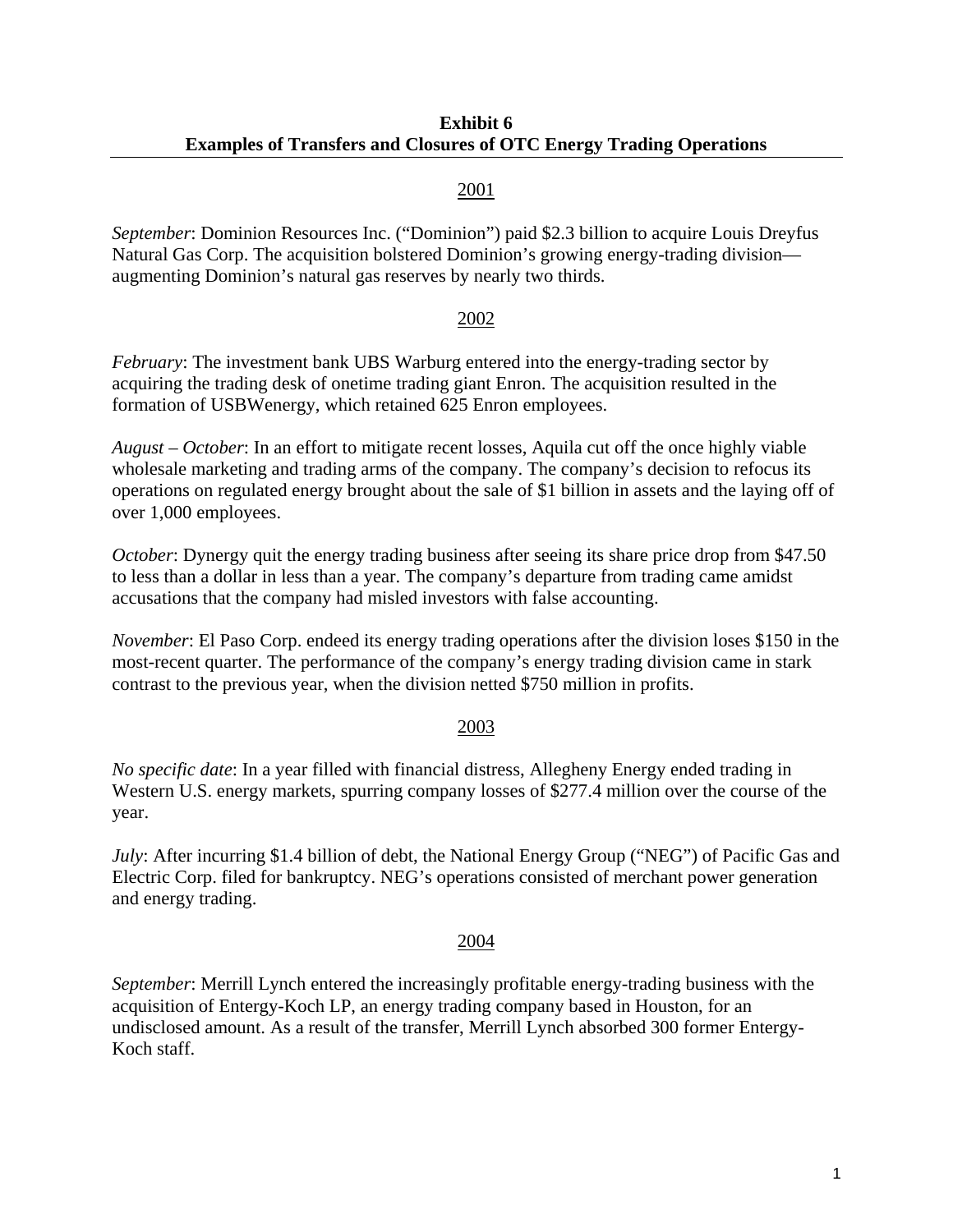**Exhibit 6**
**Examples of Transfers and Closures of OTC Energy Trading Operations**

<u>2001</u>

*September*: Dominion Resources Inc. ("Dominion") paid $2.3 billion to acquire Louis Dreyfus Natural Gas Corp. The acquisition bolstered Dominion's growing energy-trading division—augmenting Dominion's natural gas reserves by nearly two thirds.

<u>2002</u>

*February*: The investment bank UBS Warburg entered into the energy-trading sector by acquiring the trading desk of onetime trading giant Enron. The acquisition resulted in the formation of USBWenergy, which retained 625 Enron employees.

*August – October*: In an effort to mitigate recent losses, Aquila cut off the once highly viable wholesale marketing and trading arms of the company. The company's decision to refocus its operations on regulated energy brought about the sale of $1 billion in assets and the laying off of over 1,000 employees.

*October*: Dynergy quit the energy trading business after seeing its share price drop from $47.50 to less than a dollar in less than a year. The company's departure from trading came amidst accusations that the company had misled investors with false accounting.

*November*: El Paso Corp. endeed its energy trading operations after the division loses $150 in the most-recent quarter. The performance of the company's energy trading division came in stark contrast to the previous year, when the division netted $750 million in profits.

<u>2003</u>

*No specific date*: In a year filled with financial distress, Allegheny Energy ended trading in Western U.S. energy markets, spurring company losses of $277.4 million over the course of the year.

*July*: After incurring $1.4 billion of debt, the National Energy Group ("NEG") of Pacific Gas and Electric Corp. filed for bankruptcy. NEG's operations consisted of merchant power generation and energy trading.

<u>2004</u>

*September*: Merrill Lynch entered the increasingly profitable energy-trading business with the acquisition of Entergy-Koch LP, an energy trading company based in Houston, for an undisclosed amount. As a result of the transfer, Merrill Lynch absorbed 300 former Entergy-Koch staff.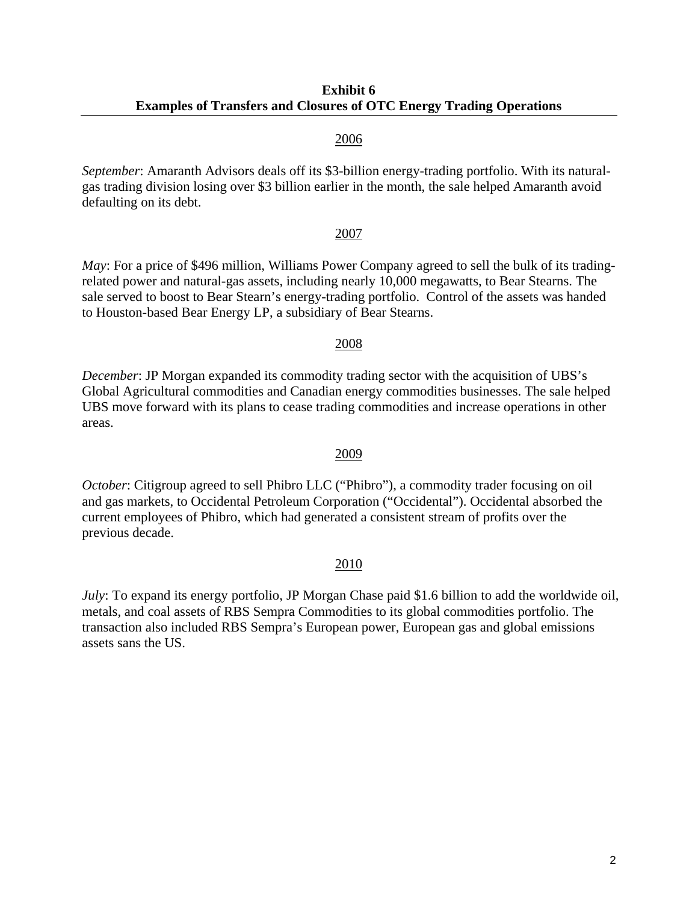**Exhibit 6**
**Examples of Transfers and Closures of OTC Energy Trading Operations**

2006

*September*: Amaranth Advisors deals off its $3-billion energy-trading portfolio. With its natural-gas trading division losing over $3 billion earlier in the month, the sale helped Amaranth avoid defaulting on its debt.

2007

*May*: For a price of $496 million, Williams Power Company agreed to sell the bulk of its trading-related power and natural-gas assets, including nearly 10,000 megawatts, to Bear Stearns. The sale served to boost to Bear Stearn's energy-trading portfolio. Control of the assets was handed to Houston-based Bear Energy LP, a subsidiary of Bear Stearns.

2008

*December*: JP Morgan expanded its commodity trading sector with the acquisition of UBS's Global Agricultural commodities and Canadian energy commodities businesses. The sale helped UBS move forward with its plans to cease trading commodities and increase operations in other areas.

2009

*October*: Citigroup agreed to sell Phibro LLC ("Phibro"), a commodity trader focusing on oil and gas markets, to Occidental Petroleum Corporation ("Occidental"). Occidental absorbed the current employees of Phibro, which had generated a consistent stream of profits over the previous decade.

2010

*July*: To expand its energy portfolio, JP Morgan Chase paid $1.6 billion to add the worldwide oil, metals, and coal assets of RBS Sempra Commodities to its global commodities portfolio. The transaction also included RBS Sempra's European power, European gas and global emissions assets sans the US.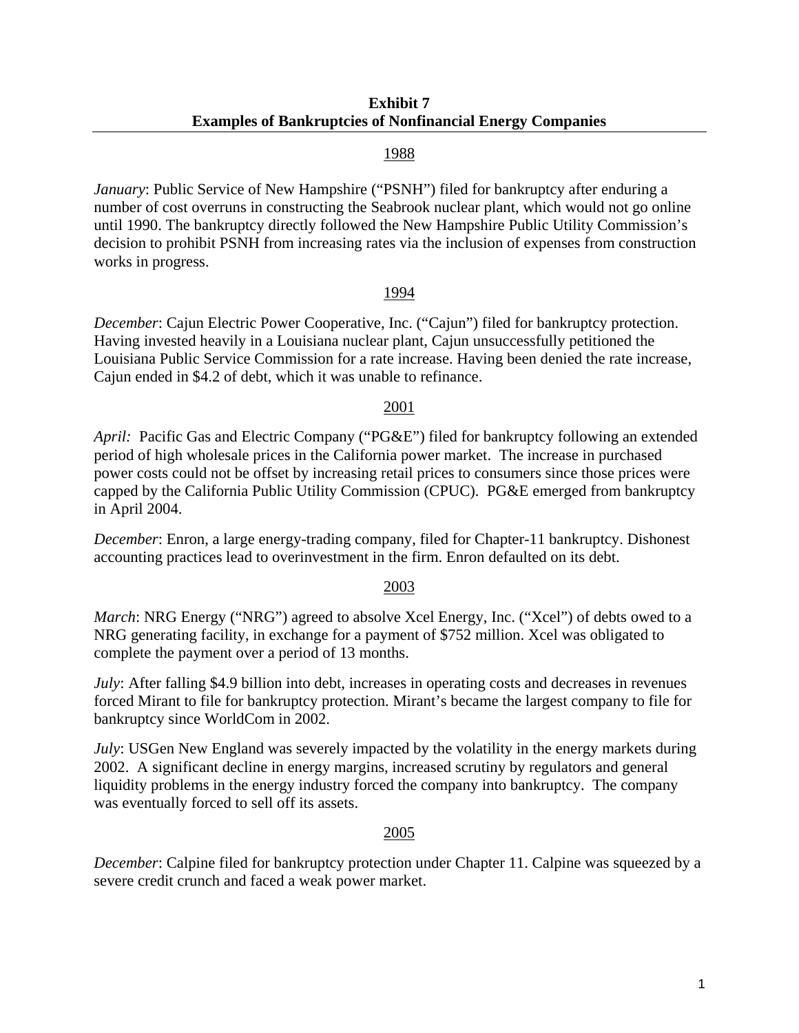**Exhibit 7**
**Examples of Bankruptcies of Nonfinancial Energy Companies**

1988

*January*: Public Service of New Hampshire ("PSNH") filed for bankruptcy after enduring a number of cost overruns in constructing the Seabrook nuclear plant, which would not go online until 1990. The bankruptcy directly followed the New Hampshire Public Utility Commission's decision to prohibit PSNH from increasing rates via the inclusion of expenses from construction works in progress.

1994

*December*: Cajun Electric Power Cooperative, Inc. ("Cajun") filed for bankruptcy protection. Having invested heavily in a Louisiana nuclear plant, Cajun unsuccessfully petitioned the Louisiana Public Service Commission for a rate increase. Having been denied the rate increase, Cajun ended in $4.2 of debt, which it was unable to refinance.

2001

*April:* Pacific Gas and Electric Company ("PG&E") filed for bankruptcy following an extended period of high wholesale prices in the California power market. The increase in purchased power costs could not be offset by increasing retail prices to consumers since those prices were capped by the California Public Utility Commission (CPUC). PG&E emerged from bankruptcy in April 2004.

*December*: Enron, a large energy-trading company, filed for Chapter-11 bankruptcy. Dishonest accounting practices lead to overinvestment in the firm. Enron defaulted on its debt.

2003

*March*: NRG Energy ("NRG") agreed to absolve Xcel Energy, Inc. ("Xcel") of debts owed to a NRG generating facility, in exchange for a payment of $752 million. Xcel was obligated to complete the payment over a period of 13 months.

*July*: After falling $4.9 billion into debt, increases in operating costs and decreases in revenues forced Mirant to file for bankruptcy protection. Mirant's became the largest company to file for bankruptcy since WorldCom in 2002.

*July*: USGen New England was severely impacted by the volatility in the energy markets during 2002. A significant decline in energy margins, increased scrutiny by regulators and general liquidity problems in the energy industry forced the company into bankruptcy. The company was eventually forced to sell off its assets.

2005

*December*: Calpine filed for bankruptcy protection under Chapter 11. Calpine was squeezed by a severe credit crunch and faced a weak power market.